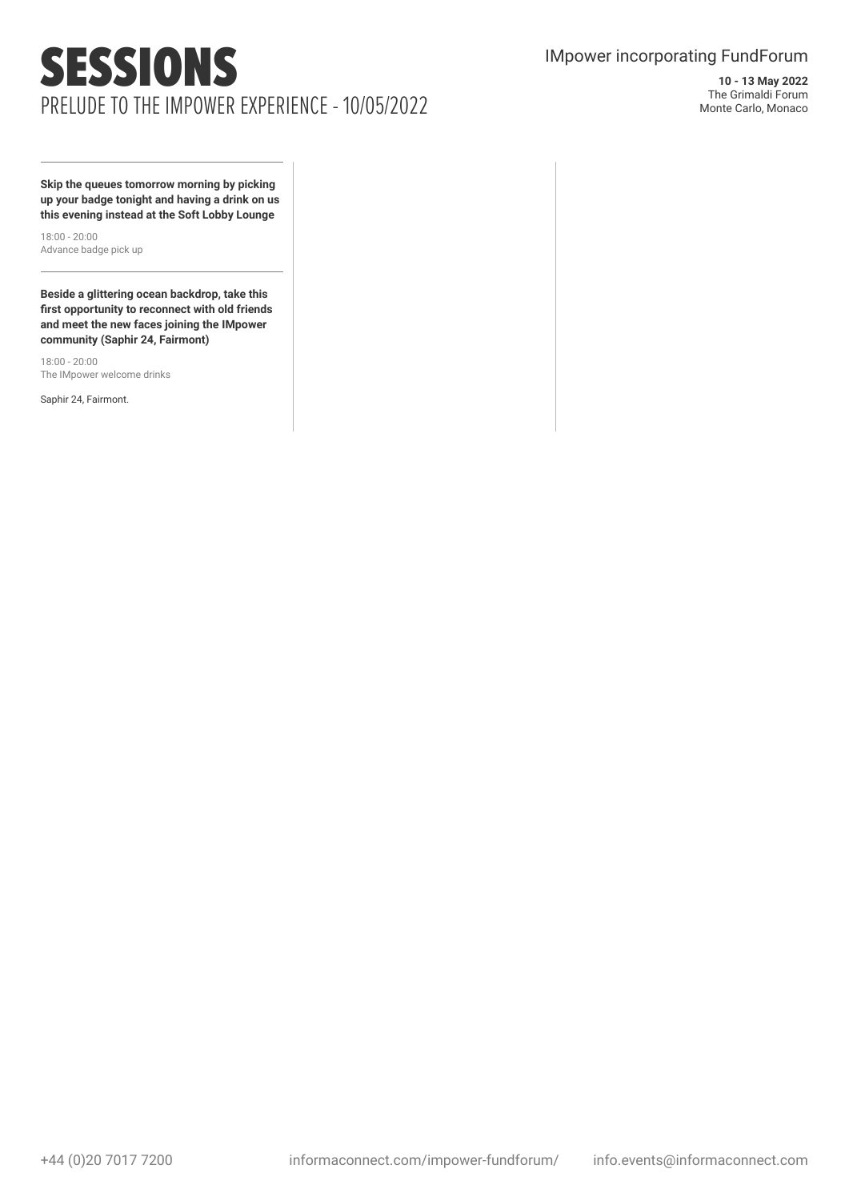# SESSIONS

## PRELUDE TO THE IMPOWER EXPERIENCE - 10/05/2022

IMpower incorporating FundForum

**10 - 13 May 2022**
The Grimaldi Forum
Monte Carlo, Monaco

---

**Skip the queues tomorrow morning by picking up your badge tonight and having a drink on us this evening instead at the Soft Lobby Lounge**

18:00 - 20:00
Advance badge pick up

---

**Beside a glittering ocean backdrop, take this first opportunity to reconnect with old friends and meet the new faces joining the IMpower community (Saphir 24, Fairmont)**

18:00 - 20:00
The IMpower welcome drinks

Saphir 24, Fairmont.

+44 (0)20 7017 7200 informaconnect.com/impower-fundforum/ info.events@informaconnect.com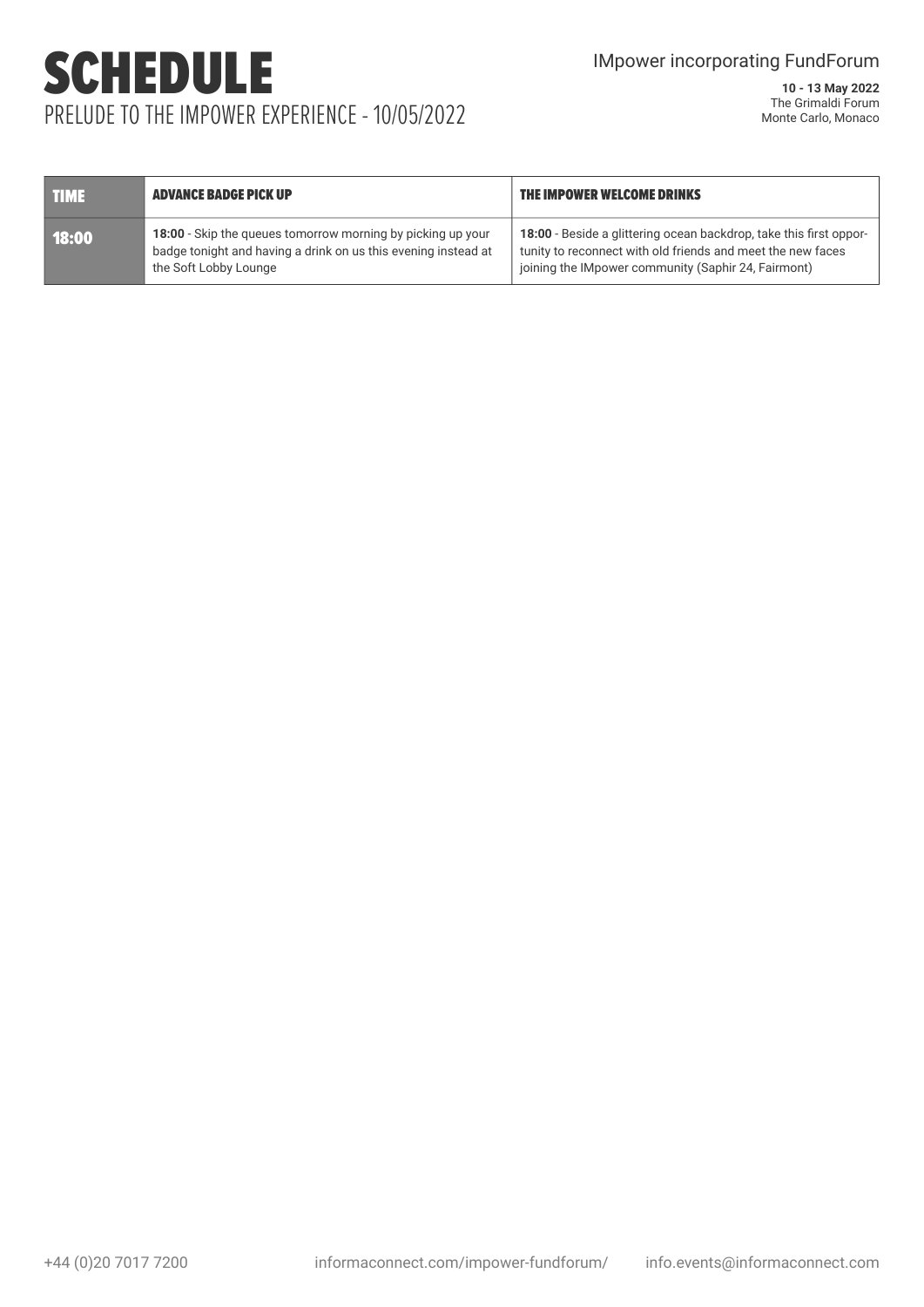# SCHEDULE

## PRELUDE TO THE IMPOWER EXPERIENCE - 10/05/2022

IMpower incorporating FundForum

**10 - 13 May 2022**
The Grimaldi Forum
Monte Carlo, Monaco

| TIME | ADVANCE BADGE PICK UP | THE IMPOWER WELCOME DRINKS |
|---|---|---|
| 18:00 | **18:00** - Skip the queues tomorrow morning by picking up your badge tonight and having a drink on us this evening instead at the Soft Lobby Lounge | **18:00** - Beside a glittering ocean backdrop, take this first opportunity to reconnect with old friends and meet the new faces joining the IMpower community (Saphir 24, Fairmont) |

+44 (0)20 7017 7200 informaconnect.com/impower-fundforum/ info.events@informaconnect.com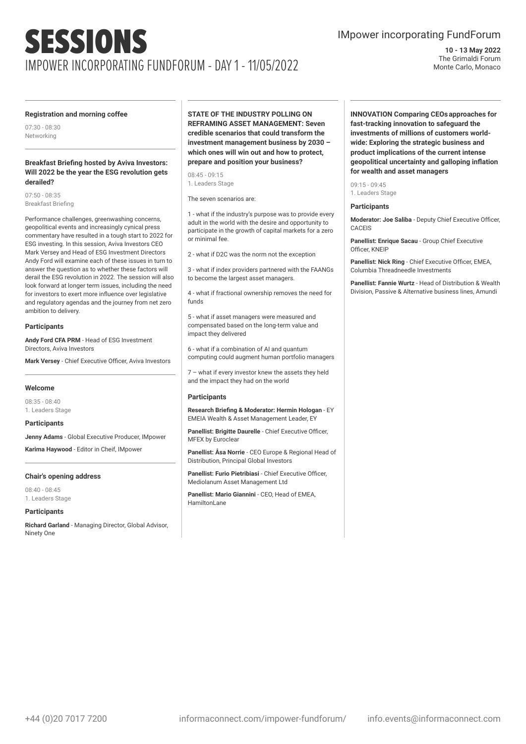# SESSIONS

## IMPOWER INCORPORATING FUNDFORUM - DAY 1 - 11/05/2022

IMpower incorporating FundForum

**10 - 13 May 2022**
The Grimaldi Forum
Monte Carlo, Monaco

**Registration and morning coffee**

07:30 - 08:30
Networking

**Breakfast Briefing hosted by Aviva Investors: Will 2022 be the year the ESG revolution gets derailed?**

07:50 - 08:35
Breakfast Briefing

Performance challenges, greenwashing concerns, geopolitical events and increasingly cynical press commentary have resulted in a tough start to 2022 for ESG investing. In this session, Aviva Investors CEO Mark Versey and Head of ESG Investment Directors Andy Ford will examine each of these issues in turn to answer the question as to whether these factors will derail the ESG revolution in 2022. The session will also look forward at longer term issues, including the need for investors to exert more influence over legislative and regulatory agendas and the journey from net zero ambition to delivery.

**Participants**

**Andy Ford CFA PRM** - Head of ESG Investment Directors, Aviva Investors

**Mark Versey** - Chief Executive Officer, Aviva Investors

**Welcome**

08:35 - 08:40
1. Leaders Stage

**Participants**

**Jenny Adams** - Global Executive Producer, IMpower

**Karima Haywood** - Editor in Cheif, IMpower

**Chair's opening address**

08:40 - 08:45
1. Leaders Stage

**Participants**

**Richard Garland** - Managing Director, Global Advisor, Ninety One

**STATE OF THE INDUSTRY POLLING ON REFRAMING ASSET MANAGEMENT: Seven credible scenarios that could transform the investment management business by 2030 – which ones will win out and how to protect, prepare and position your business?**

08:45 - 09:15
1. Leaders Stage

The seven scenarios are:

1 - what if the industry's purpose was to provide every adult in the world with the desire and opportunity to participate in the growth of capital markets for a zero or minimal fee.

2 - what if D2C was the norm not the exception

3 - what if index providers partnered with the FAANGs to become the largest asset managers.

4 - what if fractional ownership removes the need for funds

5 - what if asset managers were measured and compensated based on the long-term value and impact they delivered

6 - what if a combination of AI and quantum computing could augment human portfolio managers

7 – what if every investor knew the assets they held and the impact they had on the world

**Participants**

**Research Briefing & Moderator: Hermin Hologan** - EY EMEIA Wealth & Asset Management Leader, EY

**Panellist: Brigitte Daurelle** - Chief Executive Officer, MFEX by Euroclear

**Panellist: Åsa Norrie** - CEO Europe & Regional Head of Distribution, Principal Global Investors

**Panellist: Furio Pietribiasi** - Chief Executive Officer, Mediolanum Asset Management Ltd

**Panellist: Mario Giannini** - CEO, Head of EMEA, HamiltonLane

**INNOVATION Comparing CEOs approaches for fast-tracking innovation to safeguard the investments of millions of customers world-wide: Exploring the strategic business and product implications of the current intense geopolitical uncertainty and galloping inflation for wealth and asset managers**

09:15 - 09:45
1. Leaders Stage

**Participants**

**Moderator: Joe Saliba** - Deputy Chief Executive Officer, CACEIS

**Panellist: Enrique Sacau** - Group Chief Executive Officer, KNEIP

**Panellist: Nick Ring** - Chief Executive Officer, EMEA, Columbia Threadneedle Investments

**Panellist: Fannie Wurtz** - Head of Distribution & Wealth Division, Passive & Alternative business lines, Amundi

+44 (0)20 7017 7200 informaconnect.com/impower-fundforum/ info.events@informaconnect.com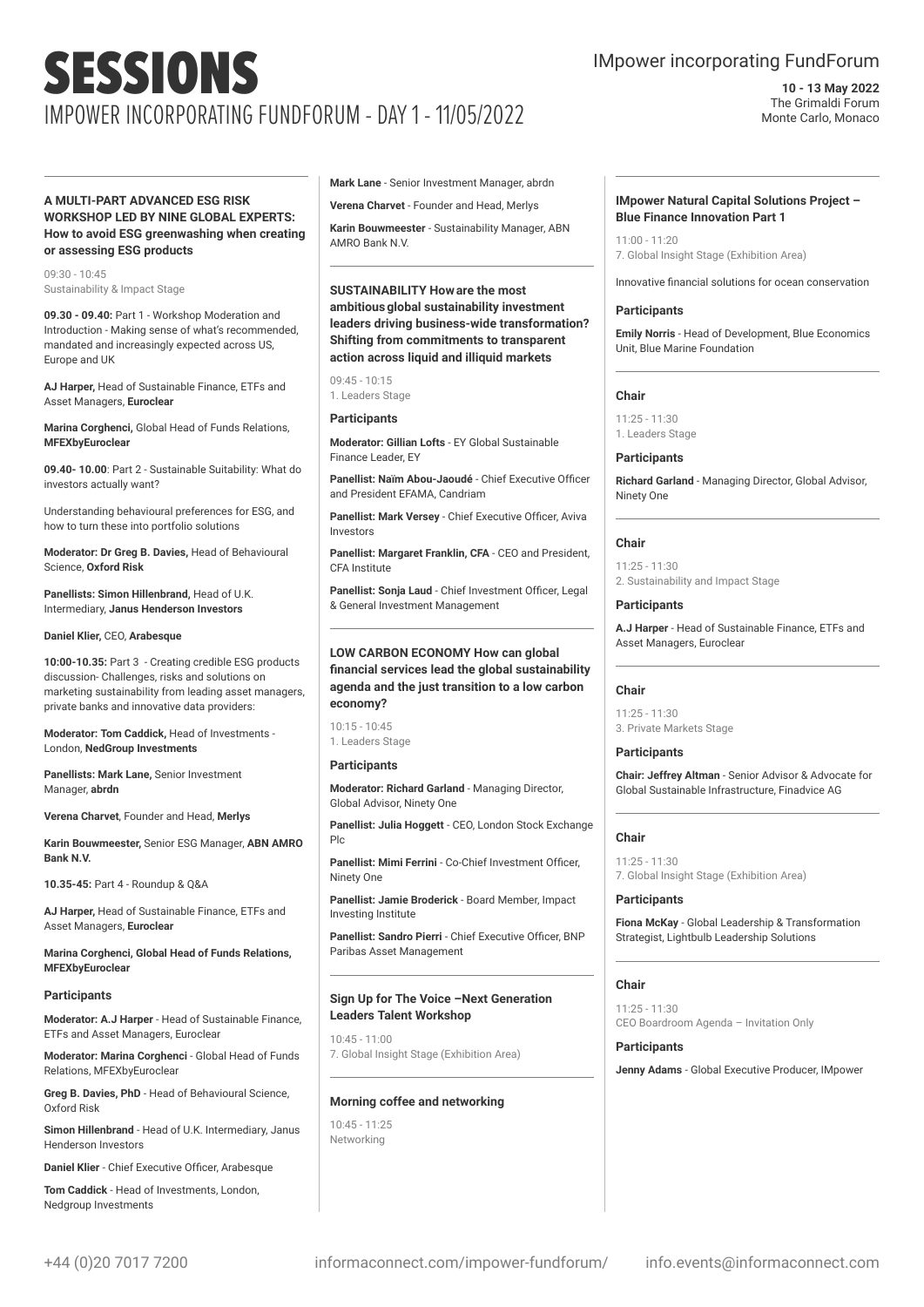# SESSIONS

## IMPOWER INCORPORATING FUNDFORUM - DAY 1 - 11/05/2022

IMpower incorporating FundForum

**10 - 13 May 2022**
The Grimaldi Forum
Monte Carlo, Monaco

---

### A MULTI-PART ADVANCED ESG RISK WORKSHOP LED BY NINE GLOBAL EXPERTS: How to avoid ESG greenwashing when creating or assessing ESG products

09:30 - 10:45
Sustainability & Impact Stage

**09.30 - 09.40:** Part 1 - Workshop Moderation and Introduction - Making sense of what's recommended, mandated and increasingly expected across US, Europe and UK

**AJ Harper,** Head of Sustainable Finance, ETFs and Asset Managers, **Euroclear**

**Marina Corghenci,** Global Head of Funds Relations, **MFEXbyEuroclear**

**09.40- 10.00**: Part 2 - Sustainable Suitability: What do investors actually want?

Understanding behavioural preferences for ESG, and how to turn these into portfolio solutions

**Moderator: Dr Greg B. Davies,** Head of Behavioural Science, **Oxford Risk**

**Panellists: Simon Hillenbrand,** Head of U.K. Intermediary, **Janus Henderson Investors**

**Daniel Klier,** CEO, **Arabesque**

**10:00-10.35:** Part 3 - Creating credible ESG products discussion- Challenges, risks and solutions on marketing sustainability from leading asset managers, private banks and innovative data providers:

**Moderator: Tom Caddick,** Head of Investments - London, **NedGroup Investments**

**Panellists: Mark Lane,** Senior Investment Manager, **abrdn**

**Verena Charvet**, Founder and Head, **Merlys**

**Karin Bouwmeester,** Senior ESG Manager, **ABN AMRO Bank N.V.**

**10.35-45:** Part 4 - Roundup & Q&A

**AJ Harper,** Head of Sustainable Finance, ETFs and Asset Managers, **Euroclear**

**Marina Corghenci, Global Head of Funds Relations, MFEXbyEuroclear**

#### Participants

**Moderator: A.J Harper** - Head of Sustainable Finance, ETFs and Asset Managers, Euroclear

**Moderator: Marina Corghenci** - Global Head of Funds Relations, MFEXbyEuroclear

**Greg B. Davies, PhD** - Head of Behavioural Science, Oxford Risk

**Simon Hillenbrand** - Head of U.K. Intermediary, Janus Henderson Investors

**Daniel Klier** - Chief Executive Officer, Arabesque

**Tom Caddick** - Head of Investments, London, Nedgroup Investments

**Mark Lane** - Senior Investment Manager, abrdn

**Verena Charvet** - Founder and Head, Merlys

**Karin Bouwmeester** - Sustainability Manager, ABN AMRO Bank N.V.

---

### SUSTAINABILITY How are the most ambitious global sustainability investment leaders driving business-wide transformation? Shifting from commitments to transparent action across liquid and illiquid markets

09:45 - 10:15
1. Leaders Stage

#### Participants

**Moderator: Gillian Lofts** - EY Global Sustainable Finance Leader, EY

**Panellist: Naïm Abou-Jaoudé** - Chief Executive Officer and President EFAMA, Candriam

**Panellist: Mark Versey** - Chief Executive Officer, Aviva Investors

**Panellist: Margaret Franklin, CFA** - CEO and President, CFA Institute

**Panellist: Sonja Laud** - Chief Investment Officer, Legal & General Investment Management

---

### LOW CARBON ECONOMY How can global financial services lead the global sustainability agenda and the just transition to a low carbon economy?

10:15 - 10:45
1. Leaders Stage

#### Participants

**Moderator: Richard Garland** - Managing Director, Global Advisor, Ninety One

**Panellist: Julia Hoggett** - CEO, London Stock Exchange Plc

**Panellist: Mimi Ferrini** - Co-Chief Investment Officer, Ninety One

**Panellist: Jamie Broderick** - Board Member, Impact Investing Institute

**Panellist: Sandro Pierri** - Chief Executive Officer, BNP Paribas Asset Management

---

### Sign Up for The Voice –Next Generation Leaders Talent Workshop

10:45 - 11:00
7. Global Insight Stage (Exhibition Area)

---

### Morning coffee and networking

10:45 - 11:25
Networking

---

### IMpower Natural Capital Solutions Project – Blue Finance Innovation Part 1

11:00 - 11:20
7. Global Insight Stage (Exhibition Area)

Innovative financial solutions for ocean conservation

#### Participants

**Emily Norris** - Head of Development, Blue Economics Unit, Blue Marine Foundation

---

### Chair

11:25 - 11:30
1. Leaders Stage

#### Participants

**Richard Garland** - Managing Director, Global Advisor, Ninety One

---

### Chair

11:25 - 11:30
2. Sustainability and Impact Stage

#### Participants

**A.J Harper** - Head of Sustainable Finance, ETFs and Asset Managers, Euroclear

---

### Chair

11:25 - 11:30
3. Private Markets Stage

#### Participants

**Chair: Jeffrey Altman** - Senior Advisor & Advocate for Global Sustainable Infrastructure, Finadvice AG

---

### Chair

11:25 - 11:30
7. Global Insight Stage (Exhibition Area)

#### Participants

**Fiona McKay** - Global Leadership & Transformation Strategist, Lightbulb Leadership Solutions

---

### Chair

11:25 - 11:30
CEO Boardroom Agenda – Invitation Only

#### Participants

**Jenny Adams** - Global Executive Producer, IMpower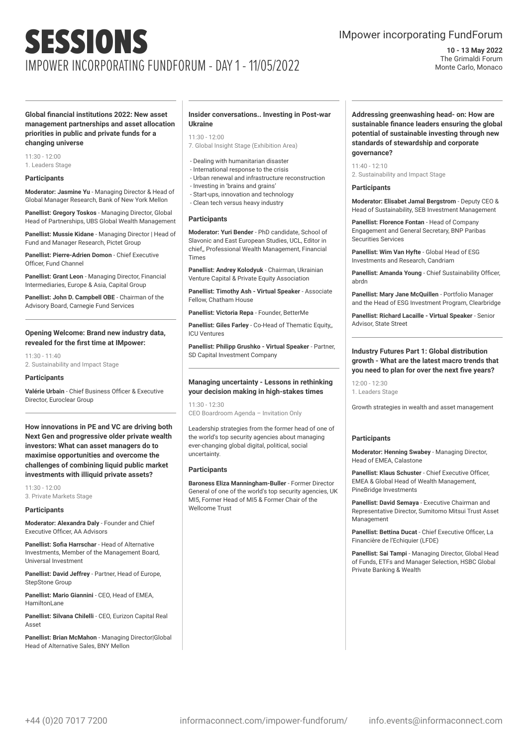# SESSIONS

## IMPOWER INCORPORATING FUNDFORUM - DAY 1 - 11/05/2022

IMpower incorporating FundForum

**10 - 13 May 2022**
The Grimaldi Forum
Monte Carlo, Monaco

---

**Global financial institutions 2022: New asset management partnerships and asset allocation priorities in public and private funds for a changing universe**

11:30 - 12:00
1. Leaders Stage

**Participants**

**Moderator: Jasmine Yu** - Managing Director & Head of Global Manager Research, Bank of New York Mellon

**Panellist: Gregory Toskos** - Managing Director, Global Head of Partnerships, UBS Global Wealth Management

**Panellist: Mussie Kidane** - Managing Director | Head of Fund and Manager Research, Pictet Group

**Panellist: Pierre-Adrien Domon** - Chief Executive Officer, Fund Channel

**Panellist: Grant Leon** - Managing Director, Financial Intermediaries, Europe & Asia, Capital Group

**Panellist: John D. Campbell OBE** - Chairman of the Advisory Board, Carnegie Fund Services

---

**Opening Welcome: Brand new industry data, revealed for the first time at IMpower:**

11:30 - 11:40
2. Sustainability and Impact Stage

**Participants**

**Valérie Urbain** - Chief Business Officer & Executive Director, Euroclear Group

---

**How innovations in PE and VC are driving both Next Gen and progressive older private wealth investors: What can asset managers do to maximise opportunities and overcome the challenges of combining liquid public market investments with illiquid private assets?**

11:30 - 12:00
3. Private Markets Stage

**Participants**

**Moderator: Alexandra Daly** - Founder and Chief Executive Officer, AA Advisors

**Panellist: Sofia Harrschar** - Head of Alternative Investments, Member of the Management Board, Universal Investment

**Panellist: David Jeffrey** - Partner, Head of Europe, StepStone Group

**Panellist: Mario Giannini** - CEO, Head of EMEA, HamiltonLane

**Panellist: Silvana Chilelli** - CEO, Eurizon Capital Real Asset

**Panellist: Brian McMahon** - Managing Director|Global Head of Alternative Sales, BNY Mellon

---

**Insider conversations.. Investing in Post-war Ukraine**

11:30 - 12:00
7. Global Insight Stage (Exhibition Area)

- Dealing with humanitarian disaster
- International response to the crisis
- Urban renewal and infrastructure reconstruction
- Investing in 'brains and grains'
- Start-ups, innovation and technology
- Clean tech versus heavy industry

**Participants**

**Moderator: Yuri Bender** - PhD candidate, School of Slavonic and East European Studies, UCL, Editor in chief,, Professional Wealth Management, Financial Times

**Panellist: Andrey Kolodyuk** - Chairman, Ukrainian Venture Capital & Private Equity Association

**Panellist: Timothy Ash - Virtual Speaker** - Associate Fellow, Chatham House

**Panellist: Victoria Repa** - Founder, BetterMe

**Panellist: Giles Farley** - Co-Head of Thematic Equity,, ICU Ventures

**Panellist: Philipp Grushko - Virtual Speaker** - Partner, SD Capital Investment Company

---

**Managing uncertainty - Lessons in rethinking your decision making in high-stakes times**

11:30 - 12:30
CEO Boardroom Agenda – Invitation Only

Leadership strategies from the former head of one of the world's top security agencies about managing ever-changing global digital, political, social uncertainty.

**Participants**

**Baroness Eliza Manningham-Buller** - Former Director General of one of the world's top security agencies, UK MI5, Former Head of MI5 & Former Chair of the Wellcome Trust

---

**Addressing greenwashing head- on: How are sustainable finance leaders ensuring the global potential of sustainable investing through new standards of stewardship and corporate governance?**

11:40 - 12:10
2. Sustainability and Impact Stage

**Participants**

**Moderator: Elisabet Jamal Bergstrom** - Deputy CEO & Head of Sustainability, SEB Investment Management

**Panellist: Florence Fontan** - Head of Company Engagement and General Secretary, BNP Paribas Securities Services

**Panellist: Wim Van Hyfte** - Global Head of ESG Investments and Research, Candriam

**Panellist: Amanda Young** - Chief Sustainability Officer, abrdn

**Panellist: Mary Jane McQuillen** - Portfolio Manager and the Head of ESG Investment Program, Clearbridge

**Panellist: Richard Lacaille - Virtual Speaker** - Senior Advisor, State Street

---

**Industry Futures Part 1: Global distribution growth - What are the latest macro trends that you need to plan for over the next five years?**

12:00 - 12:30
1. Leaders Stage

Growth strategies in wealth and asset management

**Participants**

**Moderator: Henning Swabey** - Managing Director, Head of EMEA, Calastone

**Panellist: Klaus Schuster** - Chief Executive Officer, EMEA & Global Head of Wealth Management, PineBridge Investments

**Panellist: David Semaya** - Executive Chairman and Representative Director, Sumitomo Mitsui Trust Asset Management

**Panellist: Bettina Ducat** - Chief Executive Officer, La Financière de l'Echiquier (LFDE)

**Panellist: Sai Tampi** - Managing Director, Global Head of Funds, ETFs and Manager Selection, HSBC Global Private Banking & Wealth

+44 (0)20 7017 7200 informaconnect.com/impower-fundforum/ info.events@informaconnect.com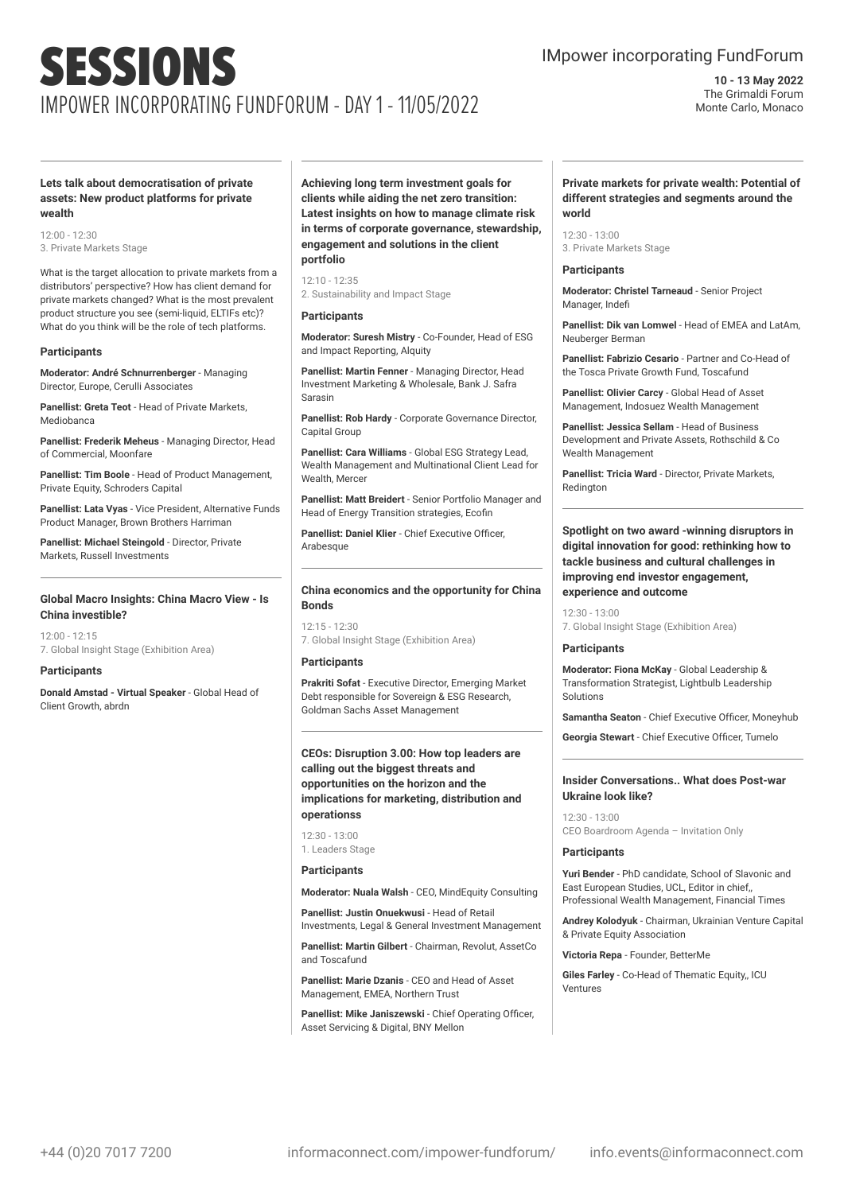# SESSIONS

## IMPOWER INCORPORATING FUNDFORUM - DAY 1 - 11/05/2022

IMpower incorporating FundForum

**10 - 13 May 2022**
The Grimaldi Forum
Monte Carlo, Monaco

---

### Lets talk about democratisation of private assets: New product platforms for private wealth

12:00 - 12:30
3. Private Markets Stage

What is the target allocation to private markets from a distributors' perspective? How has client demand for private markets changed? What is the most prevalent product structure you see (semi-liquid, ELTIFs etc)? What do you think will be the role of tech platforms.

#### Participants

**Moderator: André Schnurrenberger** - Managing Director, Europe, Cerulli Associates

**Panellist: Greta Teot** - Head of Private Markets, Mediobanca

**Panellist: Frederik Meheus** - Managing Director, Head of Commercial, Moonfare

**Panellist: Tim Boole** - Head of Product Management, Private Equity, Schroders Capital

**Panellist: Lata Vyas** - Vice President, Alternative Funds Product Manager, Brown Brothers Harriman

**Panellist: Michael Steingold** - Director, Private Markets, Russell Investments

---

### Global Macro Insights: China Macro View - Is China investible?

12:00 - 12:15
7. Global Insight Stage (Exhibition Area)

#### Participants

**Donald Amstad - Virtual Speaker** - Global Head of Client Growth, abrdn

---

### Achieving long term investment goals for clients while aiding the net zero transition: Latest insights on how to manage climate risk in terms of corporate governance, stewardship, engagement and solutions in the client portfolio

12:10 - 12:35
2. Sustainability and Impact Stage

#### Participants

**Moderator: Suresh Mistry** - Co-Founder, Head of ESG and Impact Reporting, Alquity

**Panellist: Martin Fenner** - Managing Director, Head Investment Marketing & Wholesale, Bank J. Safra Sarasin

**Panellist: Rob Hardy** - Corporate Governance Director, Capital Group

**Panellist: Cara Williams** - Global ESG Strategy Lead, Wealth Management and Multinational Client Lead for Wealth, Mercer

**Panellist: Matt Breidert** - Senior Portfolio Manager and Head of Energy Transition strategies, Ecofin

**Panellist: Daniel Klier** - Chief Executive Officer, Arabesque

---

### China economics and the opportunity for China Bonds

12:15 - 12:30
7. Global Insight Stage (Exhibition Area)

#### Participants

**Prakriti Sofat** - Executive Director, Emerging Market Debt responsible for Sovereign & ESG Research, Goldman Sachs Asset Management

---

### CEOs: Disruption 3.00: How top leaders are calling out the biggest threats and opportunities on the horizon and the implications for marketing, distribution and operationss

12:30 - 13:00
1. Leaders Stage

#### Participants

**Moderator: Nuala Walsh** - CEO, MindEquity Consulting

**Panellist: Justin Onuekwusi** - Head of Retail Investments, Legal & General Investment Management

**Panellist: Martin Gilbert** - Chairman, Revolut, AssetCo and Toscafund

**Panellist: Marie Dzanis** - CEO and Head of Asset Management, EMEA, Northern Trust

**Panellist: Mike Janiszewski** - Chief Operating Officer, Asset Servicing & Digital, BNY Mellon

---

### Private markets for private wealth: Potential of different strategies and segments around the world

12:30 - 13:00
3. Private Markets Stage

#### Participants

**Moderator: Christel Tarneaud** - Senior Project Manager, Indefi

**Panellist: Dik van Lomwel** - Head of EMEA and LatAm, Neuberger Berman

**Panellist: Fabrizio Cesario** - Partner and Co-Head of the Tosca Private Growth Fund, Toscafund

**Panellist: Olivier Carcy** - Global Head of Asset Management, Indosuez Wealth Management

**Panellist: Jessica Sellam** - Head of Business Development and Private Assets, Rothschild & Co Wealth Management

**Panellist: Tricia Ward** - Director, Private Markets, Redington

---

### Spotlight on two award -winning disruptors in digital innovation for good: rethinking how to tackle business and cultural challenges in improving end investor engagement, experience and outcome

12:30 - 13:00
7. Global Insight Stage (Exhibition Area)

#### Participants

**Moderator: Fiona McKay** - Global Leadership & Transformation Strategist, Lightbulb Leadership Solutions

**Samantha Seaton** - Chief Executive Officer, Moneyhub

**Georgia Stewart** - Chief Executive Officer, Tumelo

---

### Insider Conversations.. What does Post-war Ukraine look like?

12:30 - 13:00
CEO Boardroom Agenda – Invitation Only

#### Participants

**Yuri Bender** - PhD candidate, School of Slavonic and East European Studies, UCL, Editor in chief,, Professional Wealth Management, Financial Times

**Andrey Kolodyuk** - Chairman, Ukrainian Venture Capital & Private Equity Association

**Victoria Repa** - Founder, BetterMe

**Giles Farley** - Co-Head of Thematic Equity,, ICU Ventures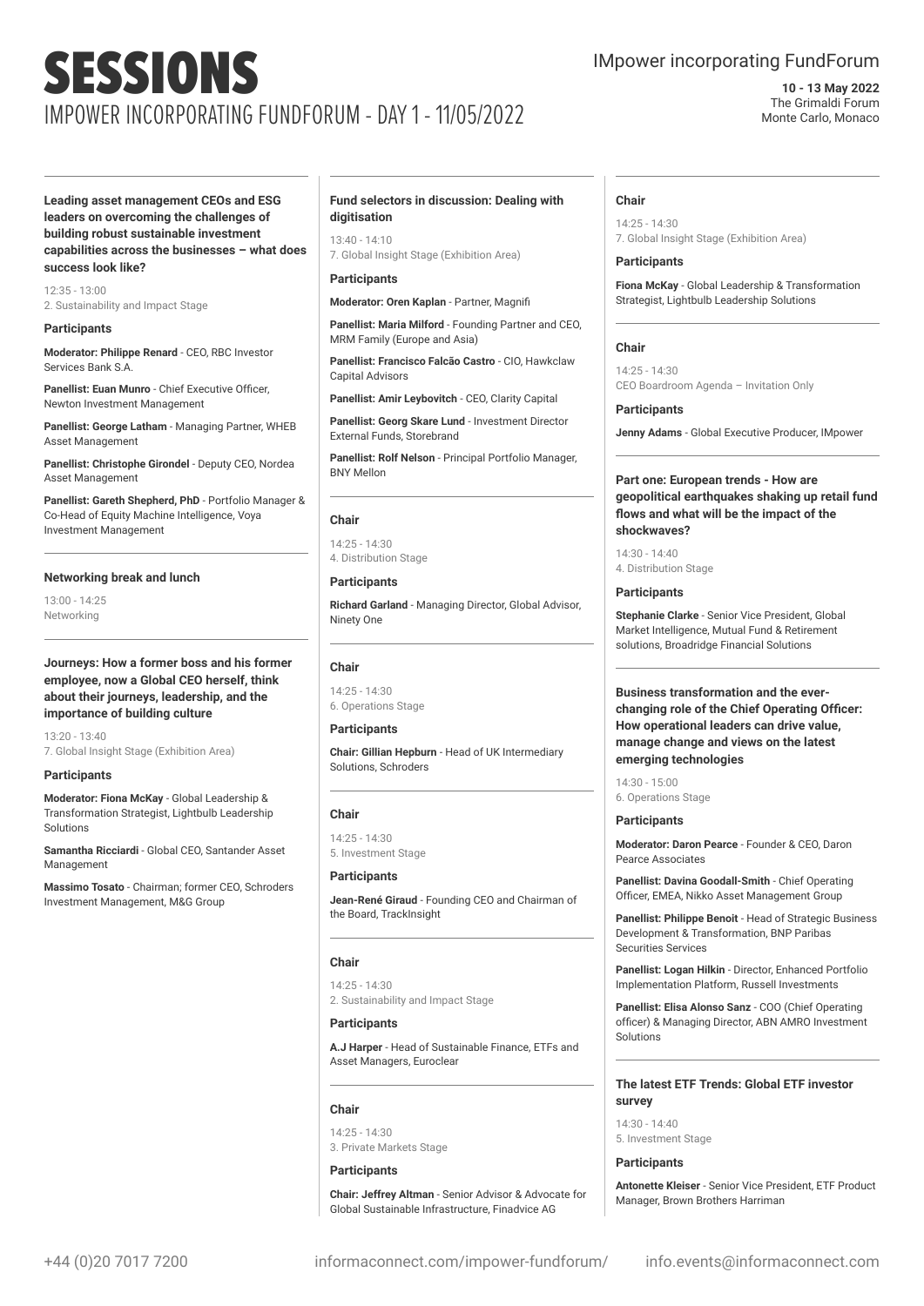# SESSIONS

## IMPOWER INCORPORATING FUNDFORUM - DAY 1 - 11/05/2022

IMpower incorporating FundForum

**10 - 13 May 2022**
The Grimaldi Forum
Monte Carlo, Monaco

---

### Leading asset management CEOs and ESG leaders on overcoming the challenges of building robust sustainable investment capabilities across the businesses – what does success look like?

12:35 - 13:00
2. Sustainability and Impact Stage

**Participants**

**Moderator: Philippe Renard** - CEO, RBC Investor Services Bank S.A.

**Panellist: Euan Munro** - Chief Executive Officer, Newton Investment Management

**Panellist: George Latham** - Managing Partner, WHEB Asset Management

**Panellist: Christophe Girondel** - Deputy CEO, Nordea Asset Management

**Panellist: Gareth Shepherd, PhD** - Portfolio Manager & Co-Head of Equity Machine Intelligence, Voya Investment Management

---

### Networking break and lunch

13:00 - 14:25
Networking

---

### Journeys: How a former boss and his former employee, now a Global CEO herself, think about their journeys, leadership, and the importance of building culture

13:20 - 13:40
7. Global Insight Stage (Exhibition Area)

**Participants**

**Moderator: Fiona McKay** - Global Leadership & Transformation Strategist, Lightbulb Leadership Solutions

**Samantha Ricciardi** - Global CEO, Santander Asset Management

**Massimo Tosato** - Chairman; former CEO, Schroders Investment Management, M&G Group

---

### Fund selectors in discussion: Dealing with digitisation

13:40 - 14:10
7. Global Insight Stage (Exhibition Area)

**Participants**

**Moderator: Oren Kaplan** - Partner, Magnifi

**Panellist: Maria Milford** - Founding Partner and CEO, MRM Family (Europe and Asia)

**Panellist: Francisco Falcão Castro** - CIO, Hawkclaw Capital Advisors

**Panellist: Amir Leybovitch** - CEO, Clarity Capital

**Panellist: Georg Skare Lund** - Investment Director External Funds, Storebrand

**Panellist: Rolf Nelson** - Principal Portfolio Manager, BNY Mellon

---

### Chair

14:25 - 14:30
4. Distribution Stage

**Participants**

**Richard Garland** - Managing Director, Global Advisor, Ninety One

---

### Chair

14:25 - 14:30
6. Operations Stage

**Participants**

**Chair: Gillian Hepburn** - Head of UK Intermediary Solutions, Schroders

---

### Chair

14:25 - 14:30
5. Investment Stage

**Participants**

**Jean-René Giraud** - Founding CEO and Chairman of the Board, TrackInsight

---

### Chair

14:25 - 14:30
2. Sustainability and Impact Stage

**Participants**

**A.J Harper** - Head of Sustainable Finance, ETFs and Asset Managers, Euroclear

---

### Chair

14:25 - 14:30
3. Private Markets Stage

**Participants**

**Chair: Jeffrey Altman** - Senior Advisor & Advocate for Global Sustainable Infrastructure, Finadvice AG

---

### Chair

14:25 - 14:30
7. Global Insight Stage (Exhibition Area)

**Participants**

**Fiona McKay** - Global Leadership & Transformation Strategist, Lightbulb Leadership Solutions

---

### Chair

14:25 - 14:30
CEO Boardroom Agenda – Invitation Only

**Participants**

**Jenny Adams** - Global Executive Producer, IMpower

---

### Part one: European trends - How are geopolitical earthquakes shaking up retail fund flows and what will be the impact of the shockwaves?

14:30 - 14:40
4. Distribution Stage

**Participants**

**Stephanie Clarke** - Senior Vice President, Global Market Intelligence, Mutual Fund & Retirement solutions, Broadridge Financial Solutions

---

### Business transformation and the ever-changing role of the Chief Operating Officer: How operational leaders can drive value, manage change and views on the latest emerging technologies

14:30 - 15:00
6. Operations Stage

**Participants**

**Moderator: Daron Pearce** - Founder & CEO, Daron Pearce Associates

**Panellist: Davina Goodall-Smith** - Chief Operating Officer, EMEA, Nikko Asset Management Group

**Panellist: Philippe Benoit** - Head of Strategic Business Development & Transformation, BNP Paribas Securities Services

**Panellist: Logan Hilkin** - Director, Enhanced Portfolio Implementation Platform, Russell Investments

**Panellist: Elisa Alonso Sanz** - COO (Chief Operating officer) & Managing Director, ABN AMRO Investment Solutions

---

### The latest ETF Trends: Global ETF investor survey

14:30 - 14:40
5. Investment Stage

**Participants**

**Antonette Kleiser** - Senior Vice President, ETF Product Manager, Brown Brothers Harriman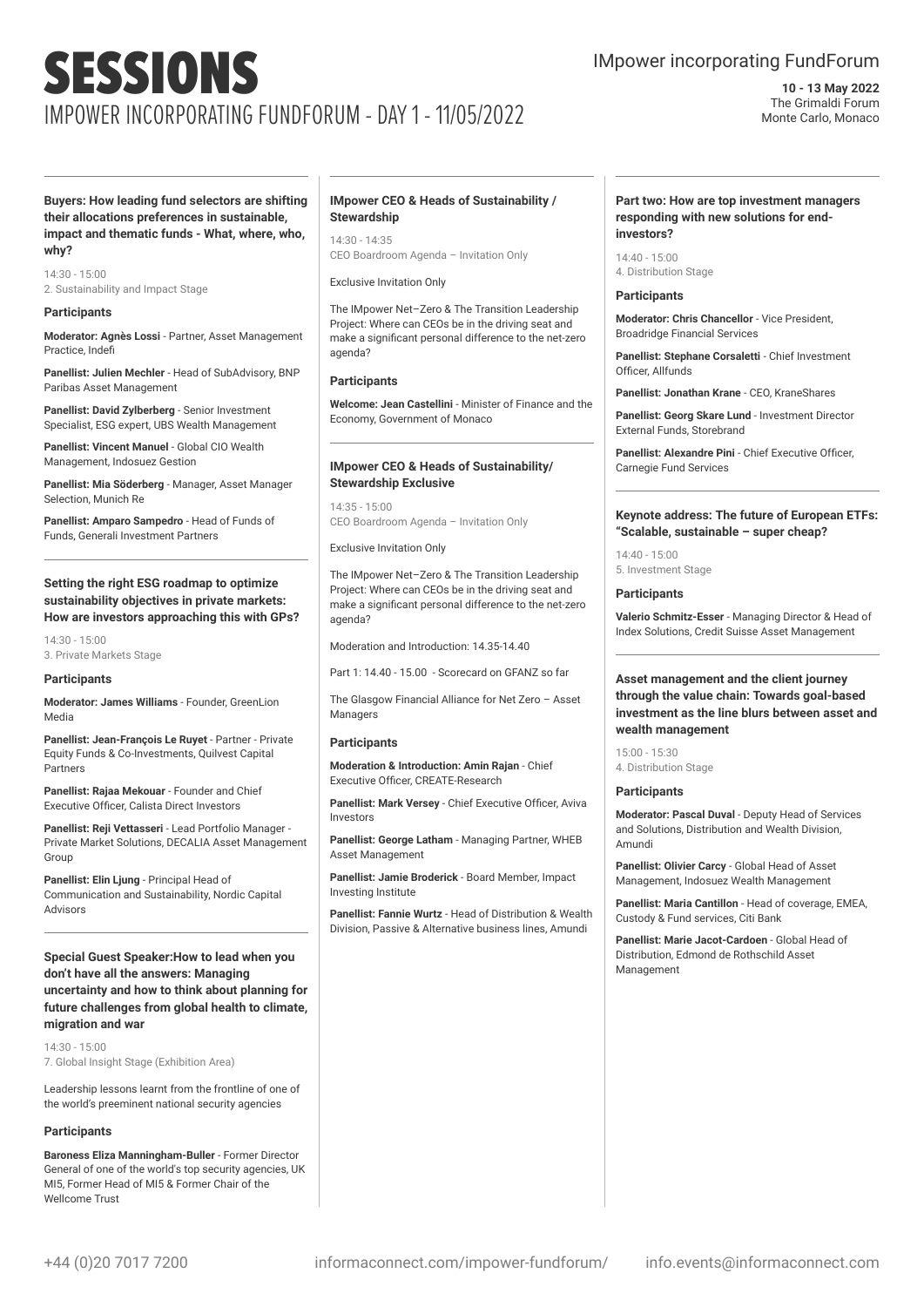# SESSIONS

## IMPOWER INCORPORATING FUNDFORUM - DAY 1 - 11/05/2022

IMpower incorporating FundForum

**10 - 13 May 2022**
The Grimaldi Forum
Monte Carlo, Monaco

### Buyers: How leading fund selectors are shifting their allocations preferences in sustainable, impact and thematic funds - What, where, who, why?

14:30 - 15:00
2. Sustainability and Impact Stage

#### Participants

**Moderator: Agnès Lossi** - Partner, Asset Management Practice, Indefi

**Panellist: Julien Mechler** - Head of SubAdvisory, BNP Paribas Asset Management

**Panellist: David Zylberberg** - Senior Investment Specialist, ESG expert, UBS Wealth Management

**Panellist: Vincent Manuel** - Global CIO Wealth Management, Indosuez Gestion

**Panellist: Mia Söderberg** - Manager, Asset Manager Selection, Munich Re

**Panellist: Amparo Sampedro** - Head of Funds of Funds, Generali Investment Partners

### Setting the right ESG roadmap to optimize sustainability objectives in private markets: How are investors approaching this with GPs?

14:30 - 15:00
3. Private Markets Stage

#### Participants

**Moderator: James Williams** - Founder, GreenLion Media

**Panellist: Jean-François Le Ruyet** - Partner - Private Equity Funds & Co-Investments, Quilvest Capital Partners

**Panellist: Rajaa Mekouar** - Founder and Chief Executive Officer, Calista Direct Investors

**Panellist: Reji Vettasseri** - Lead Portfolio Manager - Private Market Solutions, DECALIA Asset Management Group

**Panellist: Elin Ljung** - Principal Head of Communication and Sustainability, Nordic Capital Advisors

### Special Guest Speaker:How to lead when you don't have all the answers: Managing uncertainty and how to think about planning for future challenges from global health to climate, migration and war

14:30 - 15:00
7. Global Insight Stage (Exhibition Area)

Leadership lessons learnt from the frontline of one of the world's preeminent national security agencies

#### Participants

**Baroness Eliza Manningham-Buller** - Former Director General of one of the world's top security agencies, UK MI5, Former Head of MI5 & Former Chair of the Wellcome Trust

### IMpower CEO & Heads of Sustainability / Stewardship

14:30 - 14:35
CEO Boardroom Agenda – Invitation Only

Exclusive Invitation Only

The IMpower Net–Zero & The Transition Leadership Project: Where can CEOs be in the driving seat and make a significant personal difference to the net-zero agenda?

#### Participants

**Welcome: Jean Castellini** - Minister of Finance and the Economy, Government of Monaco

### IMpower CEO & Heads of Sustainability/ Stewardship Exclusive

14:35 - 15:00
CEO Boardroom Agenda – Invitation Only

Exclusive Invitation Only

The IMpower Net–Zero & The Transition Leadership Project: Where can CEOs be in the driving seat and make a significant personal difference to the net-zero agenda?

Moderation and Introduction: 14.35-14.40

Part 1: 14.40 - 15.00 - Scorecard on GFANZ so far

The Glasgow Financial Alliance for Net Zero – Asset Managers

#### Participants

**Moderation & Introduction: Amin Rajan** - Chief Executive Officer, CREATE-Research

**Panellist: Mark Versey** - Chief Executive Officer, Aviva Investors

**Panellist: George Latham** - Managing Partner, WHEB Asset Management

**Panellist: Jamie Broderick** - Board Member, Impact Investing Institute

**Panellist: Fannie Wurtz** - Head of Distribution & Wealth Division, Passive & Alternative business lines, Amundi

### Part two: How are top investment managers responding with new solutions for end-investors?

14:40 - 15:00
4. Distribution Stage

#### Participants

**Moderator: Chris Chancellor** - Vice President, Broadridge Financial Services

**Panellist: Stephane Corsaletti** - Chief Investment Officer, Allfunds

**Panellist: Jonathan Krane** - CEO, KraneShares

**Panellist: Georg Skare Lund** - Investment Director External Funds, Storebrand

**Panellist: Alexandre Pini** - Chief Executive Officer, Carnegie Fund Services

### Keynote address: The future of European ETFs: "Scalable, sustainable – super cheap?

14:40 - 15:00
5. Investment Stage

#### Participants

**Valerio Schmitz-Esser** - Managing Director & Head of Index Solutions, Credit Suisse Asset Management

### Asset management and the client journey through the value chain: Towards goal-based investment as the line blurs between asset and wealth management

15:00 - 15:30
4. Distribution Stage

#### Participants

**Moderator: Pascal Duval** - Deputy Head of Services and Solutions, Distribution and Wealth Division, Amundi

**Panellist: Olivier Carcy** - Global Head of Asset Management, Indosuez Wealth Management

**Panellist: Maria Cantillon** - Head of coverage, EMEA, Custody & Fund services, Citi Bank

**Panellist: Marie Jacot-Cardoen** - Global Head of Distribution, Edmond de Rothschild Asset Management

+44 (0)20 7017 7200 informaconnect.com/impower-fundforum/ info.events@informaconnect.com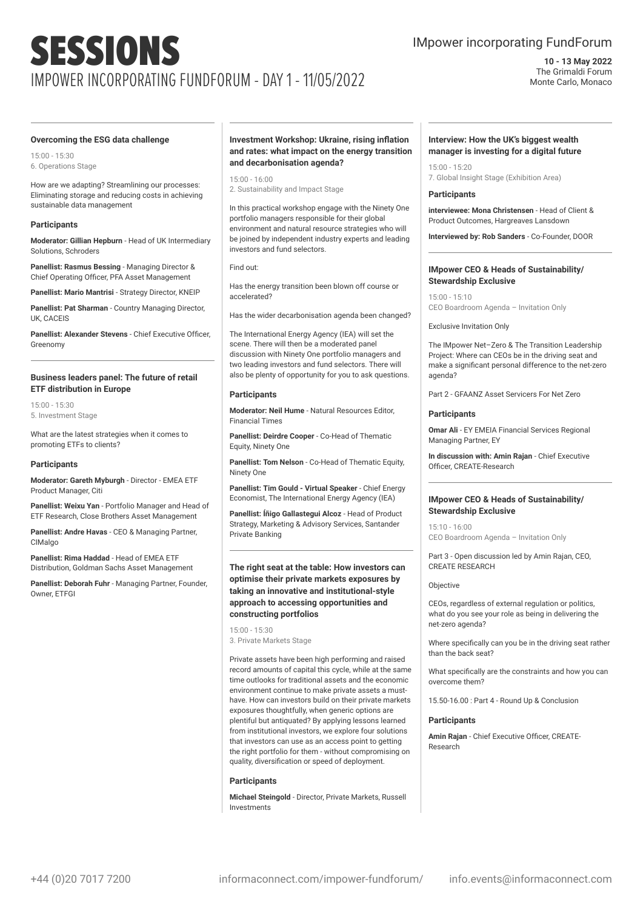# SESSIONS

## IMPOWER INCORPORATING FUNDFORUM - DAY 1 - 11/05/2022

IMpower incorporating FundForum

**10 - 13 May 2022**
The Grimaldi Forum
Monte Carlo, Monaco

### Overcoming the ESG data challenge

15:00 - 15:30
6. Operations Stage

How are we adapting? Streamlining our processes: Eliminating storage and reducing costs in achieving sustainable data management

#### Participants

**Moderator: Gillian Hepburn** - Head of UK Intermediary Solutions, Schroders

**Panellist: Rasmus Bessing** - Managing Director & Chief Operating Officer, PFA Asset Management

**Panellist: Mario Mantrisi** - Strategy Director, KNEIP

**Panellist: Pat Sharman** - Country Managing Director, UK, CACEIS

**Panellist: Alexander Stevens** - Chief Executive Officer, Greenomy

### Business leaders panel: The future of retail ETF distribution in Europe

15:00 - 15:30
5. Investment Stage

What are the latest strategies when it comes to promoting ETFs to clients?

#### Participants

**Moderator: Gareth Myburgh** - Director - EMEA ETF Product Manager, Citi

**Panellist: Weixu Yan** - Portfolio Manager and Head of ETF Research, Close Brothers Asset Management

**Panellist: Andre Havas** - CEO & Managing Partner, CIMalgo

**Panellist: Rima Haddad** - Head of EMEA ETF Distribution, Goldman Sachs Asset Management

**Panellist: Deborah Fuhr** - Managing Partner, Founder, Owner, ETFGI

### Investment Workshop: Ukraine, rising inflation and rates: what impact on the energy transition and decarbonisation agenda?

15:00 - 16:00
2. Sustainability and Impact Stage

In this practical workshop engage with the Ninety One portfolio managers responsible for their global environment and natural resource strategies who will be joined by independent industry experts and leading investors and fund selectors.

Find out:

Has the energy transition been blown off course or accelerated?

Has the wider decarbonisation agenda been changed?

The International Energy Agency (IEA) will set the scene. There will then be a moderated panel discussion with Ninety One portfolio managers and two leading investors and fund selectors. There will also be plenty of opportunity for you to ask questions.

#### Participants

**Moderator: Neil Hume** - Natural Resources Editor, Financial Times

**Panellist: Deirdre Cooper** - Co-Head of Thematic Equity, Ninety One

**Panellist: Tom Nelson** - Co-Head of Thematic Equity, Ninety One

**Panellist: Tim Gould - Virtual Speaker** - Chief Energy Economist, The International Energy Agency (IEA)

**Panellist: Íñigo Gallastegui Alcoz** - Head of Product Strategy, Marketing & Advisory Services, Santander Private Banking

### The right seat at the table: How investors can optimise their private markets exposures by taking an innovative and institutional-style approach to accessing opportunities and constructing portfolios

15:00 - 15:30
3. Private Markets Stage

Private assets have been high performing and raised record amounts of capital this cycle, while at the same time outlooks for traditional assets and the economic environment continue to make private assets a must-have. How can investors build on their private markets exposures thoughtfully, when generic options are plentiful but antiquated? By applying lessons learned from institutional investors, we explore four solutions that investors can use as an access point to getting the right portfolio for them - without compromising on quality, diversification or speed of deployment.

#### Participants

**Michael Steingold** - Director, Private Markets, Russell Investments

### Interview: How the UK's biggest wealth manager is investing for a digital future

15:00 - 15:20
7. Global Insight Stage (Exhibition Area)

#### Participants

**interviewee: Mona Christensen** - Head of Client & Product Outcomes, Hargreaves Lansdown

**Interviewed by: Rob Sanders** - Co-Founder, DOOR

### IMpower CEO & Heads of Sustainability/ Stewardship Exclusive

15:00 - 15:10
CEO Boardroom Agenda – Invitation Only

Exclusive Invitation Only

The IMpower Net–Zero & The Transition Leadership Project: Where can CEOs be in the driving seat and make a significant personal difference to the net-zero agenda?

Part 2 - GFAANZ Asset Servicers For Net Zero

#### Participants

**Omar Ali** - EY EMEIA Financial Services Regional Managing Partner, EY

**In discussion with: Amin Rajan** - Chief Executive Officer, CREATE-Research

### IMpower CEO & Heads of Sustainability/ Stewardship Exclusive

15:10 - 16:00
CEO Boardroom Agenda – Invitation Only

Part 3 - Open discussion led by Amin Rajan, CEO, CREATE RESEARCH

Objective

CEOs, regardless of external regulation or politics, what do you see your role as being in delivering the net-zero agenda?

Where specifically can you be in the driving seat rather than the back seat?

What specifically are the constraints and how you can overcome them?

15.50-16.00 : Part 4 - Round Up & Conclusion

#### Participants

**Amin Rajan** - Chief Executive Officer, CREATE-Research

+44 (0)20 7017 7200 informaconnect.com/impower-fundforum/ info.events@informaconnect.com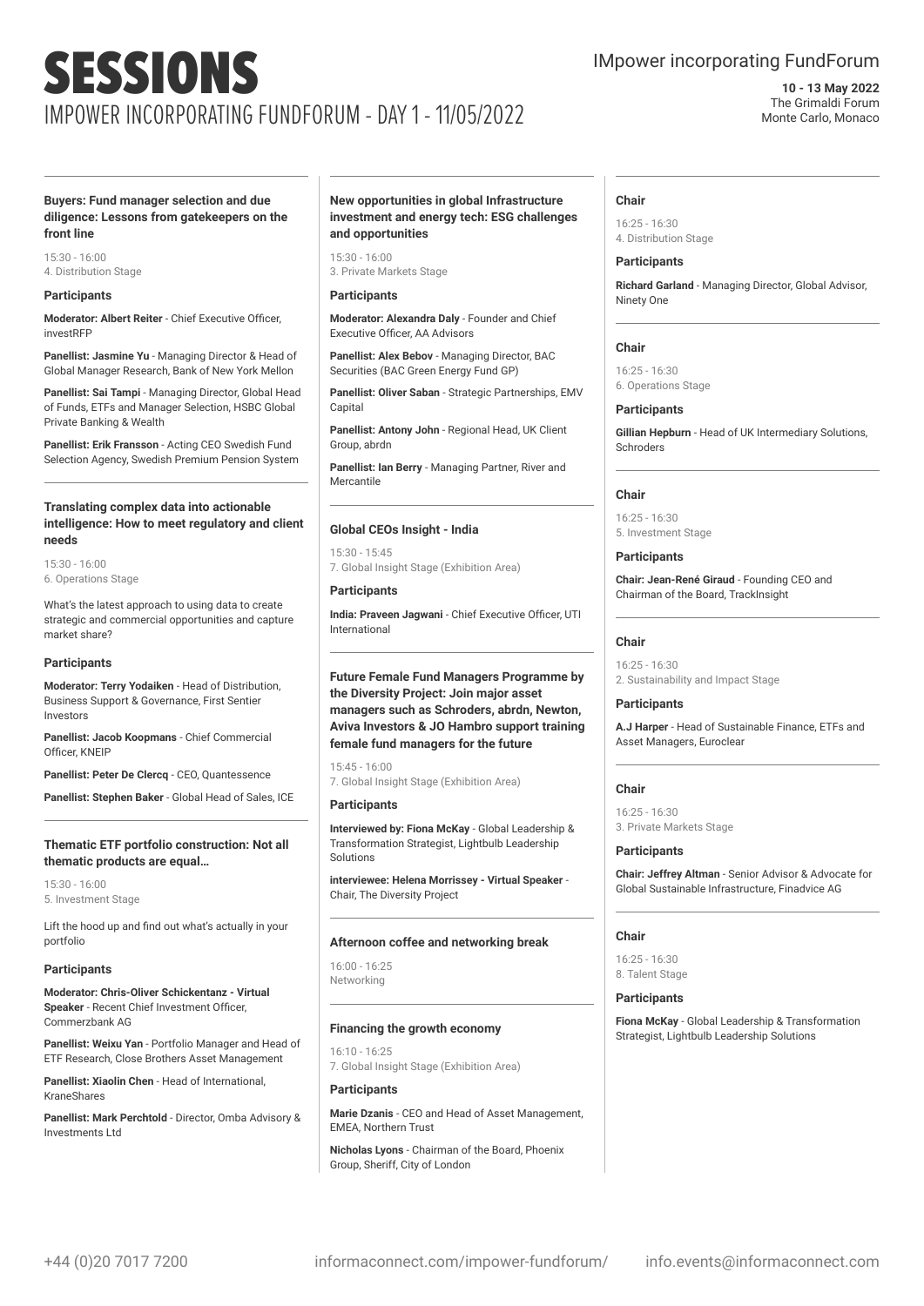# SESSIONS

## IMPOWER INCORPORATING FUNDFORUM - DAY 1 - 11/05/2022

IMpower incorporating FundForum

**10 - 13 May 2022**
The Grimaldi Forum
Monte Carlo, Monaco

### Buyers: Fund manager selection and due diligence: Lessons from gatekeepers on the front line

15:30 - 16:00
4. Distribution Stage

#### Participants

**Moderator: Albert Reiter** - Chief Executive Officer, investRFP

**Panellist: Jasmine Yu** - Managing Director & Head of Global Manager Research, Bank of New York Mellon

**Panellist: Sai Tampi** - Managing Director, Global Head of Funds, ETFs and Manager Selection, HSBC Global Private Banking & Wealth

**Panellist: Erik Fransson** - Acting CEO Swedish Fund Selection Agency, Swedish Premium Pension System

### Translating complex data into actionable intelligence: How to meet regulatory and client needs

15:30 - 16:00
6. Operations Stage

What's the latest approach to using data to create strategic and commercial opportunities and capture market share?

#### Participants

**Moderator: Terry Yodaiken** - Head of Distribution, Business Support & Governance, First Sentier Investors

**Panellist: Jacob Koopmans** - Chief Commercial Officer, KNEIP

**Panellist: Peter De Clercq** - CEO, Quantessence

**Panellist: Stephen Baker** - Global Head of Sales, ICE

### Thematic ETF portfolio construction: Not all thematic products are equal…

15:30 - 16:00
5. Investment Stage

Lift the hood up and find out what's actually in your portfolio

#### Participants

**Moderator: Chris-Oliver Schickentanz - Virtual Speaker** - Recent Chief Investment Officer, Commerzbank AG

**Panellist: Weixu Yan** - Portfolio Manager and Head of ETF Research, Close Brothers Asset Management

**Panellist: Xiaolin Chen** - Head of International, KraneShares

**Panellist: Mark Perchtold** - Director, Omba Advisory & Investments Ltd

### New opportunities in global Infrastructure investment and energy tech: ESG challenges and opportunities

15:30 - 16:00
3. Private Markets Stage

#### Participants

**Moderator: Alexandra Daly** - Founder and Chief Executive Officer, AA Advisors

**Panellist: Alex Bebov** - Managing Director, BAC Securities (BAC Green Energy Fund GP)

**Panellist: Oliver Saban** - Strategic Partnerships, EMV Capital

**Panellist: Antony John** - Regional Head, UK Client Group, abrdn

**Panellist: Ian Berry** - Managing Partner, River and Mercantile

### Global CEOs Insight - India

15:30 - 15:45
7. Global Insight Stage (Exhibition Area)

#### Participants

**India: Praveen Jagwani** - Chief Executive Officer, UTI International

### Future Female Fund Managers Programme by the Diversity Project: Join major asset managers such as Schroders, abrdn, Newton, Aviva Investors & JO Hambro support training female fund managers for the future

15:45 - 16:00
7. Global Insight Stage (Exhibition Area)

#### Participants

**Interviewed by: Fiona McKay** - Global Leadership & Transformation Strategist, Lightbulb Leadership Solutions

**interviewee: Helena Morrissey - Virtual Speaker** - Chair, The Diversity Project

### Afternoon coffee and networking break

16:00 - 16:25
Networking

### Financing the growth economy

16:10 - 16:25
7. Global Insight Stage (Exhibition Area)

#### Participants

**Marie Dzanis** - CEO and Head of Asset Management, EMEA, Northern Trust

**Nicholas Lyons** - Chairman of the Board, Phoenix Group, Sheriff, City of London

### Chair

16:25 - 16:30
4. Distribution Stage

#### Participants

**Richard Garland** - Managing Director, Global Advisor, Ninety One

### Chair

16:25 - 16:30
6. Operations Stage

#### Participants

**Gillian Hepburn** - Head of UK Intermediary Solutions, Schroders

### Chair

16:25 - 16:30
5. Investment Stage

#### Participants

**Chair: Jean-René Giraud** - Founding CEO and Chairman of the Board, TrackInsight

### Chair

16:25 - 16:30
2. Sustainability and Impact Stage

#### Participants

**A.J Harper** - Head of Sustainable Finance, ETFs and Asset Managers, Euroclear

### Chair

16:25 - 16:30
3. Private Markets Stage

#### Participants

**Chair: Jeffrey Altman** - Senior Advisor & Advocate for Global Sustainable Infrastructure, Finadvice AG

### Chair

16:25 - 16:30
8. Talent Stage

#### Participants

**Fiona McKay** - Global Leadership & Transformation Strategist, Lightbulb Leadership Solutions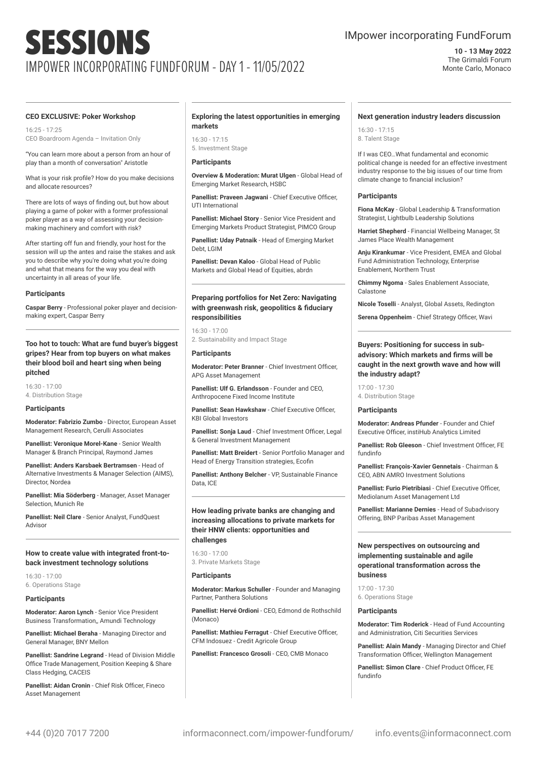# SESSIONS

## IMPOWER INCORPORATING FUNDFORUM - DAY 1 - 11/05/2022

IMpower incorporating FundForum

**10 - 13 May 2022**
The Grimaldi Forum
Monte Carlo, Monaco

### CEO EXCLUSIVE: Poker Workshop

16:25 - 17:25
CEO Boardroom Agenda – Invitation Only

"You can learn more about a person from an hour of play than a month of conversation" Aristotle

What is your risk profile? How do you make decisions and allocate resources?

There are lots of ways of finding out, but how about playing a game of poker with a former professional poker player as a way of assessing your decision-making machinery and comfort with risk?

After starting off fun and friendly, your host for the session will up the antes and raise the stakes and ask you to describe why you're doing what you're doing and what that means for the way you deal with uncertainty in all areas of your life.

#### Participants

**Caspar Berry** - Professional poker player and decision-making expert, Caspar Berry

### Too hot to touch: What are fund buyer's biggest gripes? Hear from top buyers on what makes their blood boil and heart sing when being pitched

16:30 - 17:00
4. Distribution Stage

#### Participants

**Moderator: Fabrizio Zumbo** - Director, European Asset Management Research, Cerulli Associates

**Panellist: Veronique Morel-Kane** - Senior Wealth Manager & Branch Principal, Raymond James

**Panellist: Anders Karsbaek Bertramsen** - Head of Alternative Investments & Manager Selection (AIMS), Director, Nordea

**Panellist: Mia Söderberg** - Manager, Asset Manager Selection, Munich Re

**Panellist: Neil Clare** - Senior Analyst, FundQuest Advisor

### How to create value with integrated front-to-back investment technology solutions

16:30 - 17:00
6. Operations Stage

#### Participants

**Moderator: Aaron Lynch** - Senior Vice President Business Transformation,, Amundi Technology

**Panellist: Michael Beraha** - Managing Director and General Manager, BNY Mellon

**Panellist: Sandrine Legrand** - Head of Division Middle Office Trade Management, Position Keeping & Share Class Hedging, CACEIS

**Panellist: Aidan Cronin** - Chief Risk Officer, Fineco Asset Management

### Exploring the latest opportunities in emerging markets

16:30 - 17:15
5. Investment Stage

#### Participants

**Overview & Moderation: Murat Ulgen** - Global Head of Emerging Market Research, HSBC

**Panellist: Praveen Jagwani** - Chief Executive Officer, UTI International

**Panellist: Michael Story** - Senior Vice President and Emerging Markets Product Strategist, PIMCO Group

**Panellist: Uday Patnaik** - Head of Emerging Market Debt, LGIM

**Panellist: Devan Kaloo** - Global Head of Public Markets and Global Head of Equities, abrdn

### Preparing portfolios for Net Zero: Navigating with greenwash risk, geopolitics & fiduciary responsibilities

16:30 - 17:00
2. Sustainability and Impact Stage

#### Participants

**Moderator: Peter Branner** - Chief Investment Officer, APG Asset Management

**Panellist: Ulf G. Erlandsson** - Founder and CEO, Anthropocene Fixed Income Institute

**Panellist: Sean Hawkshaw** - Chief Executive Officer, KBI Global Investors

**Panellist: Sonja Laud** - Chief Investment Officer, Legal & General Investment Management

**Panellist: Matt Breidert** - Senior Portfolio Manager and Head of Energy Transition strategies, Ecofin

**Panellist: Anthony Belcher** - VP, Sustainable Finance Data, ICE

### How leading private banks are changing and increasing allocations to private markets for their HNW clients: opportunities and challenges

16:30 - 17:00
3. Private Markets Stage

#### Participants

**Moderator: Markus Schuller** - Founder and Managing Partner, Panthera Solutions

**Panellist: Hervé Ordioni** - CEO, Edmond de Rothschild (Monaco)

**Panellist: Mathieu Ferragut** - Chief Executive Officer, CFM Indosuez - Credit Agricole Group

**Panellist: Francesco Grosoli** - CEO, CMB Monaco

### Next generation industry leaders discussion

16:30 - 17:15
8. Talent Stage

If I was CEO…What fundamental and economic political change is needed for an effective investment industry response to the big issues of our time from climate change to financial inclusion?

#### Participants

**Fiona McKay** - Global Leadership & Transformation Strategist, Lightbulb Leadership Solutions

**Harriet Shepherd** - Financial Wellbeing Manager, St James Place Wealth Management

**Anju Kirankumar** - Vice President, EMEA and Global Fund Administration Technology, Enterprise Enablement, Northern Trust

**Chimmy Ngoma** - Sales Enablement Associate, Calastone

**Nicole Toselli** - Analyst, Global Assets, Redington

**Serena Oppenheim** - Chief Strategy Officer, Wavi

### Buyers: Positioning for success in sub-advisory: Which markets and firms will be caught in the next growth wave and how will the industry adapt?

17:00 - 17:30
4. Distribution Stage

#### Participants

**Moderator: Andreas Pfunder** - Founder and Chief Executive Officer, instiHub Analytics Limited

**Panellist: Rob Gleeson** - Chief Investment Officer, FE fundinfo

**Panellist: François-Xavier Gennetais** - Chairman & CEO, ABN AMRO Investment Solutions

**Panellist: Furio Pietribiasi** - Chief Executive Officer, Mediolanum Asset Management Ltd

**Panellist: Marianne Dernies** - Head of Subadvisory Offering, BNP Paribas Asset Management

### New perspectives on outsourcing and implementing sustainable and agile operational transformation across the business

17:00 - 17:30
6. Operations Stage

#### Participants

**Moderator: Tim Roderick** - Head of Fund Accounting and Administration, Citi Securities Services

**Panellist: Alain Mandy** - Managing Director and Chief Transformation Officer, Wellington Management

**Panellist: Simon Clare** - Chief Product Officer, FE fundinfo

+44 (0)20 7017 7200 | informaconnect.com/impower-fundforum/ | info.events@informaconnect.com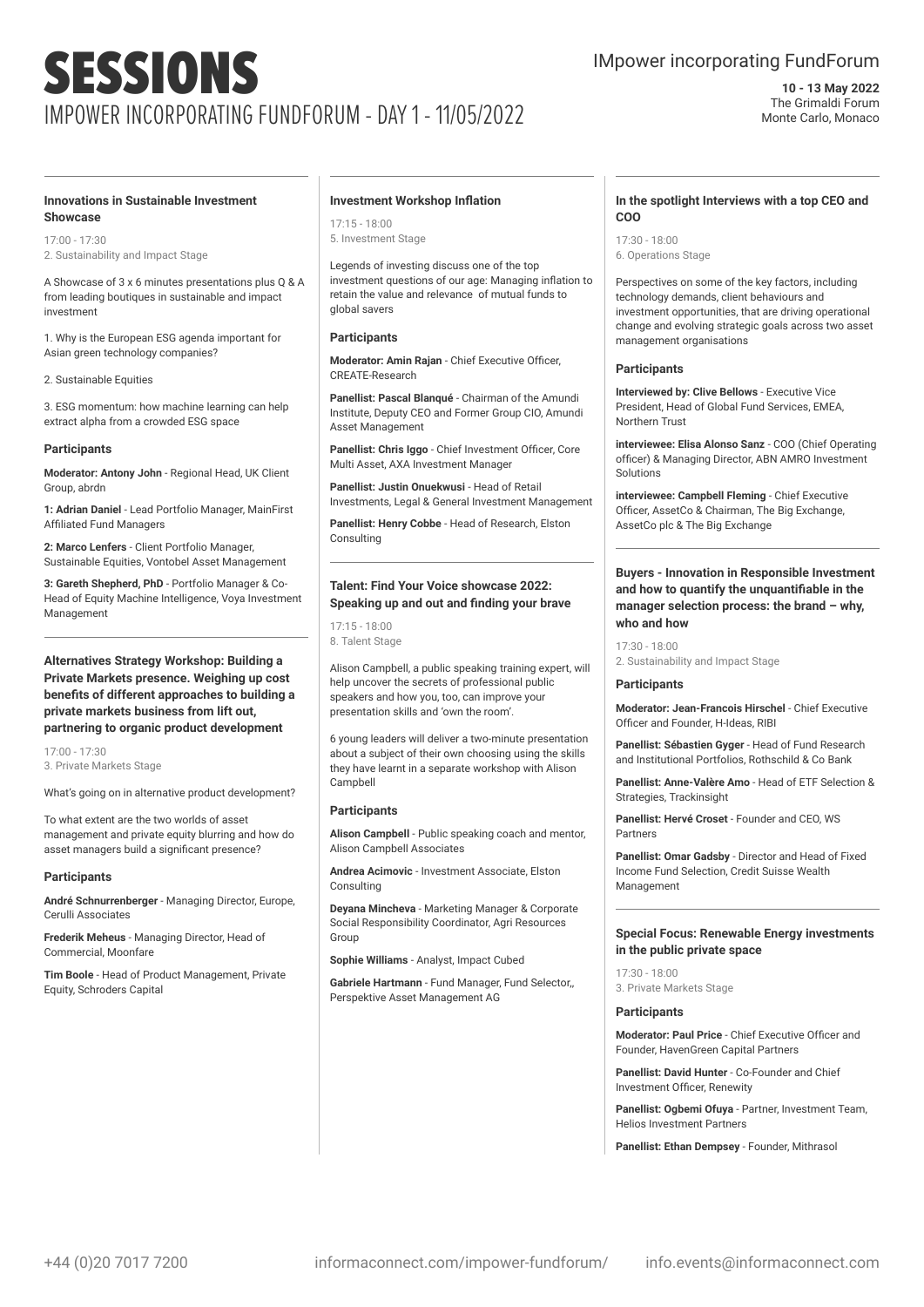# SESSIONS

## IMPOWER INCORPORATING FUNDFORUM - DAY 1 - 11/05/2022

IMpower incorporating FundForum

**10 - 13 May 2022**
The Grimaldi Forum
Monte Carlo, Monaco

### Innovations in Sustainable Investment Showcase

17:00 - 17:30
2. Sustainability and Impact Stage

A Showcase of 3 x 6 minutes presentations plus Q & A from leading boutiques in sustainable and impact investment

1. Why is the European ESG agenda important for Asian green technology companies?

2. Sustainable Equities

3. ESG momentum: how machine learning can help extract alpha from a crowded ESG space

#### Participants

**Moderator: Antony John** - Regional Head, UK Client Group, abrdn

**1: Adrian Daniel** - Lead Portfolio Manager, MainFirst Affiliated Fund Managers

**2: Marco Lenfers** - Client Portfolio Manager, Sustainable Equities, Vontobel Asset Management

**3: Gareth Shepherd, PhD** - Portfolio Manager & Co-Head of Equity Machine Intelligence, Voya Investment Management

### Alternatives Strategy Workshop: Building a Private Markets presence. Weighing up cost benefits of different approaches to building a private markets business from lift out, partnering to organic product development

17:00 - 17:30
3. Private Markets Stage

What's going on in alternative product development?

To what extent are the two worlds of asset management and private equity blurring and how do asset managers build a significant presence?

#### Participants

**André Schnurrenberger** - Managing Director, Europe, Cerulli Associates

**Frederik Meheus** - Managing Director, Head of Commercial, Moonfare

**Tim Boole** - Head of Product Management, Private Equity, Schroders Capital

### Investment Workshop Inflation

17:15 - 18:00
5. Investment Stage

Legends of investing discuss one of the top investment questions of our age: Managing inflation to retain the value and relevance of mutual funds to global savers

#### Participants

**Moderator: Amin Rajan** - Chief Executive Officer, CREATE-Research

**Panellist: Pascal Blanqué** - Chairman of the Amundi Institute, Deputy CEO and Former Group CIO, Amundi Asset Management

**Panellist: Chris Iggo** - Chief Investment Officer, Core Multi Asset, AXA Investment Manager

**Panellist: Justin Onuekwusi** - Head of Retail Investments, Legal & General Investment Management

**Panellist: Henry Cobbe** - Head of Research, Elston Consulting

### Talent: Find Your Voice showcase 2022: Speaking up and out and finding your brave

17:15 - 18:00
8. Talent Stage

Alison Campbell, a public speaking training expert, will help uncover the secrets of professional public speakers and how you, too, can improve your presentation skills and 'own the room'.

6 young leaders will deliver a two-minute presentation about a subject of their own choosing using the skills they have learnt in a separate workshop with Alison Campbell

#### Participants

**Alison Campbell** - Public speaking coach and mentor, Alison Campbell Associates

**Andrea Acimovic** - Investment Associate, Elston Consulting

**Deyana Mincheva** - Marketing Manager & Corporate Social Responsibility Coordinator, Agri Resources Group

**Sophie Williams** - Analyst, Impact Cubed

**Gabriele Hartmann** - Fund Manager, Fund Selector,, Perspektive Asset Management AG

### In the spotlight Interviews with a top CEO and COO

17:30 - 18:00
6. Operations Stage

Perspectives on some of the key factors, including technology demands, client behaviours and investment opportunities, that are driving operational change and evolving strategic goals across two asset management organisations

#### Participants

**Interviewed by: Clive Bellows** - Executive Vice President, Head of Global Fund Services, EMEA, Northern Trust

**interviewee: Elisa Alonso Sanz** - COO (Chief Operating officer) & Managing Director, ABN AMRO Investment Solutions

**interviewee: Campbell Fleming** - Chief Executive Officer, AssetCo & Chairman, The Big Exchange, AssetCo plc & The Big Exchange

### Buyers - Innovation in Responsible Investment and how to quantify the unquantifiable in the manager selection process: the brand – why, who and how

17:30 - 18:00
2. Sustainability and Impact Stage

#### Participants

**Moderator: Jean-Francois Hirschel** - Chief Executive Officer and Founder, H-Ideas, RIBI

**Panellist: Sébastien Gyger** - Head of Fund Research and Institutional Portfolios, Rothschild & Co Bank

**Panellist: Anne-Valère Amo** - Head of ETF Selection & Strategies, Trackinsight

**Panellist: Hervé Croset** - Founder and CEO, WS Partners

**Panellist: Omar Gadsby** - Director and Head of Fixed Income Fund Selection, Credit Suisse Wealth Management

### Special Focus: Renewable Energy investments in the public private space

17:30 - 18:00
3. Private Markets Stage

#### Participants

**Moderator: Paul Price** - Chief Executive Officer and Founder, HavenGreen Capital Partners

**Panellist: David Hunter** - Co-Founder and Chief Investment Officer, Renewity

**Panellist: Ogbemi Ofuya** - Partner, Investment Team, Helios Investment Partners

**Panellist: Ethan Dempsey** - Founder, Mithrasol

+44 (0)20 7017 7200 informaconnect.com/impower-fundforum/ info.events@informaconnect.com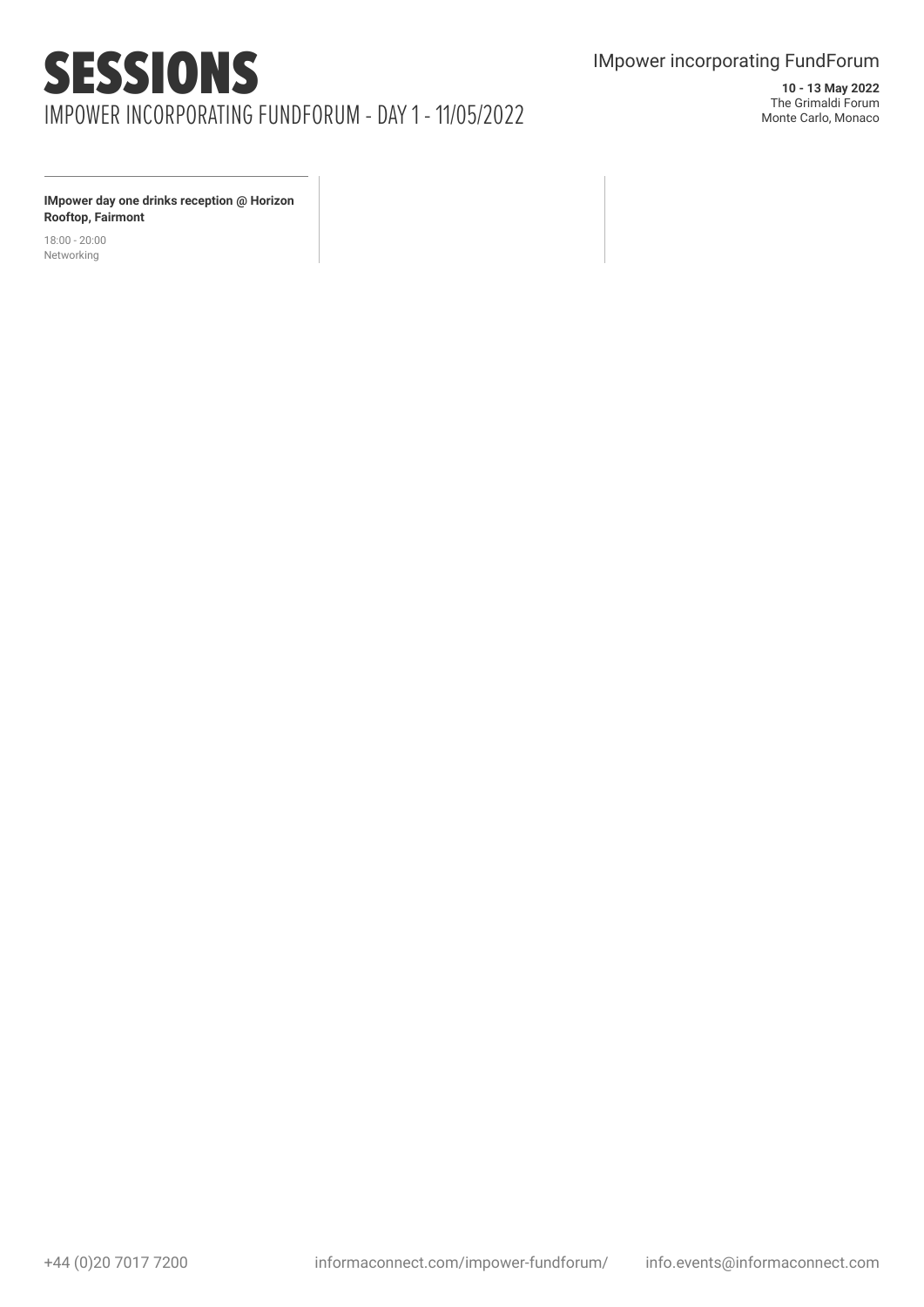# SESSIONS

## IMPOWER INCORPORATING FUNDFORUM - DAY 1 - 11/05/2022

**IMpower day one drinks reception @ Horizon Rooftop, Fairmont**

18:00 - 20:00
Networking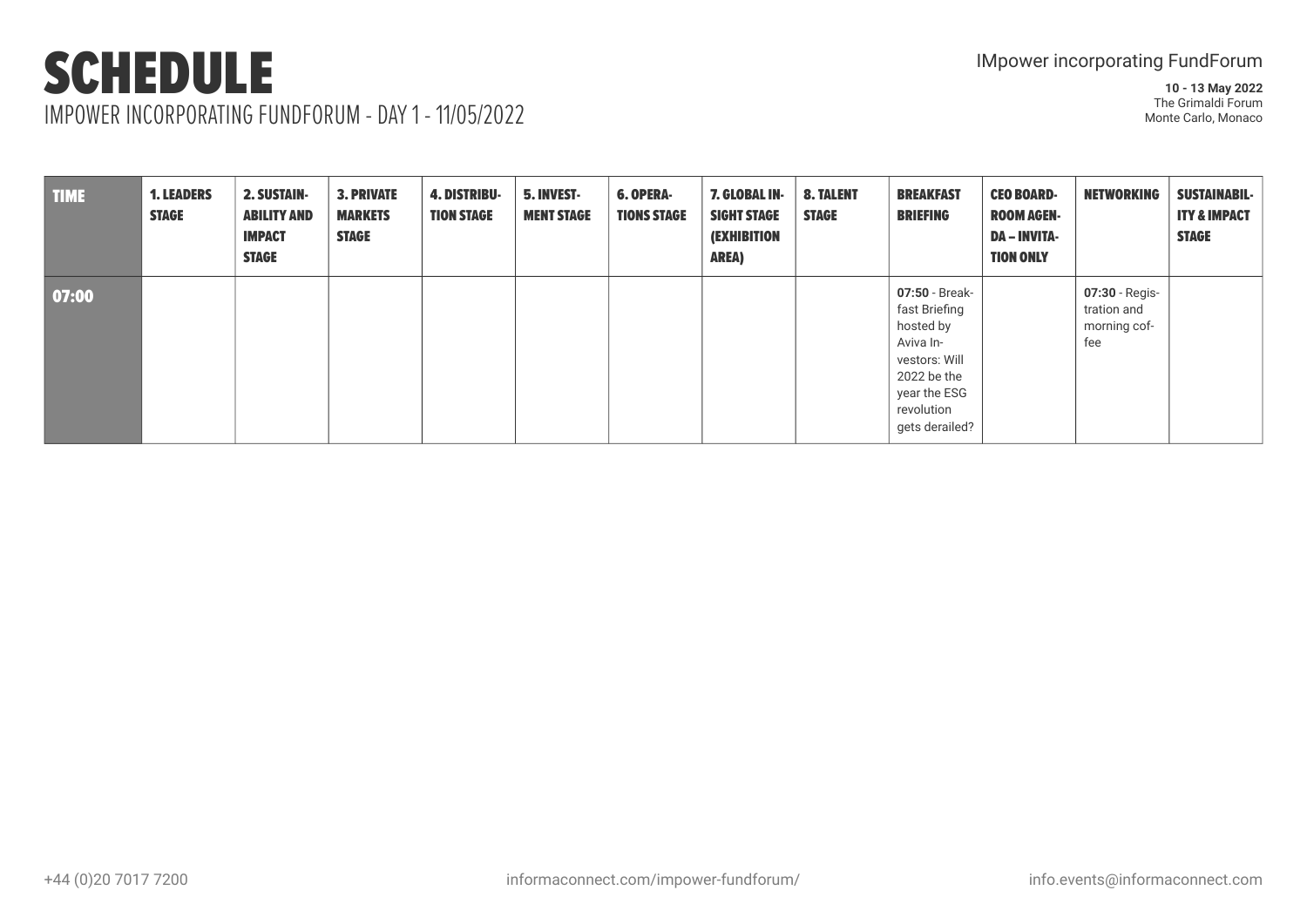# SCHEDULE

IMPOWER INCORPORATING FUNDFORUM - DAY 1 - 11/05/2022

IMpower incorporating FundForum

**10 - 13 May 2022**
The Grimaldi Forum
Monte Carlo, Monaco

| TIME | 1. LEADERS STAGE | 2. SUSTAINABILITY AND IMPACT STAGE | 3. PRIVATE MARKETS STAGE | 4. DISTRIBUTION STAGE | 5. INVESTMENT STAGE | 6. OPERATIONS STAGE | 7. GLOBAL INSIGHT STAGE (EXHIBITION AREA) | 8. TALENT STAGE | BREAKFAST BRIEFING | CEO BOARDROOM AGENDA – INVITATION ONLY | NETWORKING | SUSTAINABILITY & IMPACT STAGE |
|---|---|---|---|---|---|---|---|---|---|---|---|---|
| **07:00** | | | | | | | | | **07:50** - Breakfast Briefing hosted by Aviva Investors: Will 2022 be the year the ESG revolution gets derailed? | | **07:30** - Registration and morning coffee | |

+44 (0)20 7017 7200 informaconnect.com/impower-fundforum/ info.events@informaconnect.com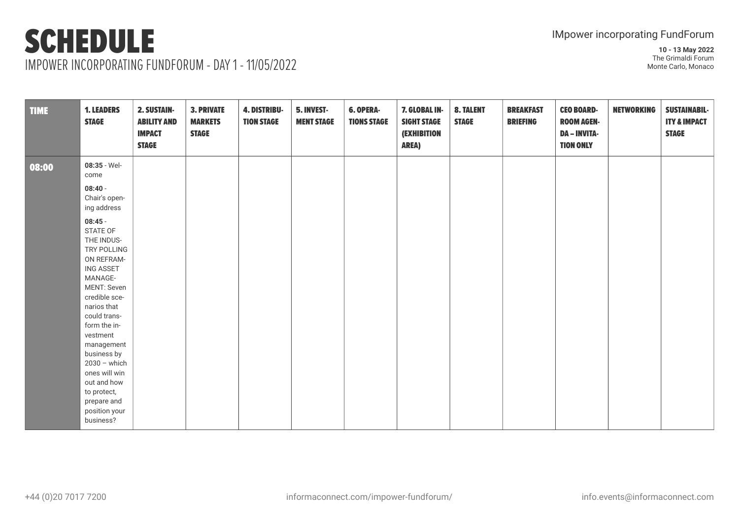# SCHEDULE

## IMPOWER INCORPORATING FUNDFORUM - DAY 1 - 11/05/2022

IMpower incorporating FundForum

**10 - 13 May 2022**
The Grimaldi Forum
Monte Carlo, Monaco

| TIME | 1. LEADERS STAGE | 2. SUSTAINABILITY AND IMPACT STAGE | 3. PRIVATE MARKETS STAGE | 4. DISTRIBUTION STAGE | 5. INVESTMENT STAGE | 6. OPERATIONS STAGE | 7. GLOBAL INSIGHT STAGE (EXHIBITION AREA) | 8. TALENT STAGE | BREAKFAST BRIEFING | CEO BOARDROOM AGENDA – INVITATION ONLY | NETWORKING | SUSTAINABILITY & IMPACT STAGE |
|---|---|---|---|---|---|---|---|---|---|---|---|---|
| 08:00 | **08:35** - Welcome<br><br>**08:40** - Chair's opening address<br><br>**08:45** - STATE OF THE INDUSTRY POLLING ON REFRAMING ASSET MANAGEMENT: Seven credible scenarios that could transform the investment management business by 2030 – which ones will win out and how to protect, prepare and position your business? | | | | | | | | | | | |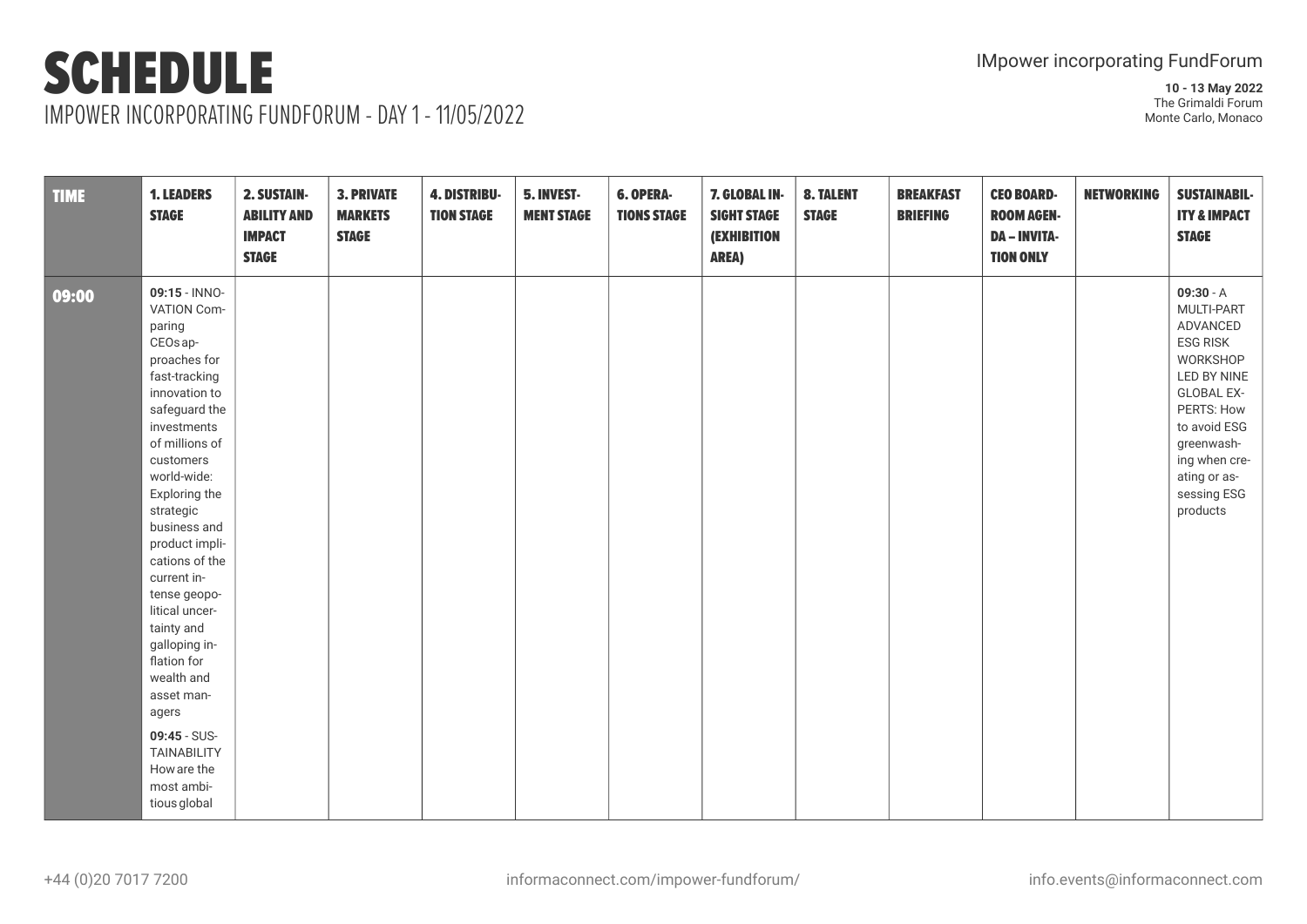# SCHEDULE

## IMPOWER INCORPORATING FUNDFORUM - DAY 1 - 11/05/2022

IMpower incorporating FundForum

**10 - 13 May 2022**
The Grimaldi Forum
Monte Carlo, Monaco

| TIME | 1. LEADERS STAGE | 2. SUSTAINABILITY AND IMPACT STAGE | 3. PRIVATE MARKETS STAGE | 4. DISTRIBUTION STAGE | 5. INVESTMENT STAGE | 6. OPERATIONS STAGE | 7. GLOBAL INSIGHT STAGE (EXHIBITION AREA) | 8. TALENT STAGE | BREAKFAST BRIEFING | CEO BOARDROOM AGENDA – INVITATION ONLY | NETWORKING | SUSTAINABILITY & IMPACT STAGE |
|---|---|---|---|---|---|---|---|---|---|---|---|---|
| 09:00 | **09:15** - INNOVATION Comparing CEOs approaches for fast-tracking innovation to safeguard the investments of millions of customers world-wide: Exploring the strategic business and product implications of the current intense geopolitical uncertainty and galloping inflation for wealth and asset managers<br><br>**09:45** - SUSTAINABILITY How are the most ambitious global | | | | | | | | | | | **09:30** - A MULTI-PART ADVANCED ESG RISK WORKSHOP LED BY NINE GLOBAL EXPERTS: How to avoid ESG greenwashing when creating or assessing ESG products |

+44 (0)20 7017 7200 | informaconnect.com/impower-fundforum/ | info.events@informaconnect.com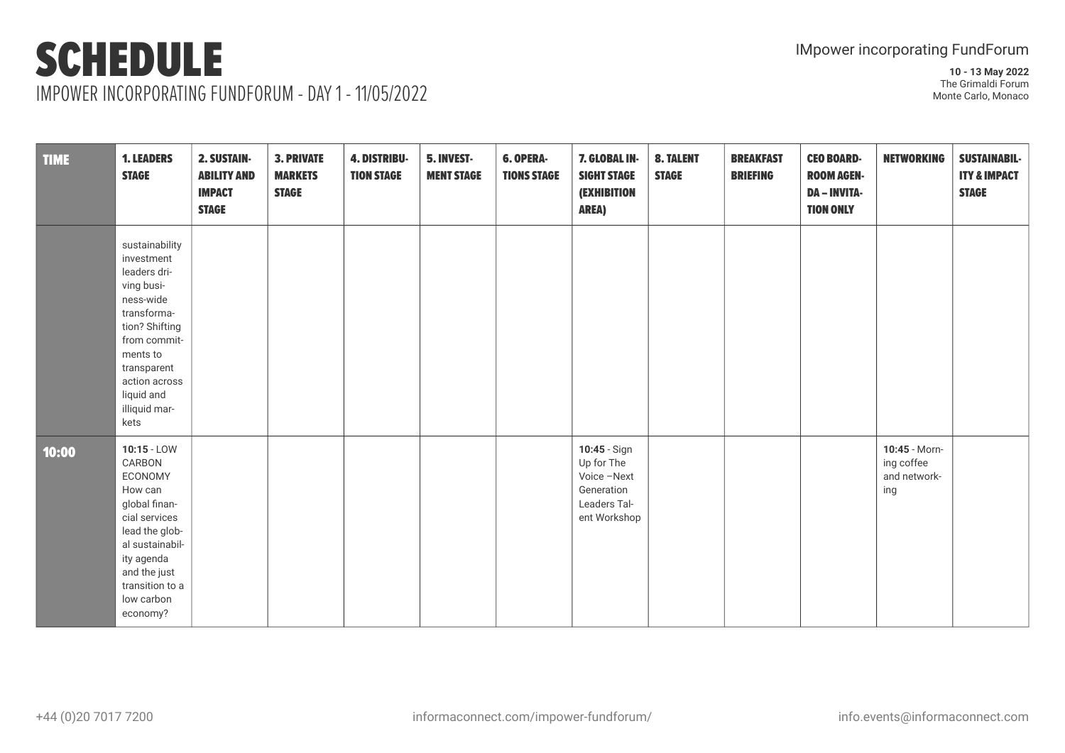# SCHEDULE

## IMPOWER INCORPORATING FUNDFORUM - DAY 1 - 11/05/2022

IMpower incorporating FundForum

**10 - 13 May 2022**
The Grimaldi Forum
Monte Carlo, Monaco

| TIME | 1. LEADERS STAGE | 2. SUSTAINABILITY AND IMPACT STAGE | 3. PRIVATE MARKETS STAGE | 4. DISTRIBUTION STAGE | 5. INVESTMENT STAGE | 6. OPERATIONS STAGE | 7. GLOBAL INSIGHT STAGE (EXHIBITION AREA) | 8. TALENT STAGE | BREAKFAST BRIEFING | CEO BOARDROOM AGENDA – INVITATION ONLY | NETWORKING | SUSTAINABILITY & IMPACT STAGE |
|---|---|---|---|---|---|---|---|---|---|---|---|---|
| | sustainability investment leaders driving business-wide transformation? Shifting from commitments to transparent action across liquid and illiquid markets | | | | | | | | | | | |
| **10:00** | **10:15** - LOW CARBON ECONOMY How can global financial services lead the global sustainability agenda and the just transition to a low carbon economy? | | | | | | **10:45** - Sign Up for The Voice –Next Generation Leaders Talent Workshop | | | | **10:45** - Morning coffee and networking | |

+44 (0)20 7017 7200 informaconnect.com/impower-fundforum/ info.events@informaconnect.com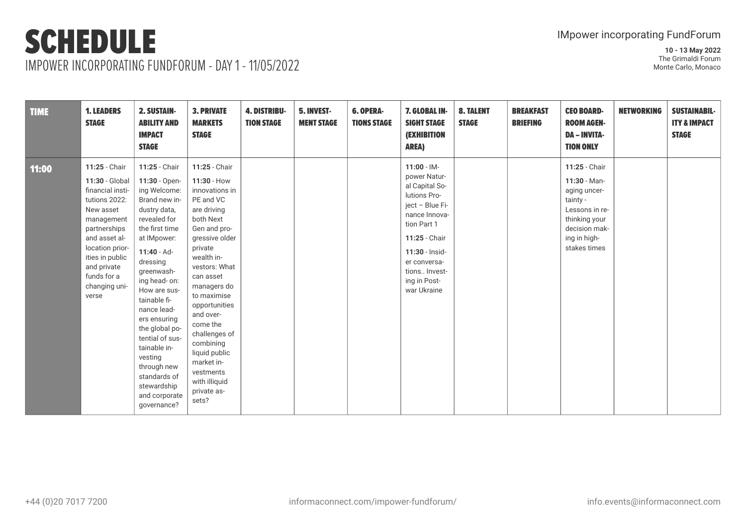# SCHEDULE

## IMPOWER INCORPORATING FUNDFORUM - DAY 1 - 11/05/2022

IMpower incorporating FundForum

**10 - 13 May 2022**
The Grimaldi Forum
Monte Carlo, Monaco

| TIME | 1. LEADERS STAGE | 2. SUSTAINABILITY AND IMPACT STAGE | 3. PRIVATE MARKETS STAGE | 4. DISTRIBUTION STAGE | 5. INVESTMENT STAGE | 6. OPERATIONS STAGE | 7. GLOBAL INSIGHT STAGE (EXHIBITION AREA) | 8. TALENT STAGE | BREAKFAST BRIEFING | CEO BOARDROOM AGENDA – INVITATION ONLY | NETWORKING | SUSTAINABILITY & IMPACT STAGE |
|---|---|---|---|---|---|---|---|---|---|---|---|---|
| **11:00** | **11:25** - Chair<br><br>**11:30** - Global financial institutions 2022: New asset management partnerships and asset allocation priorities in public and private funds for a changing universe | **11:25** - Chair<br><br>**11:30** - Opening Welcome: Brand new industry data, revealed for the first time at IMpower:<br><br>**11:40** - Addressing greenwashing head- on: How are sustainable finance leaders ensuring the global potential of sustainable investing through new standards of stewardship and corporate governance? | **11:25** - Chair<br><br>**11:30** - How innovations in PE and VC are driving both Next Gen and progressive older private wealth investors: What can asset managers do to maximise opportunities and overcome the challenges of combining liquid public market investments with illiquid private assets? | | | | **11:00** - IMpower Natural Capital Solutions Project – Blue Finance Innovation Part 1<br><br>**11:25** - Chair<br><br>**11:30** - Insider conversations.. Investing in Post-war Ukraine | | | **11:25** - Chair<br><br>**11:30** - Managing uncertainty - Lessons in rethinking your decision making in high-stakes times | | |

+44 (0)20 7017 7200 | informaconnect.com/impower-fundforum/ | info.events@informaconnect.com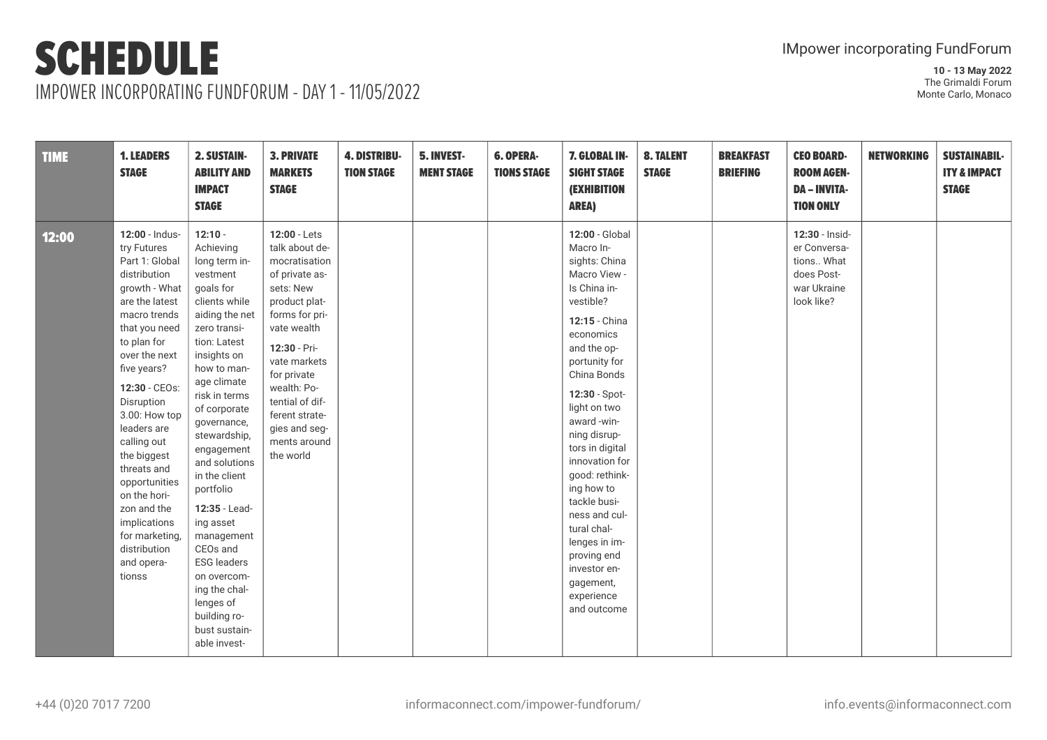# SCHEDULE

IMPOWER INCORPORATING FUNDFORUM - DAY 1 - 11/05/2022

IMpower incorporating FundForum

**10 - 13 May 2022**
The Grimaldi Forum
Monte Carlo, Monaco

| TIME | 1. LEADERS STAGE | 2. SUSTAINABILITY AND IMPACT STAGE | 3. PRIVATE MARKETS STAGE | 4. DISTRIBUTION STAGE | 5. INVESTMENT STAGE | 6. OPERATIONS STAGE | 7. GLOBAL INSIGHT STAGE (EXHIBITION AREA) | 8. TALENT STAGE | BREAKFAST BRIEFING | CEO BOARDROOM AGENDA – INVITATION ONLY | NETWORKING | SUSTAINABILITY & IMPACT STAGE |
|---|---|---|---|---|---|---|---|---|---|---|---|---|
| 12:00 | **12:00** - Industry Futures Part 1: Global distribution growth - What are the latest macro trends that you need to plan for over the next five years?<br><br>**12:30** - CEOs: Disruption 3.00: How top leaders are calling out the biggest threats and opportunities on the horizon and the implications for marketing, distribution and operationss | **12:10** - Achieving long term investment goals for clients while aiding the net zero transition: Latest insights on how to manage climate risk in terms of corporate governance, stewardship, engagement and solutions in the client portfolio<br><br>**12:35** - Leading asset management CEOs and ESG leaders on overcoming the challenges of building robust sustainable invest- | **12:00** - Lets talk about democratisation of private assets: New product platforms for private wealth<br><br>**12:30** - Private markets for private wealth: Potential of different strategies and segments around the world | | | | **12:00** - Global Macro Insights: China Macro View - Is China investible?<br><br>**12:15** - China economics and the opportunity for China Bonds<br><br>**12:30** - Spotlight on two award -winning disruptors in digital innovation for good: rethinking how to tackle business and cultural challenges in improving end investor engagement, experience and outcome | | | **12:30** - Insider Conversations.. What does Post-war Ukraine look like? | | |

+44 (0)20 7017 7200 | informaconnect.com/impower-fundforum/ | info.events@informaconnect.com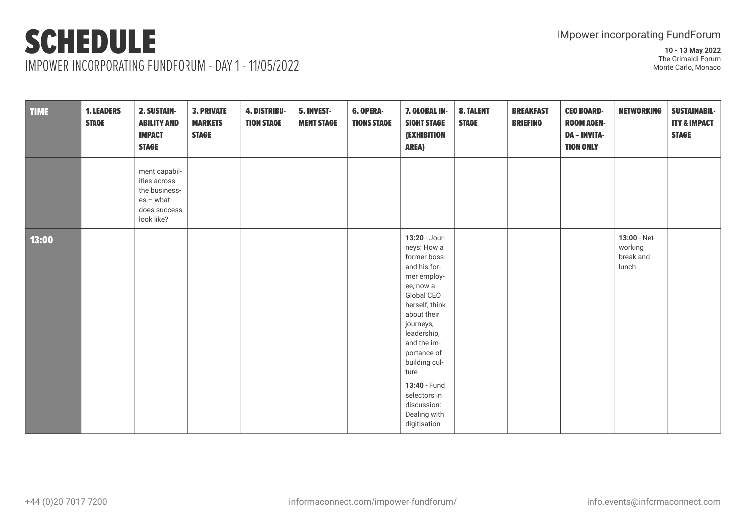# SCHEDULE

IMPOWER INCORPORATING FUNDFORUM - DAY 1 - 11/05/2022

IMpower incorporating FundForum

**10 - 13 May 2022**
The Grimaldi Forum
Monte Carlo, Monaco

| TIME | 1. LEADERS STAGE | 2. SUSTAINABILITY AND IMPACT STAGE | 3. PRIVATE MARKETS STAGE | 4. DISTRIBUTION STAGE | 5. INVESTMENT STAGE | 6. OPERATIONS STAGE | 7. GLOBAL INSIGHT STAGE (EXHIBITION AREA) | 8. TALENT STAGE | BREAKFAST BRIEFING | CEO BOARDROOM AGENDA – INVITATION ONLY | NETWORKING | SUSTAINABILITY & IMPACT STAGE |
|---|---|---|---|---|---|---|---|---|---|---|---|---|
| | | ment capabilities across the businesses – what does success look like? | | | | | | | | | | |
| **13:00** | | | | | | | **13:20** - Journeys: How a former boss and his former employee, now a Global CEO herself, think about their journeys, leadership, and the importance of building culture<br><br>**13:40** - Fund selectors in discussion: Dealing with digitisation | | | | **13:00** - Networking break and lunch | |

+44 (0)20 7017 7200 | informaconnect.com/impower-fundforum/ | info.events@informaconnect.com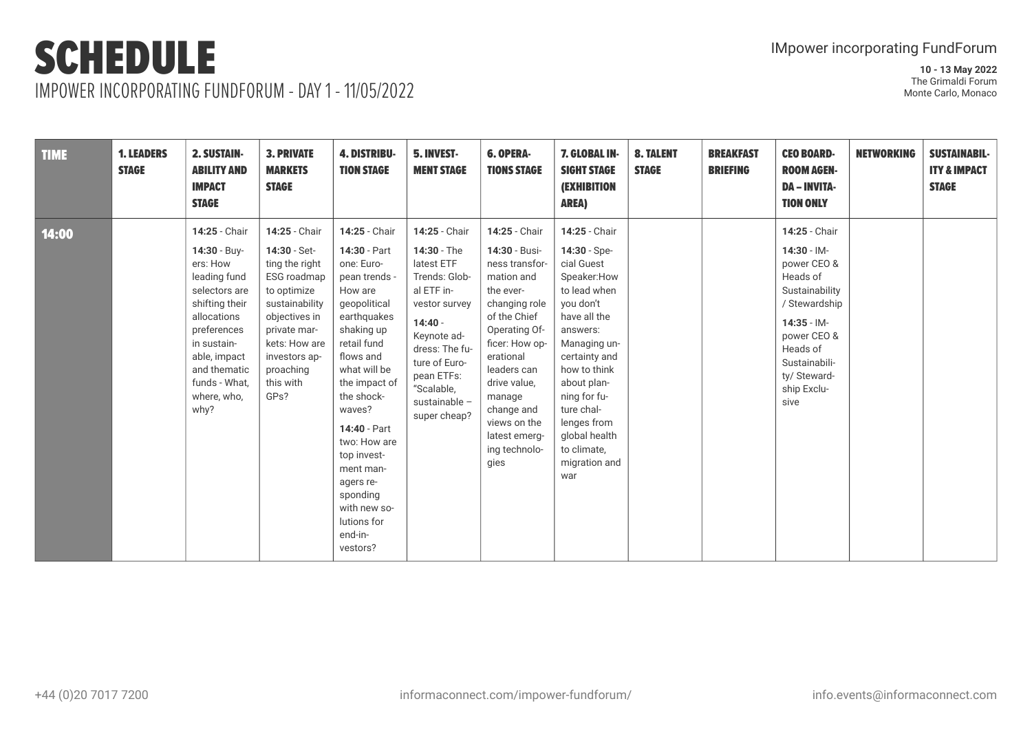# SCHEDULE

## IMPOWER INCORPORATING FUNDFORUM - DAY 1 - 11/05/2022

IMpower incorporating FundForum

**10 - 13 May 2022**
The Grimaldi Forum
Monte Carlo, Monaco

| TIME | 1. LEADERS STAGE | 2. SUSTAINABILITY AND IMPACT STAGE | 3. PRIVATE MARKETS STAGE | 4. DISTRIBUTION STAGE | 5. INVESTMENT STAGE | 6. OPERATIONS STAGE | 7. GLOBAL INSIGHT STAGE (EXHIBITION AREA) | 8. TALENT STAGE | BREAKFAST BRIEFING | CEO BOARDROOM AGENDA – INVITATION ONLY | NETWORKING | SUSTAINABILITY & IMPACT STAGE |
|---|---|---|---|---|---|---|---|---|---|---|---|---|
| **14:00** | | **14:25** - Chair<br>**14:30** - Buyers: How leading fund selectors are shifting their allocations preferences in sustainable, impact and thematic funds - What, where, who, why? | **14:25** - Chair<br>**14:30** - Setting the right ESG roadmap to optimize sustainability objectives in private markets: How are investors approaching this with GPs? | **14:25** - Chair<br>**14:30** - Part one: European trends - How are geopolitical earthquakes shaking up retail fund flows and what will be the impact of the shockwaves?<br>**14:40** - Part two: How are top investment managers responding with new solutions for end-investors? | **14:25** - Chair<br>**14:30** - The latest ETF Trends: Global ETF investor survey<br>**14:40** - Keynote address: The future of European ETFs: "Scalable, sustainable – super cheap? | **14:25** - Chair<br>**14:30** - Business transformation and the ever-changing role of the Chief Operating Officer: How operational leaders can drive value, manage change and views on the latest emerging technologies | **14:25** - Chair<br>**14:30** - Special Guest Speaker:How to lead when you don't have all the answers: Managing uncertainty and how to think about planning for future challenges from global health to climate, migration and war | | | **14:25** - Chair<br>**14:30** - IMpower CEO & Heads of Sustainability / Stewardship<br>**14:35** - IMpower CEO & Heads of Sustainability/ Stewardship Exclusive | | |

+44 (0)20 7017 7200 informaconnect.com/impower-fundforum/ info.events@informaconnect.com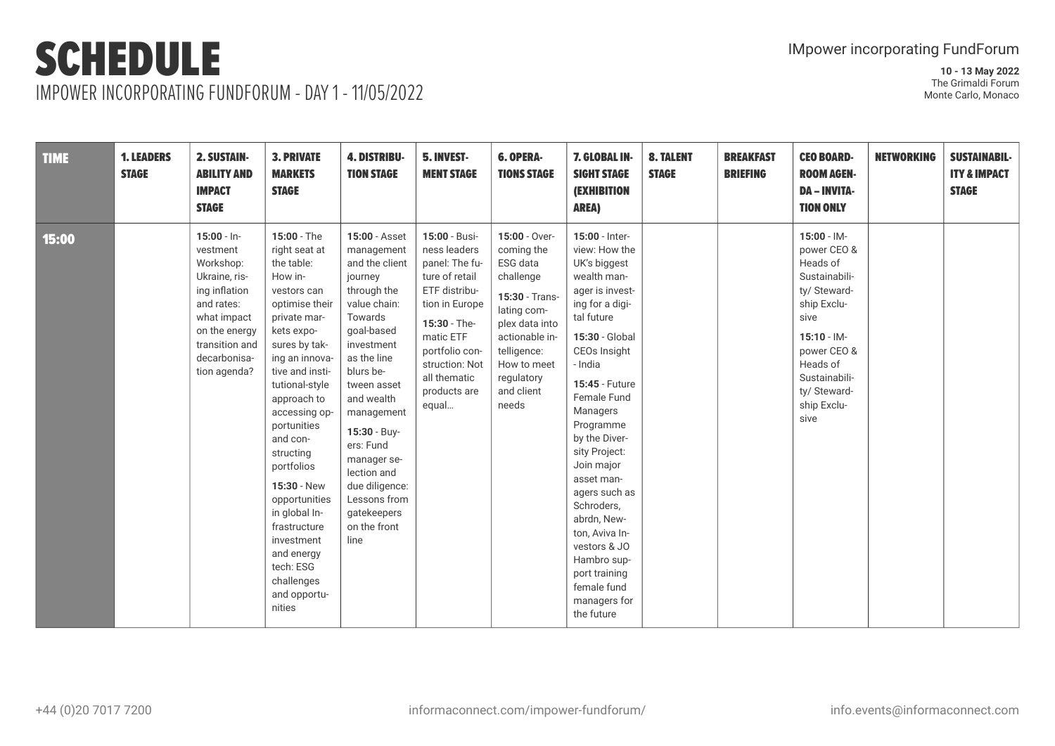# SCHEDULE

## IMPOWER INCORPORATING FUNDFORUM - DAY 1 - 11/05/2022

IMpower incorporating FundForum

**10 - 13 May 2022**
The Grimaldi Forum
Monte Carlo, Monaco

| TIME | 1. LEADERS STAGE | 2. SUSTAINABILITY AND IMPACT STAGE | 3. PRIVATE MARKETS STAGE | 4. DISTRIBUTION STAGE | 5. INVESTMENT STAGE | 6. OPERATIONS STAGE | 7. GLOBAL INSIGHT STAGE (EXHIBITION AREA) | 8. TALENT STAGE | BREAKFAST BRIEFING | CEO BOARDROOM AGENDA – INVITATION ONLY | NETWORKING | SUSTAINABILITY & IMPACT STAGE |
|---|---|---|---|---|---|---|---|---|---|---|---|---|
| **15:00** | | **15:00** - Investment Workshop: Ukraine, rising inflation and rates: what impact on the energy transition and decarbonisation agenda? | **15:00** - The right seat at the table: How investors can optimise their private markets exposures by taking an innovative and institutional-style approach to accessing opportunities and constructing portfolios<br>**15:30** - New opportunities in global Infrastructure investment and energy tech: ESG challenges and opportunities | **15:00** - Asset management and the client journey through the value chain: Towards goal-based investment as the line blurs between asset and wealth management<br>**15:30** - Buyers: Fund manager selection and due diligence: Lessons from gatekeepers on the front line | **15:00** - Business leaders panel: The future of retail ETF distribution in Europe<br>**15:30** - Thematic ETF portfolio construction: Not all thematic products are equal… | **15:00** - Overcoming the ESG data challenge<br>**15:30** - Translating complex data into actionable intelligence: How to meet regulatory and client needs | **15:00** - Interview: How the UK's biggest wealth manager is investing for a digital future<br>**15:30** - Global CEOs Insight - India<br>**15:45** - Future Female Fund Managers Programme by the Diversity Project: Join major asset managers such as Schroders, abrdn, Newton, Aviva Investors & JO Hambro support training female fund managers for the future | | | **15:00** - IMpower CEO & Heads of Sustainability/ Stewardship Exclusive<br>**15:10** - IMpower CEO & Heads of Sustainability/ Stewardship Exclusive | | |

+44 (0)20 7017 7200 informaconnect.com/impower-fundforum/ info.events@informaconnect.com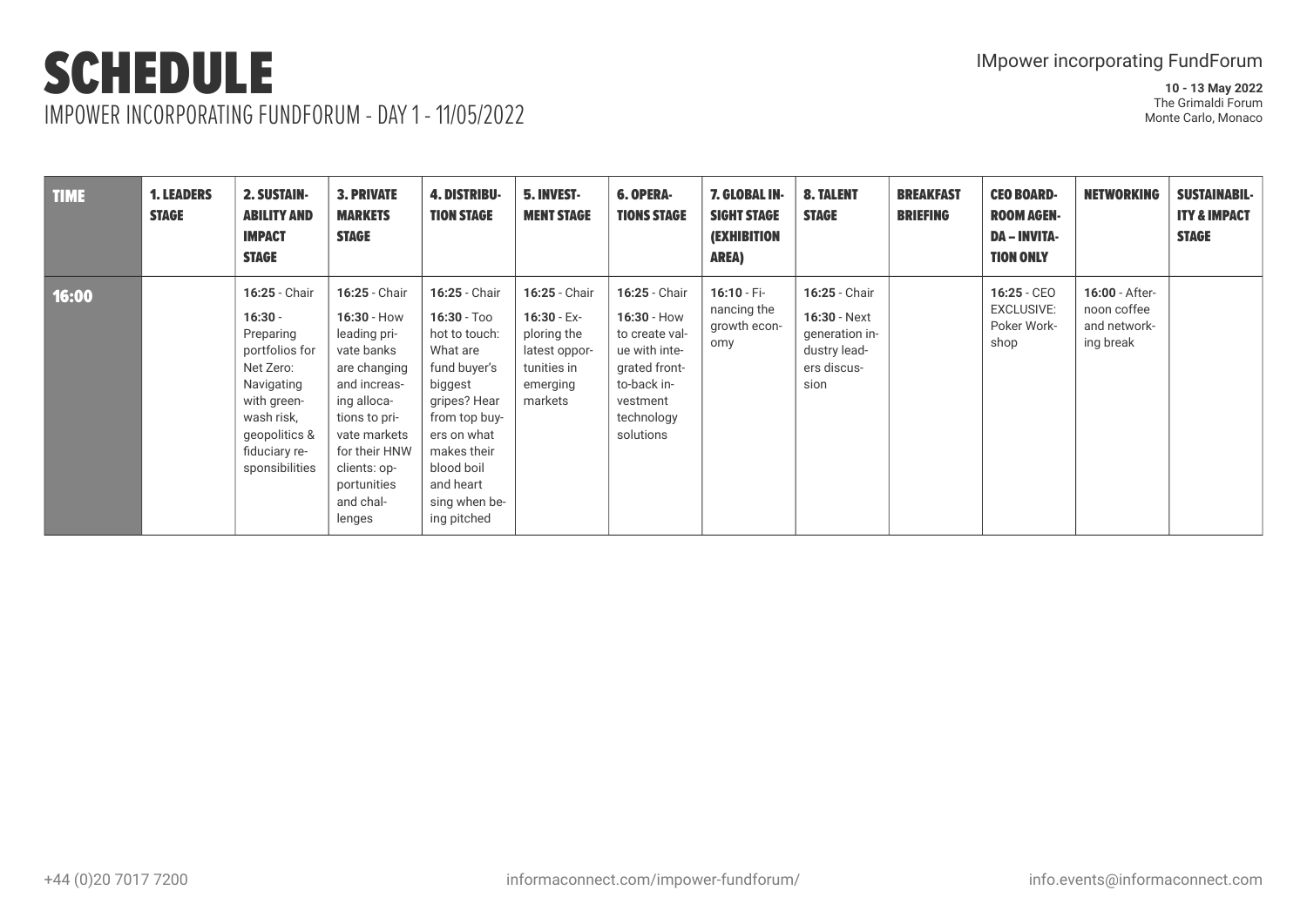# SCHEDULE

IMPOWER INCORPORATING FUNDFORUM - DAY 1 - 11/05/2022

IMpower incorporating FundForum

**10 - 13 May 2022**
The Grimaldi Forum
Monte Carlo, Monaco

| TIME | 1. LEADERS STAGE | 2. SUSTAINABILITY AND IMPACT STAGE | 3. PRIVATE MARKETS STAGE | 4. DISTRIBUTION STAGE | 5. INVESTMENT STAGE | 6. OPERATIONS STAGE | 7. GLOBAL INSIGHT STAGE (EXHIBITION AREA) | 8. TALENT STAGE | BREAKFAST BRIEFING | CEO BOARDROOM AGENDA – INVITATION ONLY | NETWORKING | SUSTAINABILITY & IMPACT STAGE |
|---|---|---|---|---|---|---|---|---|---|---|---|---|
| 16:00 | | **16:25** - Chair<br>**16:30** - Preparing portfolios for Net Zero: Navigating with greenwash risk, geopolitics & fiduciary responsibilities | **16:25** - Chair<br>**16:30** - How leading private banks are changing and increasing allocations to private markets for their HNW clients: opportunities and challenges | **16:25** - Chair<br>**16:30** - Too hot to touch: What are fund buyer's biggest gripes? Hear from top buyers on what makes their blood boil and heart sing when being pitched | **16:25** - Chair<br>**16:30** - Exploring the latest opportunities in emerging markets | **16:25** - Chair<br>**16:30** - How to create value with integrated front-to-back investment technology solutions | **16:10** - Financing the growth economy | **16:25** - Chair<br>**16:30** - Next generation industry leaders discussion | | **16:25** - CEO EXCLUSIVE: Poker Workshop | **16:00** - Afternoon coffee and networking break | |

+44 (0)20 7017 7200 | informaconnect.com/impower-fundforum/ | info.events@informaconnect.com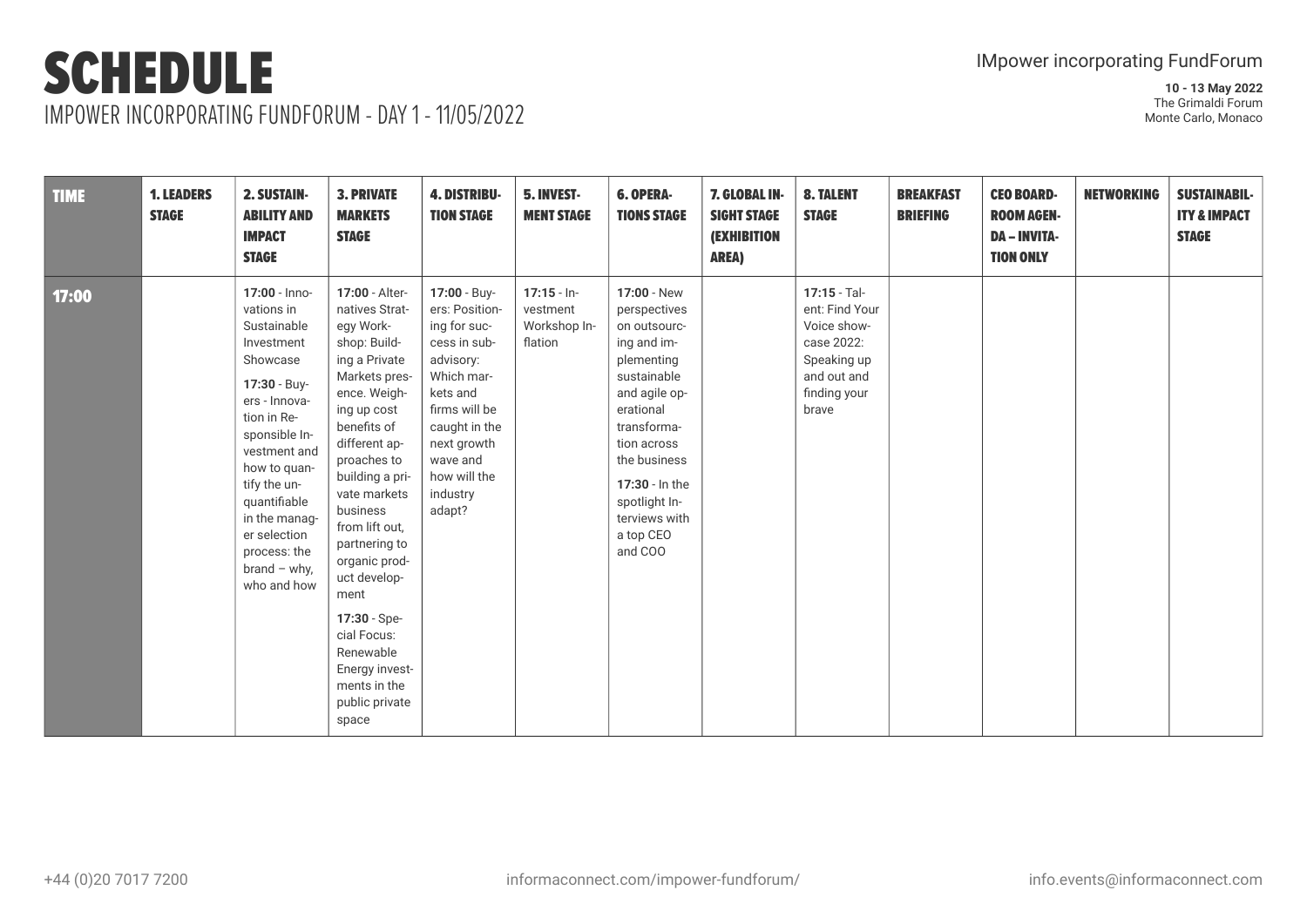# SCHEDULE

## IMPOWER INCORPORATING FUNDFORUM - DAY 1 - 11/05/2022

IMpower incorporating FundForum

**10 - 13 May 2022**
The Grimaldi Forum
Monte Carlo, Monaco

| TIME | 1. LEADERS STAGE | 2. SUSTAINABILITY AND IMPACT STAGE | 3. PRIVATE MARKETS STAGE | 4. DISTRIBUTION STAGE | 5. INVESTMENT STAGE | 6. OPERATIONS STAGE | 7. GLOBAL INSIGHT STAGE (EXHIBITION AREA) | 8. TALENT STAGE | BREAKFAST BRIEFING | CEO BOARDROOM AGENDA – INVITATION ONLY | NETWORKING | SUSTAINABILITY & IMPACT STAGE |
|---|---|---|---|---|---|---|---|---|---|---|---|---|
| **17:00** | | **17:00** - Innovations in Sustainable Investment Showcase<br><br>**17:30** - Buyers - Innovation in Responsible Investment and how to quantify the unquantifiable in the manager selection process: the brand – why, who and how | **17:00** - Alternatives Strategy Workshop: Building a Private Markets presence. Weighing up cost benefits of different approaches to building a private markets business from lift out, partnering to organic product development<br><br>**17:30** - Special Focus: Renewable Energy investments in the public private space | **17:00** - Buyers: Positioning for success in subadvisory: Which markets and firms will be caught in the next growth wave and how will the industry adapt? | **17:15** - Investment Workshop Inflation | **17:00** - New perspectives on outsourcing and implementing sustainable and agile operational transformation across the business<br><br>**17:30** - In the spotlight Interviews with a top CEO and COO | | **17:15** - Talent: Find Your Voice showcase 2022: Speaking up and out and finding your brave | | | | |

+44 (0)20 7017 7200 | informaconnect.com/impower-fundforum/ | info.events@informaconnect.com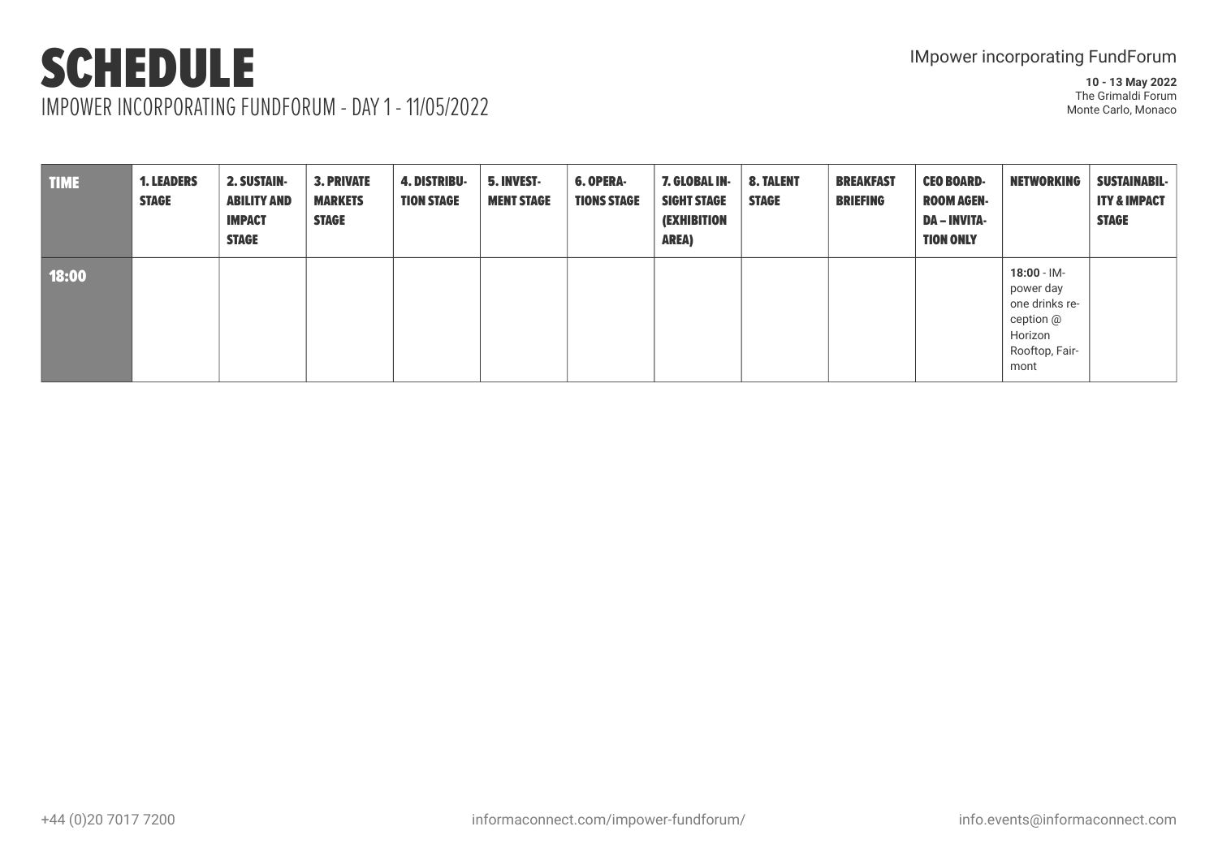# SCHEDULE

IMPOWER INCORPORATING FUNDFORUM - DAY 1 - 11/05/2022

IMpower incorporating FundForum

**10 - 13 May 2022**
The Grimaldi Forum
Monte Carlo, Monaco

| TIME | 1. LEADERS STAGE | 2. SUSTAINABILITY AND IMPACT STAGE | 3. PRIVATE MARKETS STAGE | 4. DISTRIBUTION STAGE | 5. INVESTMENT STAGE | 6. OPERATIONS STAGE | 7. GLOBAL INSIGHT STAGE (EXHIBITION AREA) | 8. TALENT STAGE | BREAKFAST BRIEFING | CEO BOARDROOM AGENDA – INVITATION ONLY | NETWORKING | SUSTAINABILITY & IMPACT STAGE |
|---|---|---|---|---|---|---|---|---|---|---|---|---|
| 18:00 | | | | | | | | | | | **18:00** - IMpower day one drinks reception @ Horizon Rooftop, Fairmont | |

+44 (0)20 7017 7200 informaconnect.com/impower-fundforum/ info.events@informaconnect.com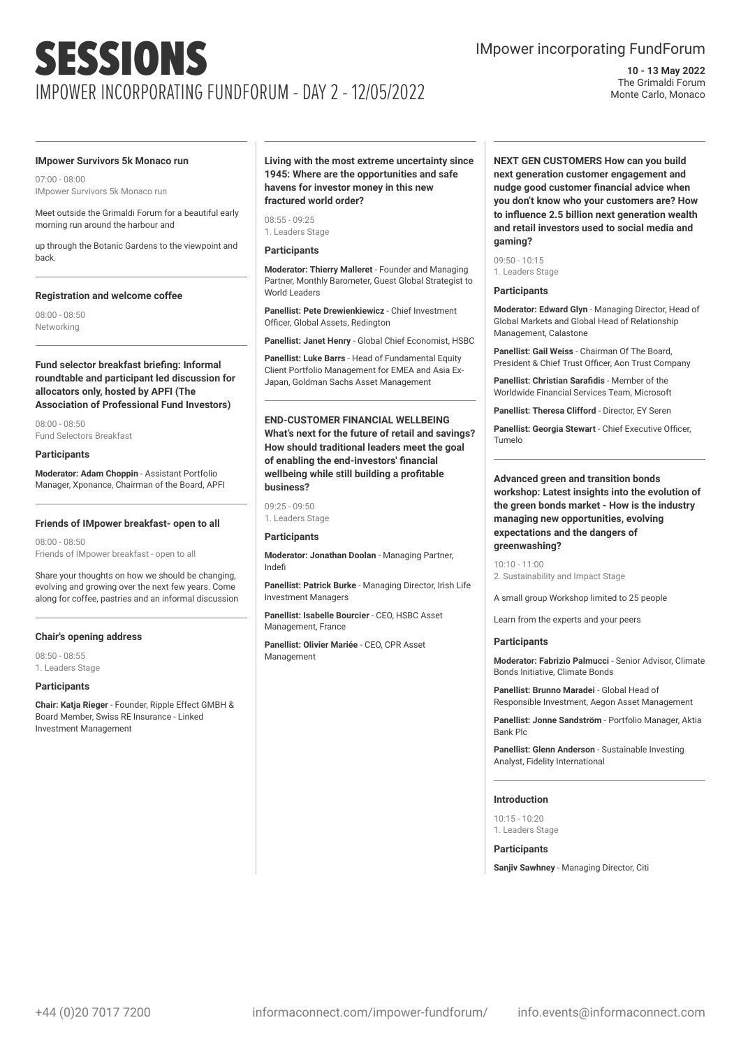# SESSIONS

## IMPOWER INCORPORATING FUNDFORUM - DAY 2 - 12/05/2022

IMpower incorporating FundForum

**10 - 13 May 2022**
The Grimaldi Forum
Monte Carlo, Monaco

---

### IMpower Survivors 5k Monaco run

07:00 - 08:00
IMpower Survivors 5k Monaco run

Meet outside the Grimaldi Forum for a beautiful early morning run around the harbour and

up through the Botanic Gardens to the viewpoint and back.

---

### Registration and welcome coffee

08:00 - 08:50
Networking

---

### Fund selector breakfast briefing: Informal roundtable and participant led discussion for allocators only, hosted by APFI (The Association of Professional Fund Investors)

08:00 - 08:50
Fund Selectors Breakfast

**Participants**

**Moderator: Adam Choppin** - Assistant Portfolio Manager, Xponance, Chairman of the Board, APFI

---

### Friends of IMpower breakfast- open to all

08:00 - 08:50
Friends of IMpower breakfast - open to all

Share your thoughts on how we should be changing, evolving and growing over the next few years. Come along for coffee, pastries and an informal discussion

---

### Chair's opening address

08:50 - 08:55
1. Leaders Stage

**Participants**

**Chair: Katja Rieger** - Founder, Ripple Effect GMBH & Board Member, Swiss RE Insurance - Linked Investment Management

---

### Living with the most extreme uncertainty since 1945: Where are the opportunities and safe havens for investor money in this new fractured world order?

08:55 - 09:25
1. Leaders Stage

**Participants**

**Moderator: Thierry Malleret** - Founder and Managing Partner, Monthly Barometer, Guest Global Strategist to World Leaders

**Panellist: Pete Drewienkiewicz** - Chief Investment Officer, Global Assets, Redington

**Panellist: Janet Henry** - Global Chief Economist, HSBC

**Panellist: Luke Barrs** - Head of Fundamental Equity Client Portfolio Management for EMEA and Asia Ex-Japan, Goldman Sachs Asset Management

---

### END-CUSTOMER FINANCIAL WELLBEING What's next for the future of retail and savings? How should traditional leaders meet the goal of enabling the end-investors' financial wellbeing while still building a profitable business?

09:25 - 09:50
1. Leaders Stage

**Participants**

**Moderator: Jonathan Doolan** - Managing Partner, Indefi

**Panellist: Patrick Burke** - Managing Director, Irish Life Investment Managers

**Panellist: Isabelle Bourcier** - CEO, HSBC Asset Management, France

**Panellist: Olivier Mariée** - CEO, CPR Asset Management

---

### NEXT GEN CUSTOMERS How can you build next generation customer engagement and nudge good customer financial advice when you don't know who your customers are? How to influence 2.5 billion next generation wealth and retail investors used to social media and gaming?

09:50 - 10:15
1. Leaders Stage

**Participants**

**Moderator: Edward Glyn** - Managing Director, Head of Global Markets and Global Head of Relationship Management, Calastone

**Panellist: Gail Weiss** - Chairman Of The Board, President & Chief Trust Officer, Aon Trust Company

**Panellist: Christian Sarafidis** - Member of the Worldwide Financial Services Team, Microsoft

**Panellist: Theresa Clifford** - Director, EY Seren

**Panellist: Georgia Stewart** - Chief Executive Officer, Tumelo

---

### Advanced green and transition bonds workshop: Latest insights into the evolution of the green bonds market - How is the industry managing new opportunities, evolving expectations and the dangers of greenwashing?

10:10 - 11:00
2. Sustainability and Impact Stage

A small group Workshop limited to 25 people

Learn from the experts and your peers

**Participants**

**Moderator: Fabrizio Palmucci** - Senior Advisor, Climate Bonds Initiative, Climate Bonds

**Panellist: Brunno Maradei** - Global Head of Responsible Investment, Aegon Asset Management

**Panellist: Jonne Sandström** - Portfolio Manager, Aktia Bank Plc

**Panellist: Glenn Anderson** - Sustainable Investing Analyst, Fidelity International

---

### Introduction

10:15 - 10:20
1. Leaders Stage

**Participants**

**Sanjiv Sawhney** - Managing Director, Citi

---

+44 (0)20 7017 7200 informaconnect.com/impower-fundforum/ info.events@informaconnect.com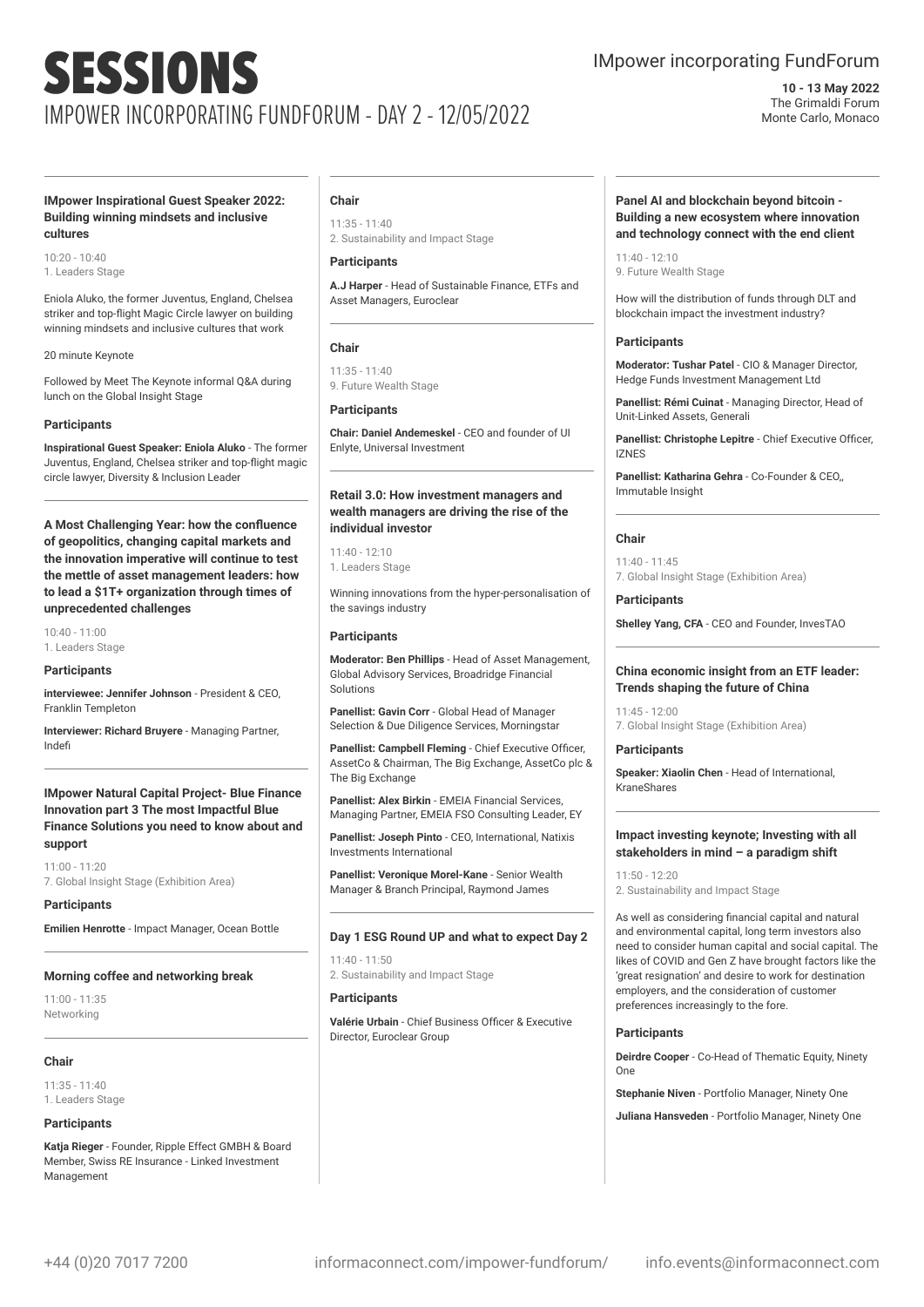# SESSIONS

## IMPOWER INCORPORATING FUNDFORUM - DAY 2 - 12/05/2022

IMpower incorporating FundForum

**10 - 13 May 2022**
The Grimaldi Forum
Monte Carlo, Monaco

---

### IMpower Inspirational Guest Speaker 2022: Building winning mindsets and inclusive cultures

10:20 - 10:40
1. Leaders Stage

Eniola Aluko, the former Juventus, England, Chelsea striker and top-flight Magic Circle lawyer on building winning mindsets and inclusive cultures that work

20 minute Keynote

Followed by Meet The Keynote informal Q&A during lunch on the Global Insight Stage

**Participants**

**Inspirational Guest Speaker: Eniola Aluko** - The former Juventus, England, Chelsea striker and top-flight magic circle lawyer, Diversity & Inclusion Leader

---

### A Most Challenging Year: how the confluence of geopolitics, changing capital markets and the innovation imperative will continue to test the mettle of asset management leaders: how to lead a $1T+ organization through times of unprecedented challenges

10:40 - 11:00
1. Leaders Stage

**Participants**

**interviewee: Jennifer Johnson** - President & CEO, Franklin Templeton

**Interviewer: Richard Bruyere** - Managing Partner, Indefi

---

### IMpower Natural Capital Project- Blue Finance Innovation part 3 The most Impactful Blue Finance Solutions you need to know about and support

11:00 - 11:20
7. Global Insight Stage (Exhibition Area)

**Participants**

**Emilien Henrotte** - Impact Manager, Ocean Bottle

---

### Morning coffee and networking break

11:00 - 11:35
Networking

---

### Chair

11:35 - 11:40
1. Leaders Stage

**Participants**

**Katja Rieger** - Founder, Ripple Effect GMBH & Board Member, Swiss RE Insurance - Linked Investment Management

---

### Chair

11:35 - 11:40
2. Sustainability and Impact Stage

**Participants**

**A.J Harper** - Head of Sustainable Finance, ETFs and Asset Managers, Euroclear

---

### Chair

11:35 - 11:40
9. Future Wealth Stage

**Participants**

**Chair: Daniel Andemeskel** - CEO and founder of UI Enlyte, Universal Investment

---

### Retail 3.0: How investment managers and wealth managers are driving the rise of the individual investor

11:40 - 12:10
1. Leaders Stage

Winning innovations from the hyper-personalisation of the savings industry

**Participants**

**Moderator: Ben Phillips** - Head of Asset Management, Global Advisory Services, Broadridge Financial Solutions

**Panellist: Gavin Corr** - Global Head of Manager Selection & Due Diligence Services, Morningstar

**Panellist: Campbell Fleming** - Chief Executive Officer, AssetCo & Chairman, The Big Exchange, AssetCo plc & The Big Exchange

**Panellist: Alex Birkin** - EMEIA Financial Services, Managing Partner, EMEIA FSO Consulting Leader, EY

**Panellist: Joseph Pinto** - CEO, International, Natixis Investments International

**Panellist: Veronique Morel-Kane** - Senior Wealth Manager & Branch Principal, Raymond James

---

### Day 1 ESG Round UP and what to expect Day 2

11:40 - 11:50
2. Sustainability and Impact Stage

**Participants**

**Valérie Urbain** - Chief Business Officer & Executive Director, Euroclear Group

---

### Panel AI and blockchain beyond bitcoin - Building a new ecosystem where innovation and technology connect with the end client

11:40 - 12:10
9. Future Wealth Stage

How will the distribution of funds through DLT and blockchain impact the investment industry?

**Participants**

**Moderator: Tushar Patel** - CIO & Manager Director, Hedge Funds Investment Management Ltd

**Panellist: Rémi Cuinat** - Managing Director, Head of Unit-Linked Assets, Generali

**Panellist: Christophe Lepitre** - Chief Executive Officer, IZNES

**Panellist: Katharina Gehra** - Co-Founder & CEO,, Immutable Insight

---

### Chair

11:40 - 11:45
7. Global Insight Stage (Exhibition Area)

**Participants**

**Shelley Yang, CFA** - CEO and Founder, InvesTAO

---

### China economic insight from an ETF leader: Trends shaping the future of China

11:45 - 12:00
7. Global Insight Stage (Exhibition Area)

**Participants**

**Speaker: Xiaolin Chen** - Head of International, KraneShares

---

### Impact investing keynote; Investing with all stakeholders in mind – a paradigm shift

11:50 - 12:20
2. Sustainability and Impact Stage

As well as considering financial capital and natural and environmental capital, long term investors also need to consider human capital and social capital. The likes of COVID and Gen Z have brought factors like the 'great resignation' and desire to work for destination employers, and the consideration of customer preferences increasingly to the fore.

**Participants**

**Deirdre Cooper** - Co-Head of Thematic Equity, Ninety One

**Stephanie Niven** - Portfolio Manager, Ninety One

**Juliana Hansveden** - Portfolio Manager, Ninety One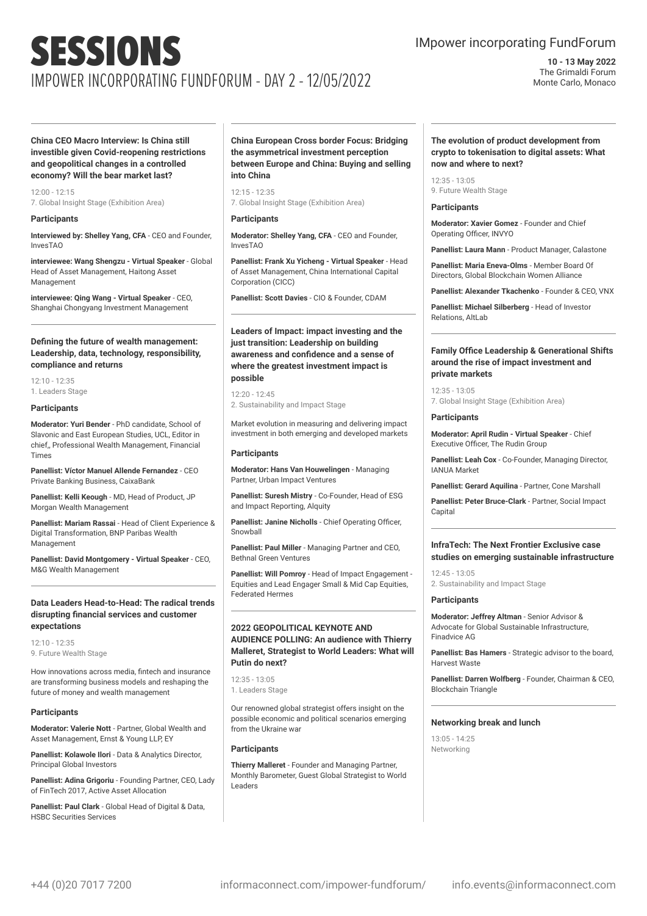# SESSIONS

## IMPOWER INCORPORATING FUNDFORUM - DAY 2 - 12/05/2022

IMpower incorporating FundForum

**10 - 13 May 2022**
The Grimaldi Forum
Monte Carlo, Monaco

### China CEO Macro Interview: Is China still investible given Covid-reopening restrictions and geopolitical changes in a controlled economy? Will the bear market last?

12:00 - 12:15
7. Global Insight Stage (Exhibition Area)

**Participants**

**Interviewed by: Shelley Yang, CFA** - CEO and Founder, InvesTAO

**interviewee: Wang Shengzu - Virtual Speaker** - Global Head of Asset Management, Haitong Asset Management

**interviewee: Qing Wang - Virtual Speaker** - CEO, Shanghai Chongyang Investment Management

### Defining the future of wealth management: Leadership, data, technology, responsibility, compliance and returns

12:10 - 12:35
1. Leaders Stage

**Participants**

**Moderator: Yuri Bender** - PhD candidate, School of Slavonic and East European Studies, UCL, Editor in chief,, Professional Wealth Management, Financial Times

**Panellist: Víctor Manuel Allende Fernandez** - CEO Private Banking Business, CaixaBank

**Panellist: Kelli Keough** - MD, Head of Product, JP Morgan Wealth Management

**Panellist: Mariam Rassai** - Head of Client Experience & Digital Transformation, BNP Paribas Wealth Management

**Panellist: David Montgomery - Virtual Speaker** - CEO, M&G Wealth Management

### Data Leaders Head-to-Head: The radical trends disrupting financial services and customer expectations

12:10 - 12:35
9. Future Wealth Stage

How innovations across media, fintech and insurance are transforming business models and reshaping the future of money and wealth management

**Participants**

**Moderator: Valerie Nott** - Partner, Global Wealth and Asset Management, Ernst & Young LLP, EY

**Panellist: Kolawole Ilori** - Data & Analytics Director, Principal Global Investors

**Panellist: Adina Grigoriu** - Founding Partner, CEO, Lady of FinTech 2017, Active Asset Allocation

**Panellist: Paul Clark** - Global Head of Digital & Data, HSBC Securities Services

### China European Cross border Focus: Bridging the asymmetrical investment perception between Europe and China: Buying and selling into China

12:15 - 12:35
7. Global Insight Stage (Exhibition Area)

**Participants**

**Moderator: Shelley Yang, CFA** - CEO and Founder, InvesTAO

**Panellist: Frank Xu Yicheng - Virtual Speaker** - Head of Asset Management, China International Capital Corporation (CICC)

**Panellist: Scott Davies** - CIO & Founder, CDAM

### Leaders of Impact: impact investing and the just transition: Leadership on building awareness and confidence and a sense of where the greatest investment impact is possible

12:20 - 12:45
2. Sustainability and Impact Stage

Market evolution in measuring and delivering impact investment in both emerging and developed markets

**Participants**

**Moderator: Hans Van Houwelingen** - Managing Partner, Urban Impact Ventures

**Panellist: Suresh Mistry** - Co-Founder, Head of ESG and Impact Reporting, Alquity

**Panellist: Janine Nicholls** - Chief Operating Officer, Snowball

**Panellist: Paul Miller** - Managing Partner and CEO, Bethnal Green Ventures

**Panellist: Will Pomroy** - Head of Impact Engagement - Equities and Lead Engager Small & Mid Cap Equities, Federated Hermes

### 2022 GEOPOLITICAL KEYNOTE AND AUDIENCE POLLING: An audience with Thierry Malleret, Strategist to World Leaders: What will Putin do next?

12:35 - 13:05
1. Leaders Stage

Our renowned global strategist offers insight on the possible economic and political scenarios emerging from the Ukraine war

**Participants**

**Thierry Malleret** - Founder and Managing Partner, Monthly Barometer, Guest Global Strategist to World Leaders

### The evolution of product development from crypto to tokenisation to digital assets: What now and where to next?

12:35 - 13:05
9. Future Wealth Stage

**Participants**

**Moderator: Xavier Gomez** - Founder and Chief Operating Officer, INVYO

**Panellist: Laura Mann** - Product Manager, Calastone

**Panellist: Maria Eneva-Olms** - Member Board Of Directors, Global Blockchain Women Alliance

**Panellist: Alexander Tkachenko** - Founder & CEO, VNX

**Panellist: Michael Silberberg** - Head of Investor Relations, AltLab

### Family Office Leadership & Generational Shifts around the rise of impact investment and private markets

12:35 - 13:05
7. Global Insight Stage (Exhibition Area)

**Participants**

**Moderator: April Rudin - Virtual Speaker** - Chief Executive Officer, The Rudin Group

**Panellist: Leah Cox** - Co-Founder, Managing Director, IANUA Market

**Panellist: Gerard Aquilina** - Partner, Cone Marshall

**Panellist: Peter Bruce-Clark** - Partner, Social Impact Capital

### InfraTech: The Next Frontier Exclusive case studies on emerging sustainable infrastructure

12:45 - 13:05
2. Sustainability and Impact Stage

**Participants**

**Moderator: Jeffrey Altman** - Senior Advisor & Advocate for Global Sustainable Infrastructure, Finadvice AG

**Panellist: Bas Hamers** - Strategic advisor to the board, Harvest Waste

**Panellist: Darren Wolfberg** - Founder, Chairman & CEO, Blockchain Triangle

### Networking break and lunch

13:05 - 14:25
Networking

+44 (0)20 7017 7200 informaconnect.com/impower-fundforum/ info.events@informaconnect.com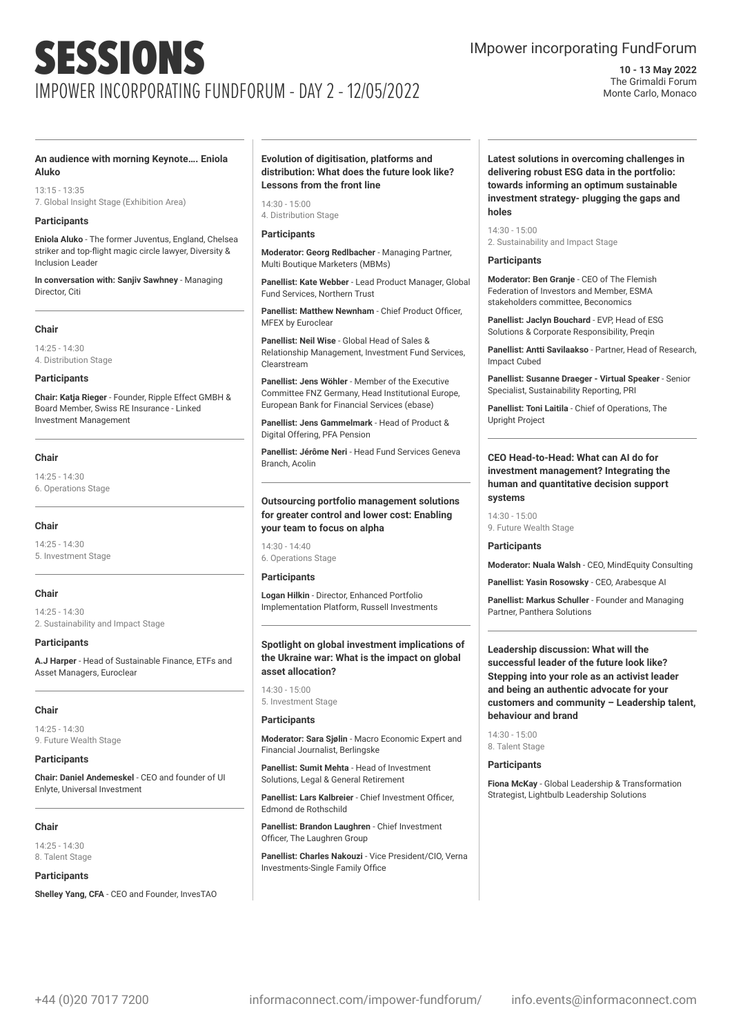# SESSIONS

## IMPOWER INCORPORATING FUNDFORUM - DAY 2 - 12/05/2022

IMpower incorporating FundForum

**10 - 13 May 2022**
The Grimaldi Forum
Monte Carlo, Monaco

---

**An audience with morning Keynote…. Eniola Aluko**

13:15 - 13:35
7. Global Insight Stage (Exhibition Area)

**Participants**

**Eniola Aluko** - The former Juventus, England, Chelsea striker and top-flight magic circle lawyer, Diversity & Inclusion Leader

**In conversation with: Sanjiv Sawhney** - Managing Director, Citi

---

**Chair**

14:25 - 14:30
4. Distribution Stage

**Participants**

**Chair: Katja Rieger** - Founder, Ripple Effect GMBH & Board Member, Swiss RE Insurance - Linked Investment Management

---

**Chair**

14:25 - 14:30
6. Operations Stage

---

**Chair**

14:25 - 14:30
5. Investment Stage

---

**Chair**

14:25 - 14:30
2. Sustainability and Impact Stage

**Participants**

**A.J Harper** - Head of Sustainable Finance, ETFs and Asset Managers, Euroclear

---

**Chair**

14:25 - 14:30
9. Future Wealth Stage

**Participants**

**Chair: Daniel Andemeskel** - CEO and founder of UI Enlyte, Universal Investment

---

**Chair**

14:25 - 14:30
8. Talent Stage

**Participants**

**Shelley Yang, CFA** - CEO and Founder, InvesTAO

---

**Evolution of digitisation, platforms and distribution: What does the future look like? Lessons from the front line**

14:30 - 15:00
4. Distribution Stage

**Participants**

**Moderator: Georg Redlbacher** - Managing Partner, Multi Boutique Marketers (MBMs)

**Panellist: Kate Webber** - Lead Product Manager, Global Fund Services, Northern Trust

**Panellist: Matthew Newnham** - Chief Product Officer, MFEX by Euroclear

**Panellist: Neil Wise** - Global Head of Sales & Relationship Management, Investment Fund Services, Clearstream

**Panellist: Jens Wöhler** - Member of the Executive Committee FNZ Germany, Head Institutional Europe, European Bank for Financial Services (ebase)

**Panellist: Jens Gammelmark** - Head of Product & Digital Offering, PFA Pension

**Panellist: Jérôme Neri** - Head Fund Services Geneva Branch, Acolin

---

**Outsourcing portfolio management solutions for greater control and lower cost: Enabling your team to focus on alpha**

14:30 - 14:40
6. Operations Stage

**Participants**

**Logan Hilkin** - Director, Enhanced Portfolio Implementation Platform, Russell Investments

---

**Spotlight on global investment implications of the Ukraine war: What is the impact on global asset allocation?**

14:30 - 15:00
5. Investment Stage

**Participants**

**Moderator: Sara Sjølin** - Macro Economic Expert and Financial Journalist, Berlingske

**Panellist: Sumit Mehta** - Head of Investment Solutions, Legal & General Retirement

**Panellist: Lars Kalbreier** - Chief Investment Officer, Edmond de Rothschild

**Panellist: Brandon Laughren** - Chief Investment Officer, The Laughren Group

**Panellist: Charles Nakouzi** - Vice President/CIO, Verna Investments-Single Family Office

---

**Latest solutions in overcoming challenges in delivering robust ESG data in the portfolio: towards informing an optimum sustainable investment strategy- plugging the gaps and holes**

14:30 - 15:00
2. Sustainability and Impact Stage

**Participants**

**Moderator: Ben Granje** - CEO of The Flemish Federation of Investors and Member, ESMA stakeholders committee, Beconomics

**Panellist: Jaclyn Bouchard** - EVP, Head of ESG Solutions & Corporate Responsibility, Preqin

**Panellist: Antti Savilaakso** - Partner, Head of Research, Impact Cubed

**Panellist: Susanne Draeger - Virtual Speaker** - Senior Specialist, Sustainability Reporting, PRI

**Panellist: Toni Laitila** - Chief of Operations, The Upright Project

---

**CEO Head-to-Head: What can AI do for investment management? Integrating the human and quantitative decision support systems**

14:30 - 15:00
9. Future Wealth Stage

**Participants**

**Moderator: Nuala Walsh** - CEO, MindEquity Consulting

**Panellist: Yasin Rosowsky** - CEO, Arabesque AI

**Panellist: Markus Schuller** - Founder and Managing Partner, Panthera Solutions

---

**Leadership discussion: What will the successful leader of the future look like? Stepping into your role as an activist leader and being an authentic advocate for your customers and community – Leadership talent, behaviour and brand**

14:30 - 15:00
8. Talent Stage

**Participants**

**Fiona McKay** - Global Leadership & Transformation Strategist, Lightbulb Leadership Solutions

---

+44 (0)20 7017 7200 informaconnect.com/impower-fundforum/ info.events@informaconnect.com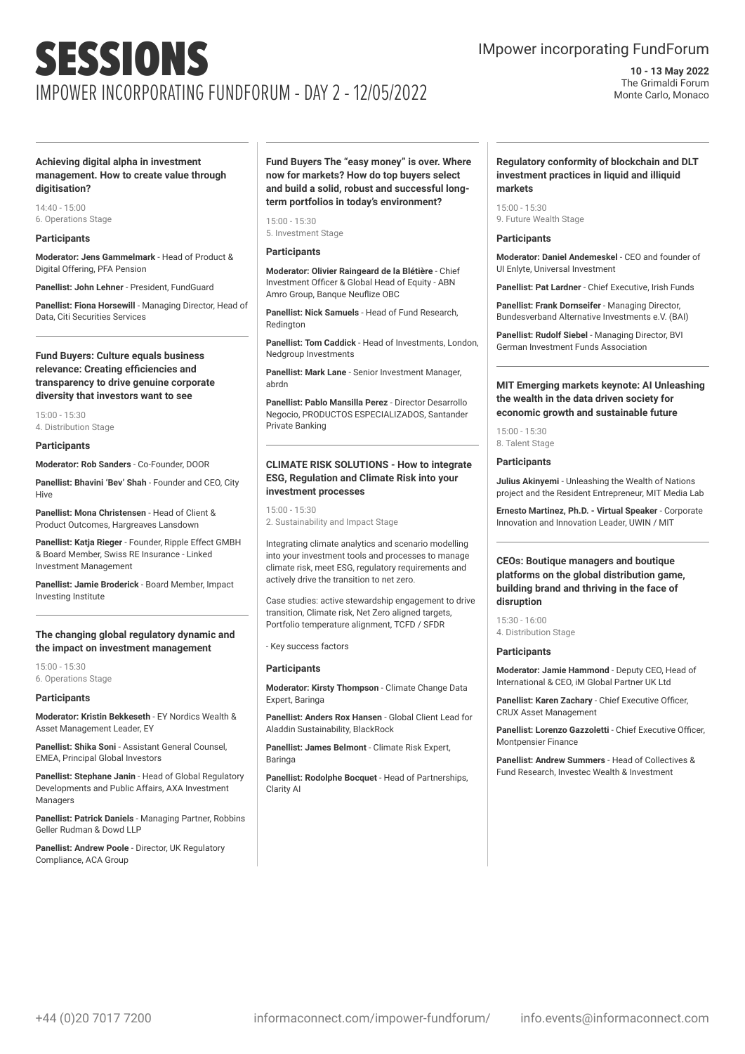# SESSIONS

## IMPOWER INCORPORATING FUNDFORUM - DAY 2 - 12/05/2022

IMpower incorporating FundForum

**10 - 13 May 2022**
The Grimaldi Forum
Monte Carlo, Monaco

### Achieving digital alpha in investment management. How to create value through digitisation?

14:40 - 15:00
6. Operations Stage

**Participants**

**Moderator: Jens Gammelmark** - Head of Product & Digital Offering, PFA Pension

**Panellist: John Lehner** - President, FundGuard

**Panellist: Fiona Horsewill** - Managing Director, Head of Data, Citi Securities Services

### Fund Buyers: Culture equals business relevance: Creating efficiencies and transparency to drive genuine corporate diversity that investors want to see

15:00 - 15:30
4. Distribution Stage

**Participants**

**Moderator: Rob Sanders** - Co-Founder, DOOR

**Panellist: Bhavini 'Bev' Shah** - Founder and CEO, City Hive

**Panellist: Mona Christensen** - Head of Client & Product Outcomes, Hargreaves Lansdown

**Panellist: Katja Rieger** - Founder, Ripple Effect GMBH & Board Member, Swiss RE Insurance - Linked Investment Management

**Panellist: Jamie Broderick** - Board Member, Impact Investing Institute

### The changing global regulatory dynamic and the impact on investment management

15:00 - 15:30
6. Operations Stage

**Participants**

**Moderator: Kristin Bekkeseth** - EY Nordics Wealth & Asset Management Leader, EY

**Panellist: Shika Soni** - Assistant General Counsel, EMEA, Principal Global Investors

**Panellist: Stephane Janin** - Head of Global Regulatory Developments and Public Affairs, AXA Investment Managers

**Panellist: Patrick Daniels** - Managing Partner, Robbins Geller Rudman & Dowd LLP

**Panellist: Andrew Poole** - Director, UK Regulatory Compliance, ACA Group

### Fund Buyers The "easy money" is over. Where now for markets? How do top buyers select and build a solid, robust and successful long-term portfolios in today's environment?

15:00 - 15:30
5. Investment Stage

**Participants**

**Moderator: Olivier Raingeard de la Blétière** - Chief Investment Officer & Global Head of Equity - ABN Amro Group, Banque Neuflize OBC

**Panellist: Nick Samuels** - Head of Fund Research, Redington

**Panellist: Tom Caddick** - Head of Investments, London, Nedgroup Investments

**Panellist: Mark Lane** - Senior Investment Manager, abrdn

**Panellist: Pablo Mansilla Perez** - Director Desarrollo Negocio, PRODUCTOS ESPECIALIZADOS, Santander Private Banking

### CLIMATE RISK SOLUTIONS - How to integrate ESG, Regulation and Climate Risk into your investment processes

15:00 - 15:30
2. Sustainability and Impact Stage

Integrating climate analytics and scenario modelling into your investment tools and processes to manage climate risk, meet ESG, regulatory requirements and actively drive the transition to net zero.

Case studies: active stewardship engagement to drive transition, Climate risk, Net Zero aligned targets, Portfolio temperature alignment, TCFD / SFDR

- Key success factors

**Participants**

**Moderator: Kirsty Thompson** - Climate Change Data Expert, Baringa

**Panellist: Anders Rox Hansen** - Global Client Lead for Aladdin Sustainability, BlackRock

**Panellist: James Belmont** - Climate Risk Expert, Baringa

**Panellist: Rodolphe Bocquet** - Head of Partnerships, Clarity AI

### Regulatory conformity of blockchain and DLT investment practices in liquid and illiquid markets

15:00 - 15:30
9. Future Wealth Stage

**Participants**

**Moderator: Daniel Andemeskel** - CEO and founder of UI Enlyte, Universal Investment

**Panellist: Pat Lardner** - Chief Executive, Irish Funds

**Panellist: Frank Dornseifer** - Managing Director, Bundesverband Alternative Investments e.V. (BAI)

**Panellist: Rudolf Siebel** - Managing Director, BVI German Investment Funds Association

### MIT Emerging markets keynote: AI Unleashing the wealth in the data driven society for economic growth and sustainable future

15:00 - 15:30
8. Talent Stage

**Participants**

**Julius Akinyemi** - Unleashing the Wealth of Nations project and the Resident Entrepreneur, MIT Media Lab

**Ernesto Martinez, Ph.D. - Virtual Speaker** - Corporate Innovation and Innovation Leader, UWIN / MIT

### CEOs: Boutique managers and boutique platforms on the global distribution game, building brand and thriving in the face of disruption

15:30 - 16:00
4. Distribution Stage

**Participants**

**Moderator: Jamie Hammond** - Deputy CEO, Head of International & CEO, iM Global Partner UK Ltd

**Panellist: Karen Zachary** - Chief Executive Officer, CRUX Asset Management

**Panellist: Lorenzo Gazzoletti** - Chief Executive Officer, Montpensier Finance

**Panellist: Andrew Summers** - Head of Collectives & Fund Research, Investec Wealth & Investment

+44 (0)20 7017 7200 informaconnect.com/impower-fundforum/ info.events@informaconnect.com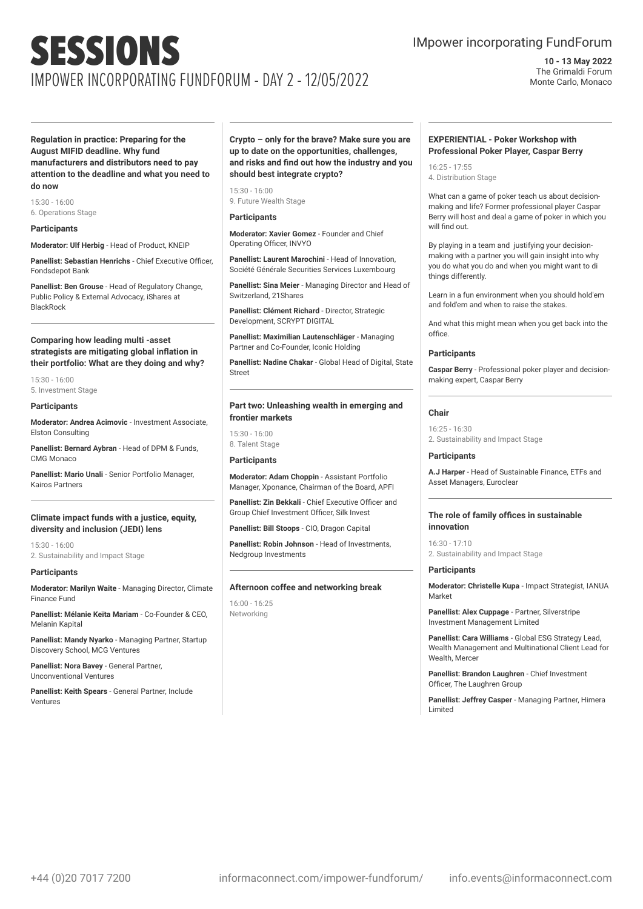# SESSIONS

## IMPOWER INCORPORATING FUNDFORUM - DAY 2 - 12/05/2022

IMpower incorporating FundForum

**10 - 13 May 2022**
The Grimaldi Forum
Monte Carlo, Monaco

---

### Regulation in practice: Preparing for the August MIFID deadline. Why fund manufacturers and distributors need to pay attention to the deadline and what you need to do now

15:30 - 16:00
6. Operations Stage

**Participants**

**Moderator: Ulf Herbig** - Head of Product, KNEIP

**Panellist: Sebastian Henrichs** - Chief Executive Officer, Fondsdepot Bank

**Panellist: Ben Grouse** - Head of Regulatory Change, Public Policy & External Advocacy, iShares at BlackRock

---

### Comparing how leading multi -asset strategists are mitigating global inflation in their portfolio: What are they doing and why?

15:30 - 16:00
5. Investment Stage

**Participants**

**Moderator: Andrea Acimovic** - Investment Associate, Elston Consulting

**Panellist: Bernard Aybran** - Head of DPM & Funds, CMG Monaco

**Panellist: Mario Unali** - Senior Portfolio Manager, Kairos Partners

---

### Climate impact funds with a justice, equity, diversity and inclusion (JEDI) lens

15:30 - 16:00
2. Sustainability and Impact Stage

**Participants**

**Moderator: Marilyn Waite** - Managing Director, Climate Finance Fund

**Panellist: Mélanie Keïta Mariam** - Co-Founder & CEO, Melanin Kapital

**Panellist: Mandy Nyarko** - Managing Partner, Startup Discovery School, MCG Ventures

**Panellist: Nora Bavey** - General Partner, Unconventional Ventures

**Panellist: Keith Spears** - General Partner, Include Ventures

---

### Crypto – only for the brave? Make sure you are up to date on the opportunities, challenges, and risks and find out how the industry and you should best integrate crypto?

15:30 - 16:00
9. Future Wealth Stage

**Participants**

**Moderator: Xavier Gomez** - Founder and Chief Operating Officer, INVYO

**Panellist: Laurent Marochini** - Head of Innovation, Société Générale Securities Services Luxembourg

**Panellist: Sina Meier** - Managing Director and Head of Switzerland, 21Shares

**Panellist: Clément Richard** - Director, Strategic Development, SCRYPT DIGITAL

**Panellist: Maximilian Lautenschläger** - Managing Partner and Co-Founder, Iconic Holding

**Panellist: Nadine Chakar** - Global Head of Digital, State Street

---

### Part two: Unleashing wealth in emerging and frontier markets

15:30 - 16:00
8. Talent Stage

**Participants**

**Moderator: Adam Choppin** - Assistant Portfolio Manager, Xponance, Chairman of the Board, APFI

**Panellist: Zin Bekkali** - Chief Executive Officer and Group Chief Investment Officer, Silk Invest

**Panellist: Bill Stoops** - CIO, Dragon Capital

**Panellist: Robin Johnson** - Head of Investments, Nedgroup Investments

---

### Afternoon coffee and networking break

16:00 - 16:25
Networking

---

### EXPERIENTIAL - Poker Workshop with Professional Poker Player, Caspar Berry

16:25 - 17:55
4. Distribution Stage

What can a game of poker teach us about decision-making and life? Former professional player Caspar Berry will host and deal a game of poker in which you will find out.

By playing in a team and justifying your decision-making with a partner you will gain insight into why you do what you do and when you might want to di things differently.

Learn in a fun environment when you should hold'em and fold'em and when to raise the stakes.

And what this might mean when you get back into the office.

**Participants**

**Caspar Berry** - Professional poker player and decision-making expert, Caspar Berry

---

### Chair

16:25 - 16:30
2. Sustainability and Impact Stage

**Participants**

**A.J Harper** - Head of Sustainable Finance, ETFs and Asset Managers, Euroclear

---

### The role of family offices in sustainable innovation

16:30 - 17:10
2. Sustainability and Impact Stage

**Participants**

**Moderator: Christelle Kupa** - Impact Strategist, IANUA Market

**Panellist: Alex Cuppage** - Partner, Silverstripe Investment Management Limited

**Panellist: Cara Williams** - Global ESG Strategy Lead, Wealth Management and Multinational Client Lead for Wealth, Mercer

**Panellist: Brandon Laughren** - Chief Investment Officer, The Laughren Group

**Panellist: Jeffrey Casper** - Managing Partner, Himera Limited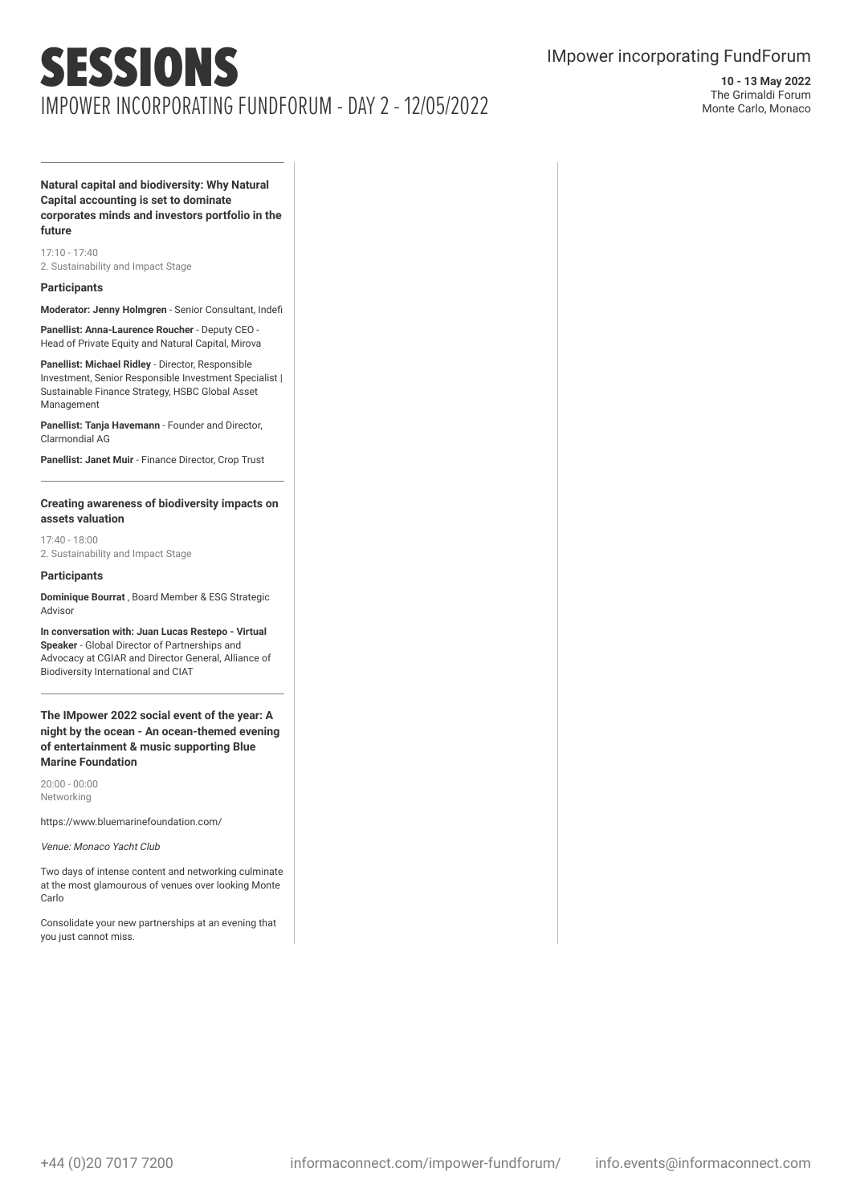# SESSIONS

IMPOWER INCORPORATING FUNDFORUM - DAY 2 - 12/05/2022

### Natural capital and biodiversity: Why Natural Capital accounting is set to dominate corporates minds and investors portfolio in the future

17:10 - 17:40
2. Sustainability and Impact Stage

**Participants**

**Moderator: Jenny Holmgren** - Senior Consultant, Indefi

**Panellist: Anna-Laurence Roucher** - Deputy CEO - Head of Private Equity and Natural Capital, Mirova

**Panellist: Michael Ridley** - Director, Responsible Investment, Senior Responsible Investment Specialist | Sustainable Finance Strategy, HSBC Global Asset Management

**Panellist: Tanja Havemann** - Founder and Director, Clarmondial AG

**Panellist: Janet Muir** - Finance Director, Crop Trust

---

### Creating awareness of biodiversity impacts on assets valuation

17:40 - 18:00
2. Sustainability and Impact Stage

**Participants**

**Dominique Bourrat** , Board Member & ESG Strategic Advisor

**In conversation with: Juan Lucas Restepo - Virtual Speaker** - Global Director of Partnerships and Advocacy at CGIAR and Director General, Alliance of Biodiversity International and CIAT

---

### The IMpower 2022 social event of the year: A night by the ocean - An ocean-themed evening of entertainment & music supporting Blue Marine Foundation

20:00 - 00:00
Networking

https://www.bluemarinefoundation.com/

*Venue: Monaco Yacht Club*

Two days of intense content and networking culminate at the most glamourous of venues over looking Monte Carlo

Consolidate your new partnerships at an evening that you just cannot miss.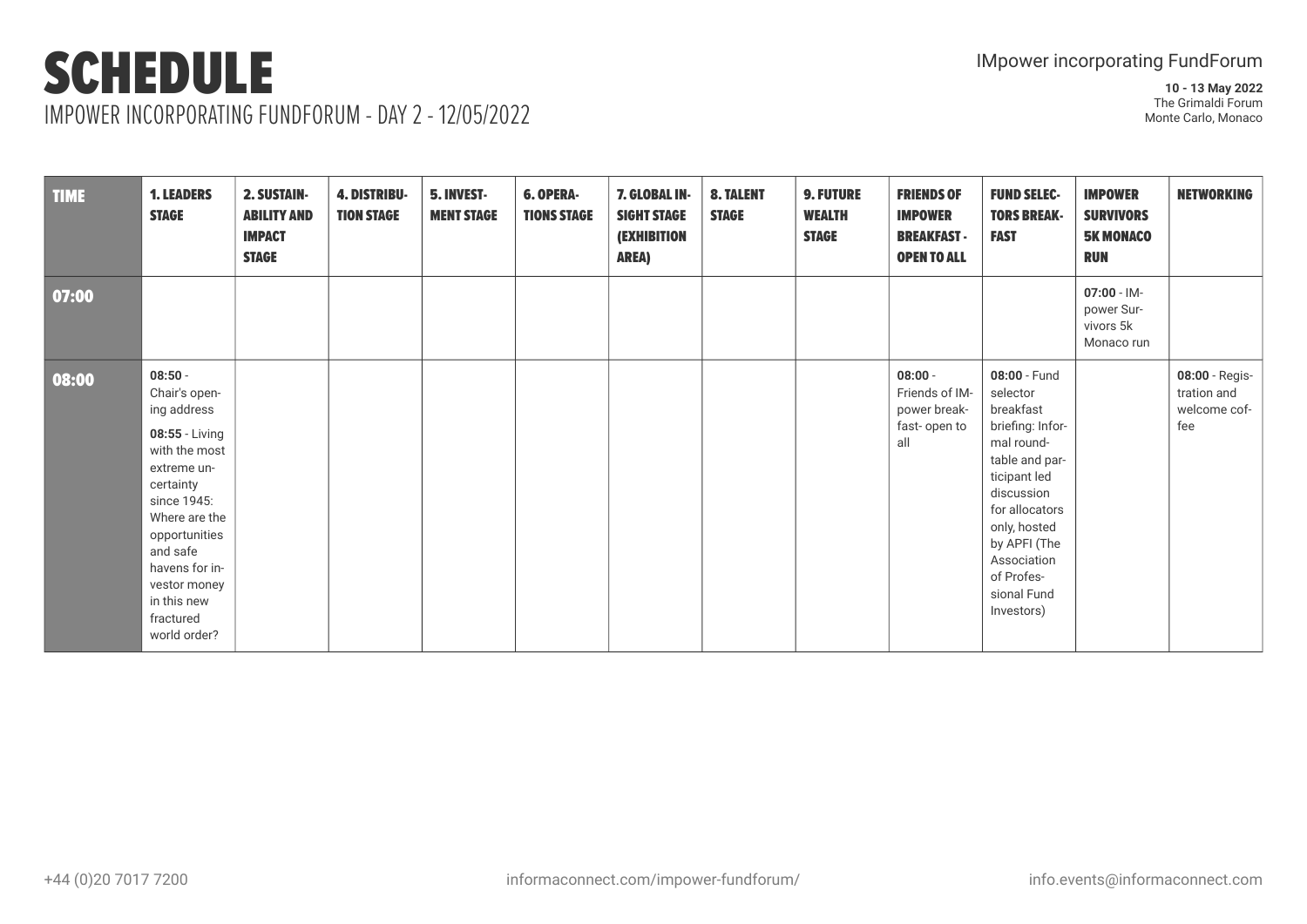# SCHEDULE

## IMPOWER INCORPORATING FUNDFORUM - DAY 2 - 12/05/2022

IMpower incorporating FundForum

**10 - 13 May 2022**
The Grimaldi Forum
Monte Carlo, Monaco

| TIME | 1. LEADERS STAGE | 2. SUSTAINABILITY AND IMPACT STAGE | 4. DISTRIBUTION STAGE | 5. INVESTMENT STAGE | 6. OPERATIONS STAGE | 7. GLOBAL INSIGHT STAGE (EXHIBITION AREA) | 8. TALENT STAGE | 9. FUTURE WEALTH STAGE | FRIENDS OF IMPOWER BREAKFAST - OPEN TO ALL | FUND SELECTORS BREAKFAST | IMPOWER SURVIVORS 5K MONACO RUN | NETWORKING |
|---|---|---|---|---|---|---|---|---|---|---|---|---|
| 07:00 | | | | | | | | | | | **07:00** - IMpower Survivors 5k Monaco run | |
| 08:00 | **08:50** - Chair's opening address<br>**08:55** - Living with the most extreme uncertainty since 1945: Where are the opportunities and safe havens for investor money in this new fractured world order? | | | | | | | | **08:00** - Friends of IMpower breakfast- open to all | **08:00** - Fund selector breakfast briefing: Informal roundtable and participant led discussion for allocators only, hosted by APFI (The Association of Professional Fund Investors) | | **08:00** - Registration and welcome coffee |

+44 (0)20 7017 7200 | informaconnect.com/impower-fundforum/ | info.events@informaconnect.com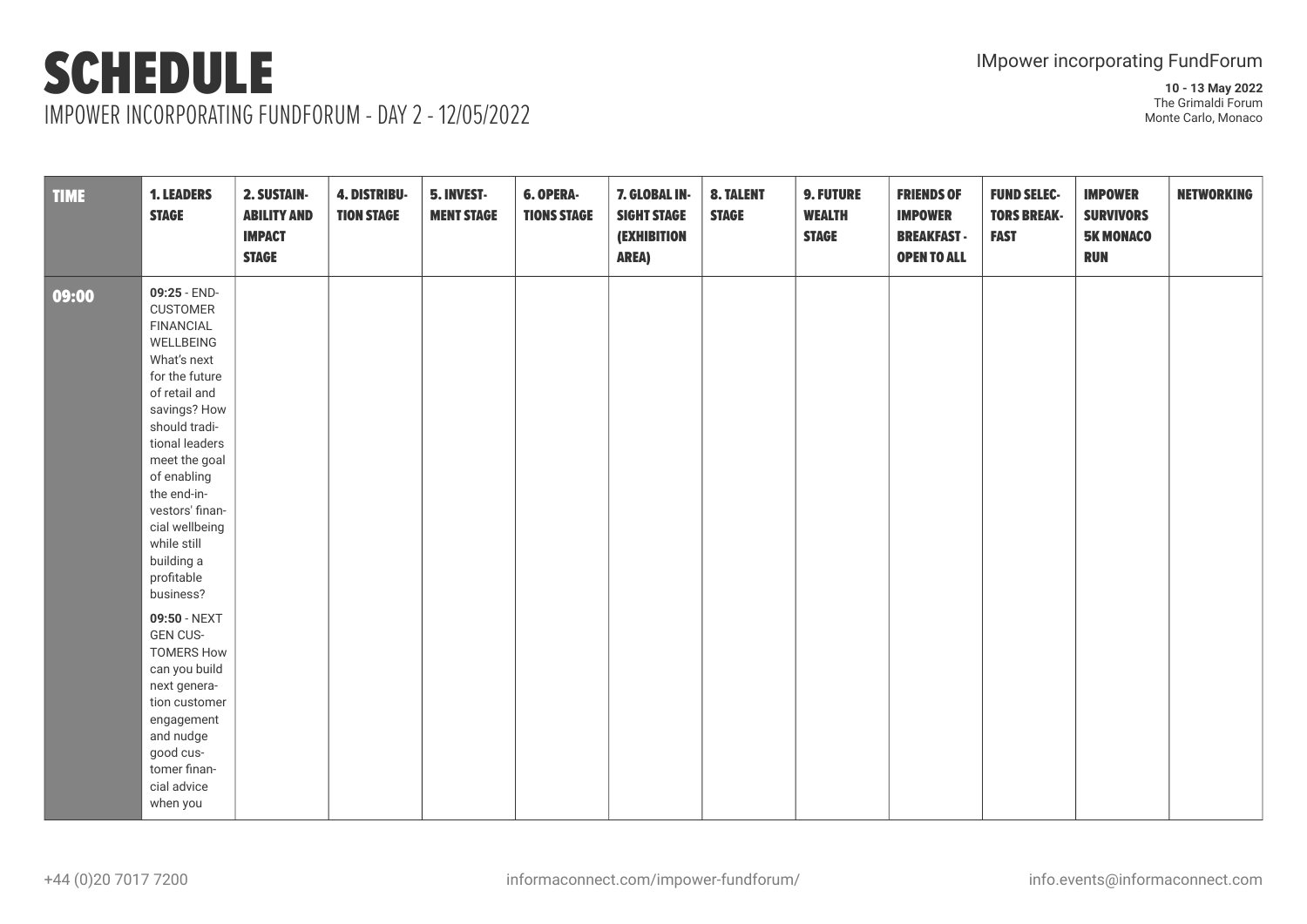# SCHEDULE

IMPOWER INCORPORATING FUNDFORUM - DAY 2 - 12/05/2022

IMpower incorporating FundForum

**10 - 13 May 2022**
The Grimaldi Forum
Monte Carlo, Monaco

| TIME | 1. LEADERS STAGE | 2. SUSTAINABILITY AND IMPACT STAGE | 4. DISTRIBUTION STAGE | 5. INVESTMENT STAGE | 6. OPERATIONS STAGE | 7. GLOBAL INSIGHT STAGE (EXHIBITION AREA) | 8. TALENT STAGE | 9. FUTURE WEALTH STAGE | FRIENDS OF IMPOWER BREAKFAST - OPEN TO ALL | FUND SELECTORS BREAKFAST | IMPOWER SURVIVORS 5K MONACO RUN | NETWORKING |
|---|---|---|---|---|---|---|---|---|---|---|---|---|
| 09:00 | **09:25** - END-CUSTOMER FINANCIAL WELLBEING What's next for the future of retail and savings? How should traditional leaders meet the goal of enabling the end-investors' financial wellbeing while still building a profitable business? **09:50** - NEXT GEN CUSTOMERS How can you build next generation customer engagement and nudge good customer financial advice when you | | | | | | | | | | | |

+44 (0)20 7017 7200 informaconnect.com/impower-fundforum/ info.events@informaconnect.com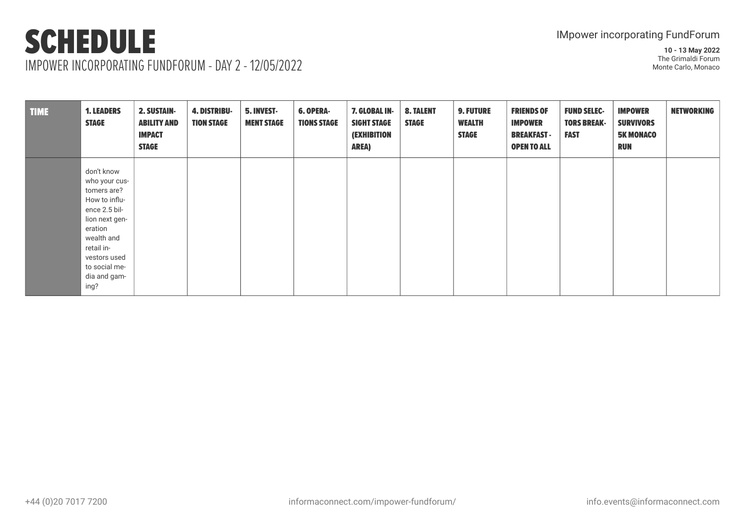# SCHEDULE

IMPOWER INCORPORATING FUNDFORUM - DAY 2 - 12/05/2022

IMpower incorporating FundForum

**10 - 13 May 2022**
The Grimaldi Forum
Monte Carlo, Monaco

| TIME | 1. LEADERS STAGE | 2. SUSTAINABILITY AND IMPACT STAGE | 4. DISTRIBUTION STAGE | 5. INVESTMENT STAGE | 6. OPERATIONS STAGE | 7. GLOBAL INSIGHT STAGE (EXHIBITION AREA) | 8. TALENT STAGE | 9. FUTURE WEALTH STAGE | FRIENDS OF IMPOWER BREAKFAST - OPEN TO ALL | FUND SELECTORS BREAKFAST | IMPOWER SURVIVORS 5K MONACO RUN | NETWORKING |
|---|---|---|---|---|---|---|---|---|---|---|---|---|
| | don't know who your customers are? How to influence 2.5 billion next generation wealth and retail investors used to social media and gaming? | | | | | | | | | | | |

+44 (0)20 7017 7200 informaconnect.com/impower-fundforum/ info.events@informaconnect.com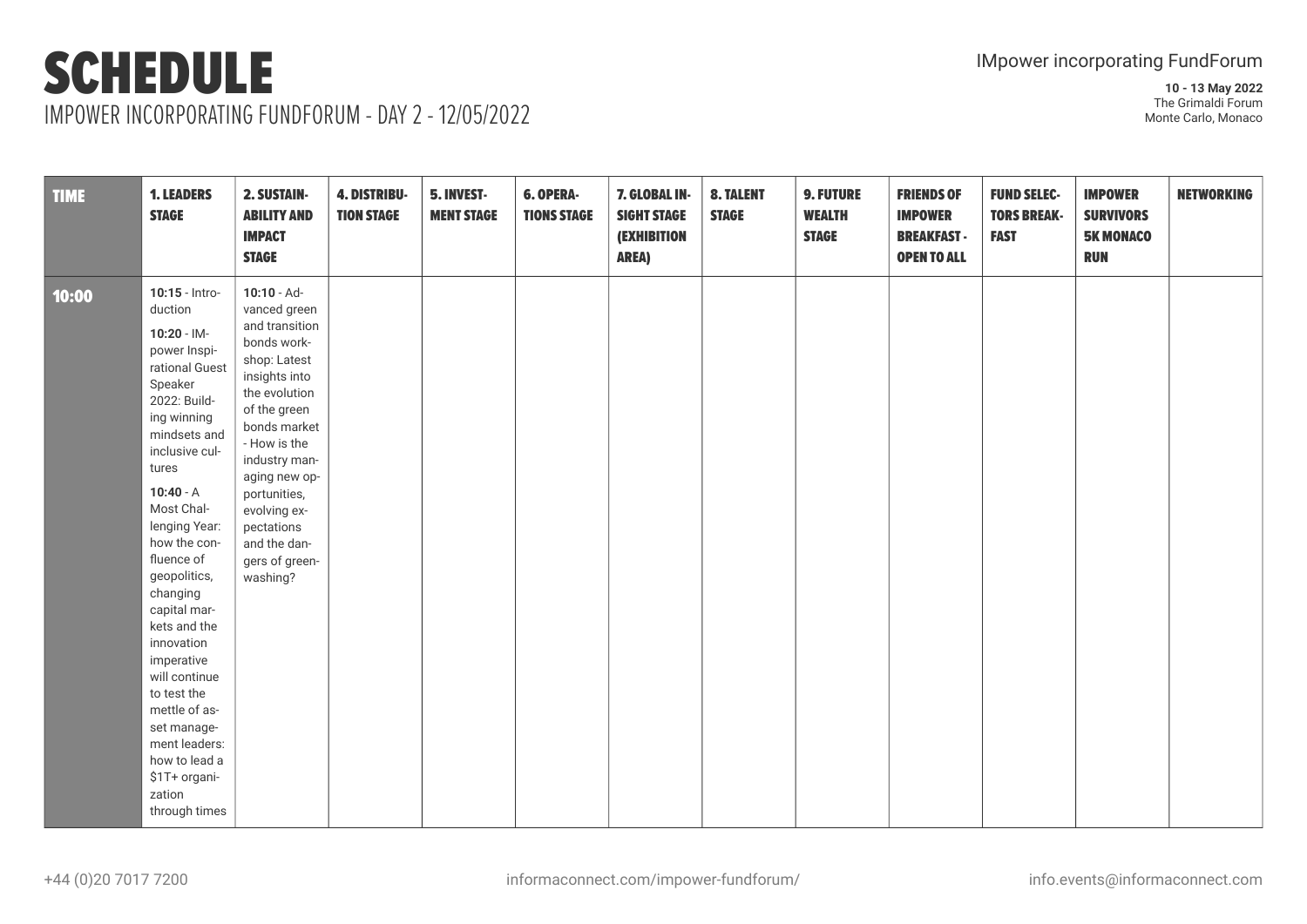# SCHEDULE

IMPOWER INCORPORATING FUNDFORUM - DAY 2 - 12/05/2022

IMpower incorporating FundForum

**10 - 13 May 2022**
The Grimaldi Forum
Monte Carlo, Monaco

| TIME | 1. LEADERS STAGE | 2. SUSTAINABILITY AND IMPACT STAGE | 4. DISTRIBUTION STAGE | 5. INVESTMENT STAGE | 6. OPERATIONS STAGE | 7. GLOBAL INSIGHT STAGE (EXHIBITION AREA) | 8. TALENT STAGE | 9. FUTURE WEALTH STAGE | FRIENDS OF IMPOWER BREAKFAST - OPEN TO ALL | FUND SELECTORS BREAKFAST | IMPOWER SURVIVORS 5K MONACO RUN | NETWORKING |
|---|---|---|---|---|---|---|---|---|---|---|---|---|
| 10:00 | **10:15** - Introduction<br><br>**10:20** - IMpower Inspirational Guest Speaker 2022: Building winning mindsets and inclusive cultures<br><br>**10:40** - A Most Challenging Year: how the confluence of geopolitics, changing capital markets and the innovation imperative will continue to test the mettle of asset management leaders: how to lead a $1T+ organization through times | **10:10** - Advanced green and transition bonds workshop: Latest insights into the evolution of the green bonds market - How is the industry managing new opportunities, evolving expectations and the dangers of greenwashing? | | | | | | | | | | |

+44 (0)20 7017 7200 informaconnect.com/impower-fundforum/ info.events@informaconnect.com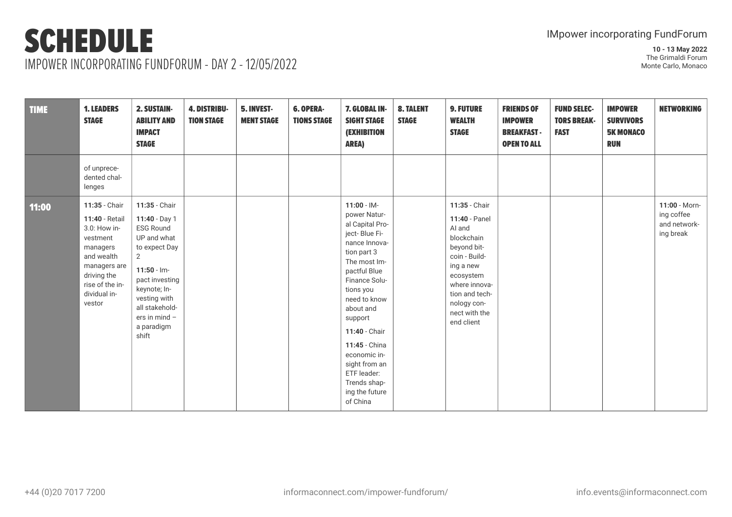# SCHEDULE

IMPOWER INCORPORATING FUNDFORUM - DAY 2 - 12/05/2022

IMpower incorporating FundForum

**10 - 13 May 2022**
The Grimaldi Forum
Monte Carlo, Monaco

| TIME | 1. LEADERS STAGE | 2. SUSTAINABILITY AND IMPACT STAGE | 4. DISTRIBUTION STAGE | 5. INVESTMENT STAGE | 6. OPERATIONS STAGE | 7. GLOBAL INSIGHT STAGE (EXHIBITION AREA) | 8. TALENT STAGE | 9. FUTURE WEALTH STAGE | FRIENDS OF IMPOWER BREAKFAST - OPEN TO ALL | FUND SELECTORS BREAKFAST | IMPOWER SURVIVORS 5K MONACO RUN | NETWORKING |
|---|---|---|---|---|---|---|---|---|---|---|---|---|
| | of unprecedented challenges | | | | | | | | | | | |
| **11:00** | **11:35** - Chair<br>**11:40** - Retail 3.0: How investment managers and wealth managers are driving the rise of the individual investor | **11:35** - Chair<br>**11:40** - Day 1 ESG Round UP and what to expect Day 2<br>**11:50** - Impact investing keynote; Investing with all stakeholders in mind – a paradigm shift | | | | **11:00** - IMpower Natural Capital Project- Blue Finance Innovation part 3 The most Impactful Blue Finance Solutions you need to know about and support<br>**11:40** - Chair<br>**11:45** - China economic insight from an ETF leader: Trends shaping the future of China | | **11:35** - Chair<br>**11:40** - Panel AI and blockchain beyond bitcoin - Building a new ecosystem where innovation and technology connect with the end client | | | | **11:00** - Morning coffee and networking break |

+44 (0)20 7017 7200 | informaconnect.com/impower-fundforum/ | info.events@informaconnect.com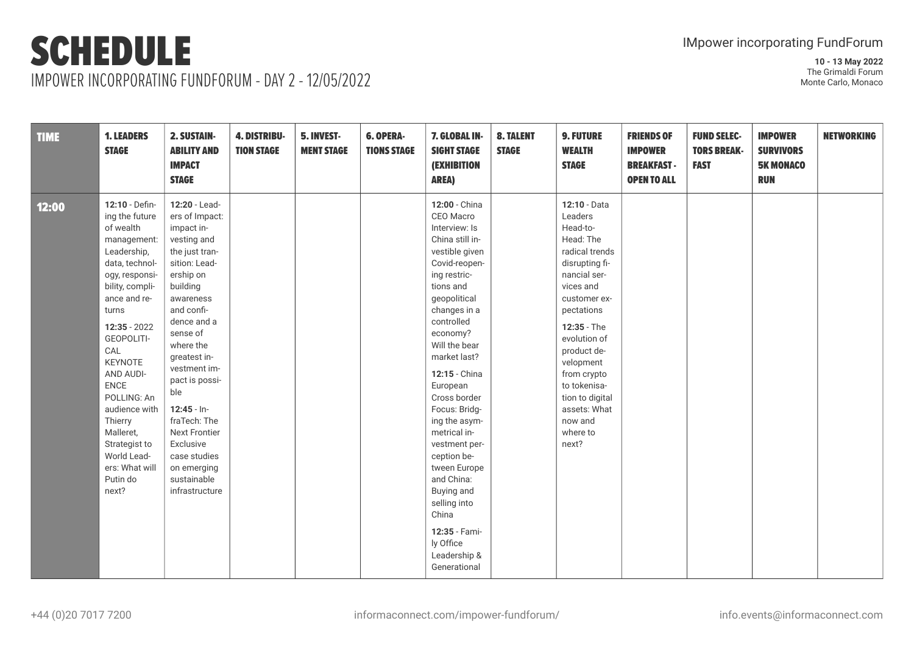# SCHEDULE

IMPOWER INCORPORATING FUNDFORUM - DAY 2 - 12/05/2022

IMpower incorporating FundForum

**10 - 13 May 2022**
The Grimaldi Forum
Monte Carlo, Monaco

| TIME | 1. LEADERS STAGE | 2. SUSTAINABILITY AND IMPACT STAGE | 4. DISTRIBUTION STAGE | 5. INVESTMENT STAGE | 6. OPERATIONS STAGE | 7. GLOBAL INSIGHT STAGE (EXHIBITION AREA) | 8. TALENT STAGE | 9. FUTURE WEALTH STAGE | FRIENDS OF IMPOWER BREAKFAST - OPEN TO ALL | FUND SELECTORS BREAKFAST | IMPOWER SURVIVORS 5K MONACO RUN | NETWORKING |
|---|---|---|---|---|---|---|---|---|---|---|---|---|
| 12:00 | **12:10** - Defining the future of wealth management: Leadership, data, technology, responsibility, compliance and returns<br><br>**12:35** - 2022 GEOPOLITICAL KEYNOTE AND AUDIENCE POLLING: An audience with Thierry Malleret, Strategist to World Leaders: What will Putin do next? | **12:20** - Leaders of Impact: impact investing and the just transition: Leadership on building awareness and confidence and a sense of where the greatest investment impact is possible<br><br>**12:45** - InfraTech: The Next Frontier Exclusive case studies on emerging sustainable infrastructure | | | | **12:00** - China CEO Macro Interview: Is China still investible given Covid-reopening restrictions and geopolitical changes in a controlled economy? Will the bear market last?<br><br>**12:15** - China European Cross border Focus: Bridging the asymmetrical investment perception between Europe and China: Buying and selling into China<br><br>**12:35** - Family Office Leadership & Generational | | **12:10** - Data Leaders Head-to-Head: The radical trends disrupting financial services and customer expectations<br><br>**12:35** - The evolution of product development from crypto to tokenisation to digital assets: What now and where to next? | | | | |

+44 (0)20 7017 7200 informaconnect.com/impower-fundforum/ info.events@informaconnect.com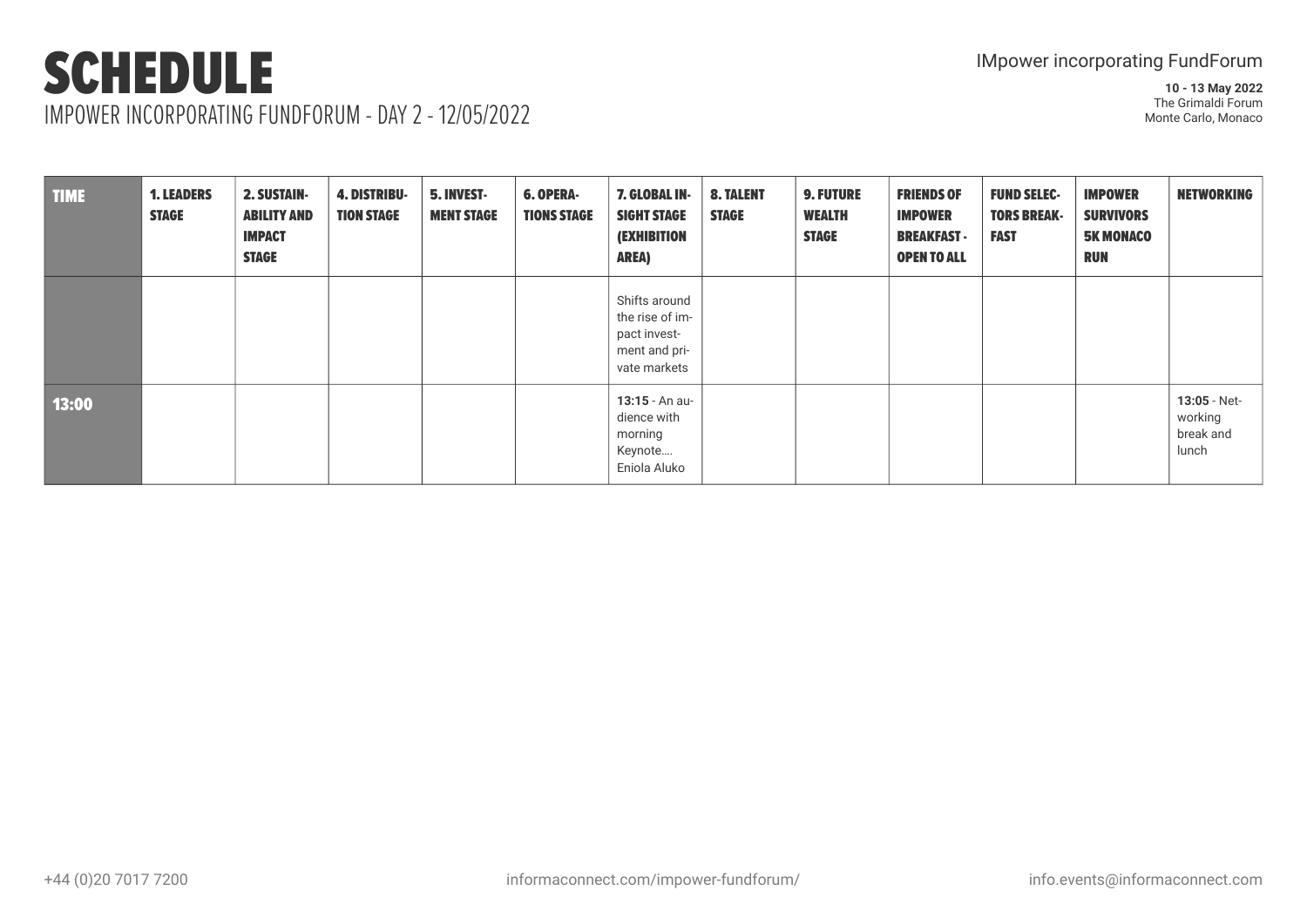# SCHEDULE

IMPOWER INCORPORATING FUNDFORUM - DAY 2 - 12/05/2022

IMpower incorporating FundForum

**10 - 13 May 2022**
The Grimaldi Forum
Monte Carlo, Monaco

| TIME | 1. LEADERS STAGE | 2. SUSTAINABILITY AND IMPACT STAGE | 4. DISTRIBUTION STAGE | 5. INVESTMENT STAGE | 6. OPERATIONS STAGE | 7. GLOBAL INSIGHT STAGE (EXHIBITION AREA) | 8. TALENT STAGE | 9. FUTURE WEALTH STAGE | FRIENDS OF IMPOWER BREAKFAST - OPEN TO ALL | FUND SELECTORS BREAKFAST | IMPOWER SURVIVORS 5K MONACO RUN | NETWORKING |
|---|---|---|---|---|---|---|---|---|---|---|---|---|
| | | | | | | Shifts around the rise of impact investment and private markets | | | | | | |
| **13:00** | | | | | | **13:15** - An audience with morning Keynote.... Eniola Aluko | | | | | | **13:05** - Networking break and lunch |

+44 (0)20 7017 7200 | informaconnect.com/impower-fundforum/ | info.events@informaconnect.com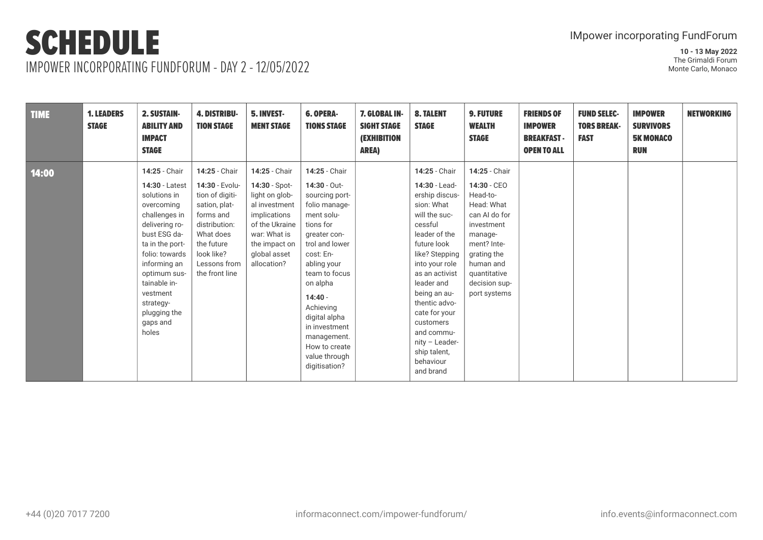# SCHEDULE

## IMPOWER INCORPORATING FUNDFORUM - DAY 2 - 12/05/2022

IMpower incorporating FundForum

**10 - 13 May 2022**
The Grimaldi Forum
Monte Carlo, Monaco

| TIME | 1. LEADERS STAGE | 2. SUSTAINABILITY AND IMPACT STAGE | 4. DISTRIBUTION STAGE | 5. INVESTMENT STAGE | 6. OPERATIONS STAGE | 7. GLOBAL INSIGHT STAGE (EXHIBITION AREA) | 8. TALENT STAGE | 9. FUTURE WEALTH STAGE | FRIENDS OF IMPOWER BREAKFAST - OPEN TO ALL | FUND SELECTORS BREAKFAST | IMPOWER SURVIVORS 5K MONACO RUN | NETWORKING |
|---|---|---|---|---|---|---|---|---|---|---|---|---|
| 14:00 | | **14:25** - Chair<br><br>**14:30** - Latest solutions in overcoming challenges in delivering robust ESG data in the portfolio: towards informing an optimum sustainable investment strategy-plugging the gaps and holes | **14:25** - Chair<br><br>**14:30** - Evolution of digitisation, platforms and distribution: What does the future look like? Lessons from the front line | **14:25** - Chair<br><br>**14:30** - Spotlight on global investment implications of the Ukraine war: What is the impact on global asset allocation? | **14:25** - Chair<br><br>**14:30** - Outsourcing portfolio management solutions for greater control and lower cost: Enabling your team to focus on alpha<br><br>**14:40** - Achieving digital alpha in investment management. How to create value through digitisation? | | **14:25** - Chair<br><br>**14:30** - Leadership discussion: What will the successful leader of the future look like? Stepping into your role as an activist leader and being an authentic advocate for your customers and community – Leadership talent, behaviour and brand | **14:25** - Chair<br><br>**14:30** - CEO Head-to-Head: What can AI do for investment management? Integrating the human and quantitative decision support systems | | | | |

+44 (0)20 7017 7200 | informaconnect.com/impower-fundforum/ | info.events@informaconnect.com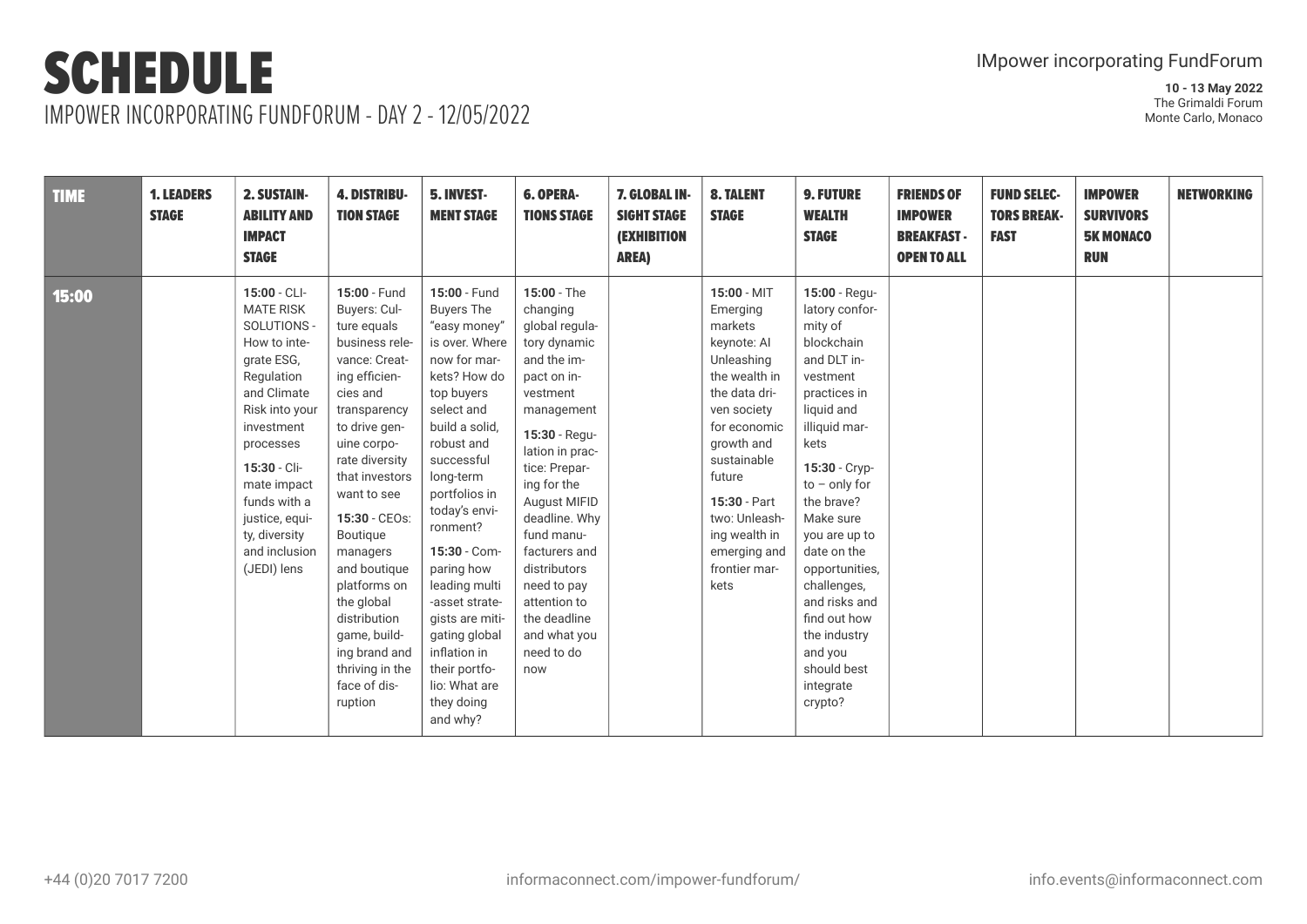# SCHEDULE

## IMPOWER INCORPORATING FUNDFORUM - DAY 2 - 12/05/2022

IMpower incorporating FundForum

**10 - 13 May 2022**
The Grimaldi Forum
Monte Carlo, Monaco

| TIME | 1. LEADERS STAGE | 2. SUSTAINABILITY AND IMPACT STAGE | 4. DISTRIBUTION STAGE | 5. INVESTMENT STAGE | 6. OPERATIONS STAGE | 7. GLOBAL INSIGHT STAGE (EXHIBITION AREA) | 8. TALENT STAGE | 9. FUTURE WEALTH STAGE | FRIENDS OF IMPOWER BREAKFAST - OPEN TO ALL | FUND SELECTORS BREAKFAST | IMPOWER SURVIVORS 5K MONACO RUN | NETWORKING |
|---|---|---|---|---|---|---|---|---|---|---|---|---|
| **15:00** | | **15:00** - CLIMATE RISK SOLUTIONS - How to integrate ESG, Regulation and Climate Risk into your investment processes<br><br>**15:30** - Climate impact funds with a justice, equity, diversity and inclusion (JEDI) lens | **15:00** - Fund Buyers: Culture equals business relevance: Creating efficiencies and transparency to drive genuine corporate diversity that investors want to see<br><br>**15:30** - CEOs: Boutique managers and boutique platforms on the global distribution game, building brand and thriving in the face of disruption | **15:00** - Fund Buyers The "easy money" is over. Where now for markets? How do top buyers select and build a solid, robust and successful long-term portfolios in today's environment?<br><br>**15:30** - Comparing how leading multi -asset strategists are mitigating global inflation in their portfolio: What are they doing and why? | **15:00** - The changing global regulatory dynamic and the impact on investment management<br><br>**15:30** - Regulation in practice: Preparing for the August MIFID deadline. Why fund manufacturers and distributors need to pay attention to the deadline and what you need to do now | | **15:00** - MIT Emerging markets keynote: AI Unleashing the wealth in the data driven society for economic growth and sustainable future<br><br>**15:30** - Part two: Unleashing wealth in emerging and frontier markets | **15:00** - Regulatory conformity of blockchain and DLT investment practices in liquid and illiquid markets<br><br>**15:30** - Crypto – only for the brave? Make sure you are up to date on the opportunities, challenges, and risks and find out how the industry and you should best integrate crypto? | | | | |

+44 (0)20 7017 7200 | informaconnect.com/impower-fundforum/ | info.events@informaconnect.com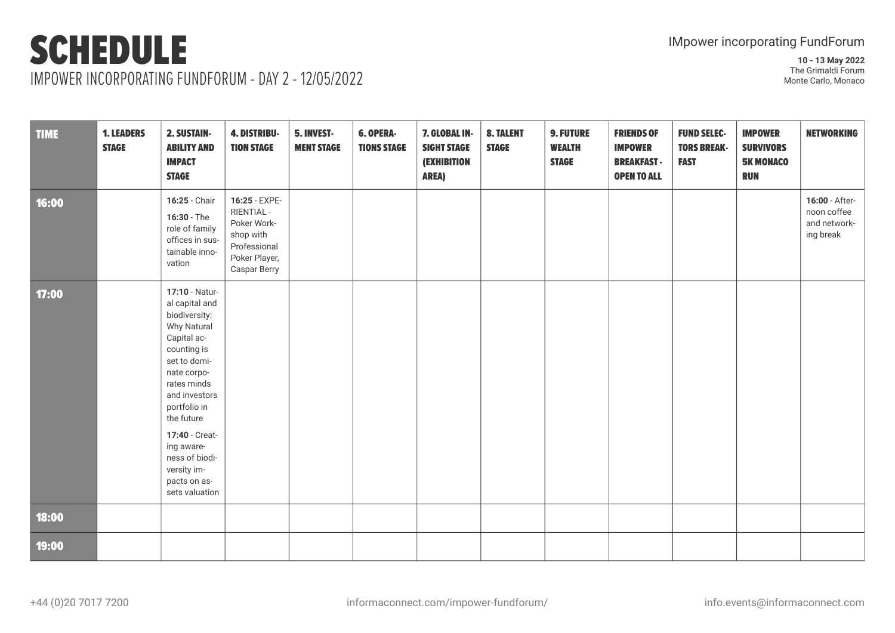# SCHEDULE

IMPOWER INCORPORATING FUNDFORUM - DAY 2 - 12/05/2022

IMpower incorporating FundForum

**10 - 13 May 2022**
The Grimaldi Forum
Monte Carlo, Monaco

| TIME | 1. LEADERS STAGE | 2. SUSTAINABILITY AND IMPACT STAGE | 4. DISTRIBUTION STAGE | 5. INVESTMENT STAGE | 6. OPERATIONS STAGE | 7. GLOBAL INSIGHT STAGE (EXHIBITION AREA) | 8. TALENT STAGE | 9. FUTURE WEALTH STAGE | FRIENDS OF IMPOWER BREAKFAST - OPEN TO ALL | FUND SELECTORS BREAKFAST | IMPOWER SURVIVORS 5K MONACO RUN | NETWORKING |
|---|---|---|---|---|---|---|---|---|---|---|---|---|
| 16:00 | | **16:25** - Chair<br>**16:30** - The role of family offices in sustainable innovation | **16:25** - EXPERIENTIAL - Poker Workshop with Professional Poker Player, Caspar Berry | | | | | | | | | **16:00** - Afternoon coffee and networking break |
| 17:00 | | **17:10** - Natural capital and biodiversity: Why Natural Capital accounting is set to dominate corporates minds and investors portfolio in the future<br>**17:40** - Creating awareness of biodiversity impacts on assets valuation | | | | | | | | | | |
| 18:00 | | | | | | | | | | | | |
| 19:00 | | | | | | | | | | | | |

+44 (0)20 7017 7200 informaconnect.com/impower-fundforum/ info.events@informaconnect.com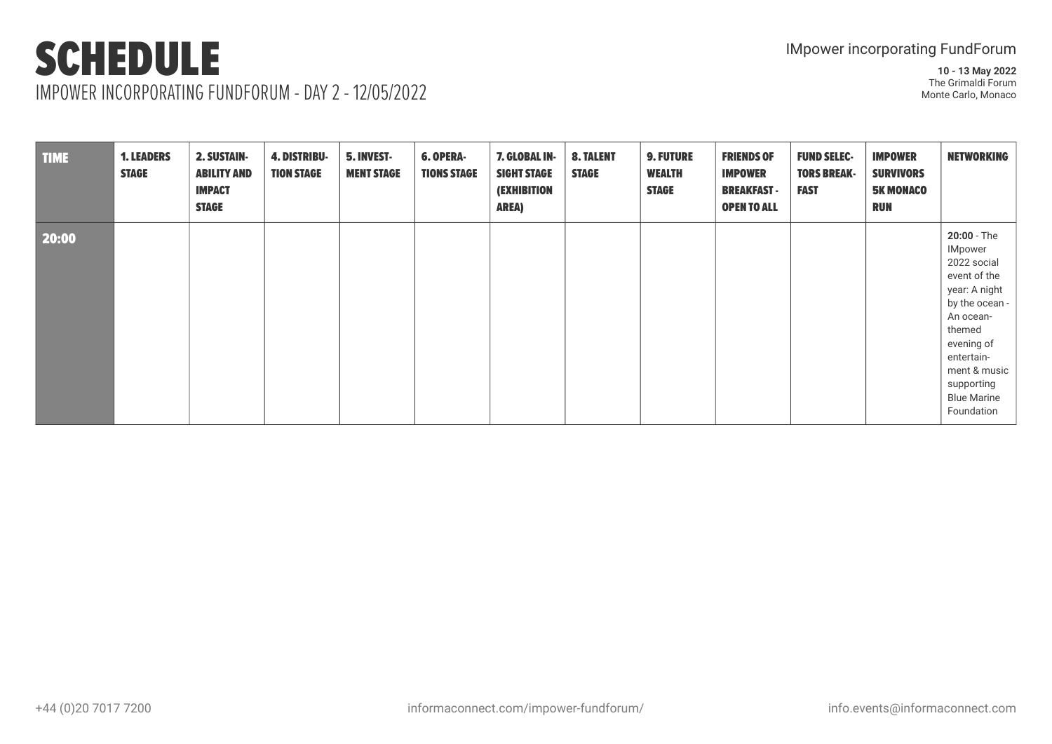# SCHEDULE

IMPOWER INCORPORATING FUNDFORUM - DAY 2 - 12/05/2022

IMpower incorporating FundForum

**10 - 13 May 2022**
The Grimaldi Forum
Monte Carlo, Monaco

| TIME | 1. LEADERS STAGE | 2. SUSTAINABILITY AND IMPACT STAGE | 4. DISTRIBUTION STAGE | 5. INVESTMENT STAGE | 6. OPERATIONS STAGE | 7. GLOBAL INSIGHT STAGE (EXHIBITION AREA) | 8. TALENT STAGE | 9. FUTURE WEALTH STAGE | FRIENDS OF IMPOWER BREAKFAST - OPEN TO ALL | FUND SELECTORS BREAKFAST | IMPOWER SURVIVORS 5K MONACO RUN | NETWORKING |
|---|---|---|---|---|---|---|---|---|---|---|---|---|
| 20:00 | | | | | | | | | | | | **20:00** - The IMpower 2022 social event of the year: A night by the ocean - An ocean-themed evening of entertainment & music supporting Blue Marine Foundation |

+44 (0)20 7017 7200 informaconnect.com/impower-fundforum/ info.events@informaconnect.com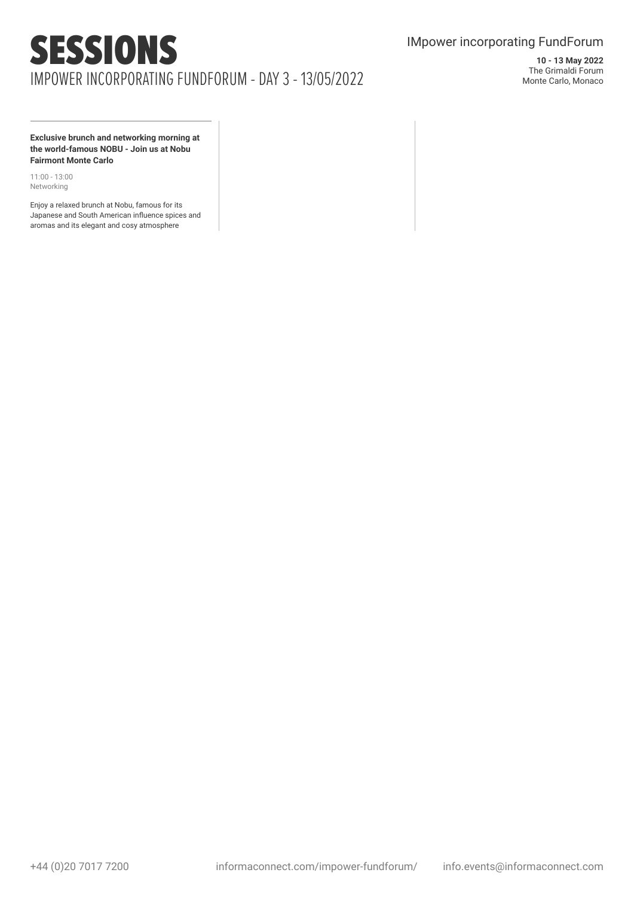# SESSIONS

## IMPOWER INCORPORATING FUNDFORUM - DAY 3 - 13/05/2022

**Exclusive brunch and networking morning at the world-famous NOBU - Join us at Nobu Fairmont Monte Carlo**

11:00 - 13:00
Networking

Enjoy a relaxed brunch at Nobu, famous for its Japanese and South American influence spices and aromas and its elegant and cosy atmosphere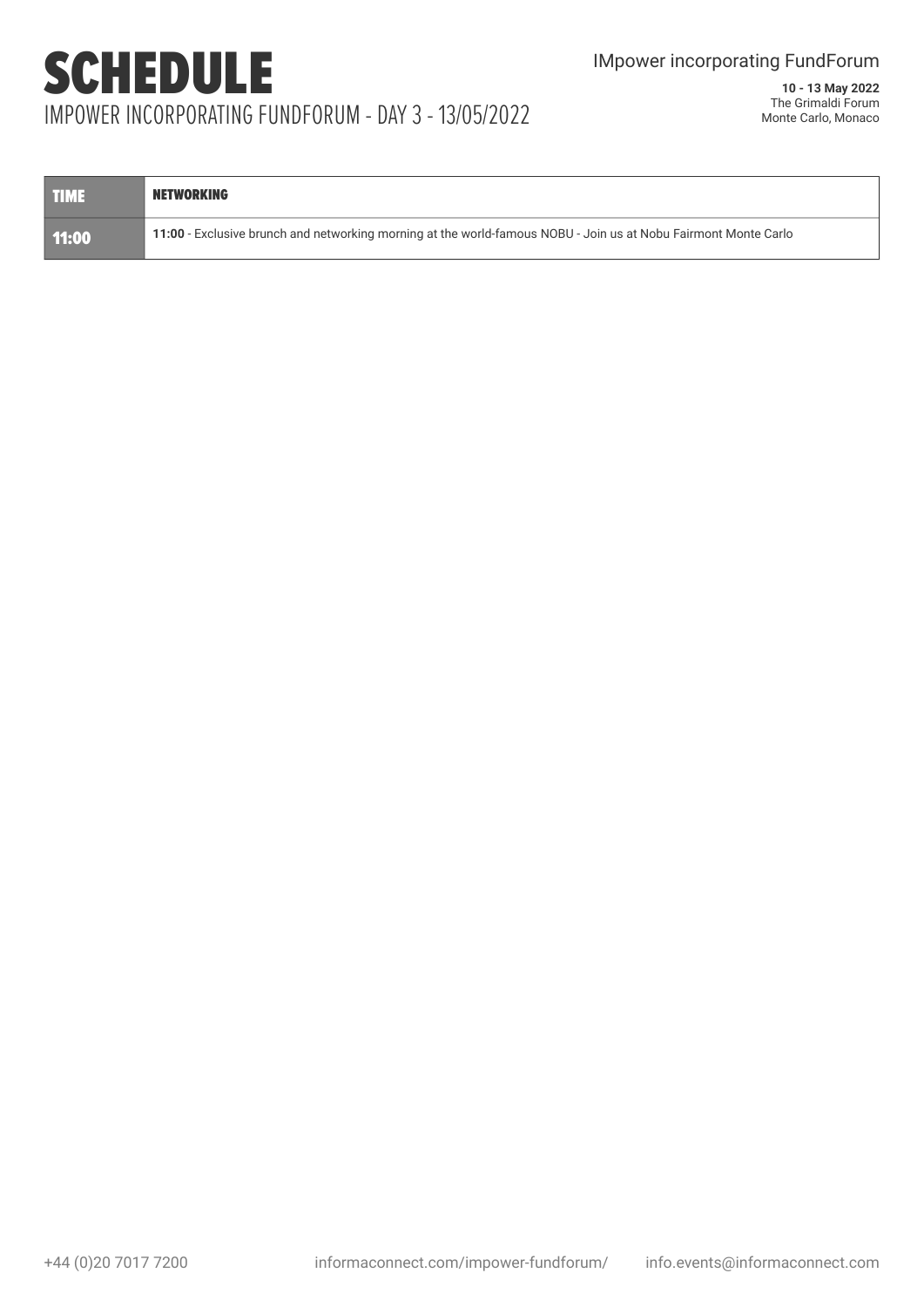# SCHEDULE

## IMPOWER INCORPORATING FUNDFORUM - DAY 3 - 13/05/2022

IMpower incorporating FundForum

**10 - 13 May 2022**
The Grimaldi Forum
Monte Carlo, Monaco

| TIME | NETWORKING |
|---|---|
| 11:00 | **11:00** - Exclusive brunch and networking morning at the world-famous NOBU - Join us at Nobu Fairmont Monte Carlo |

+44 (0)20 7017 7200 informaconnect.com/impower-fundforum/ info.events@informaconnect.com